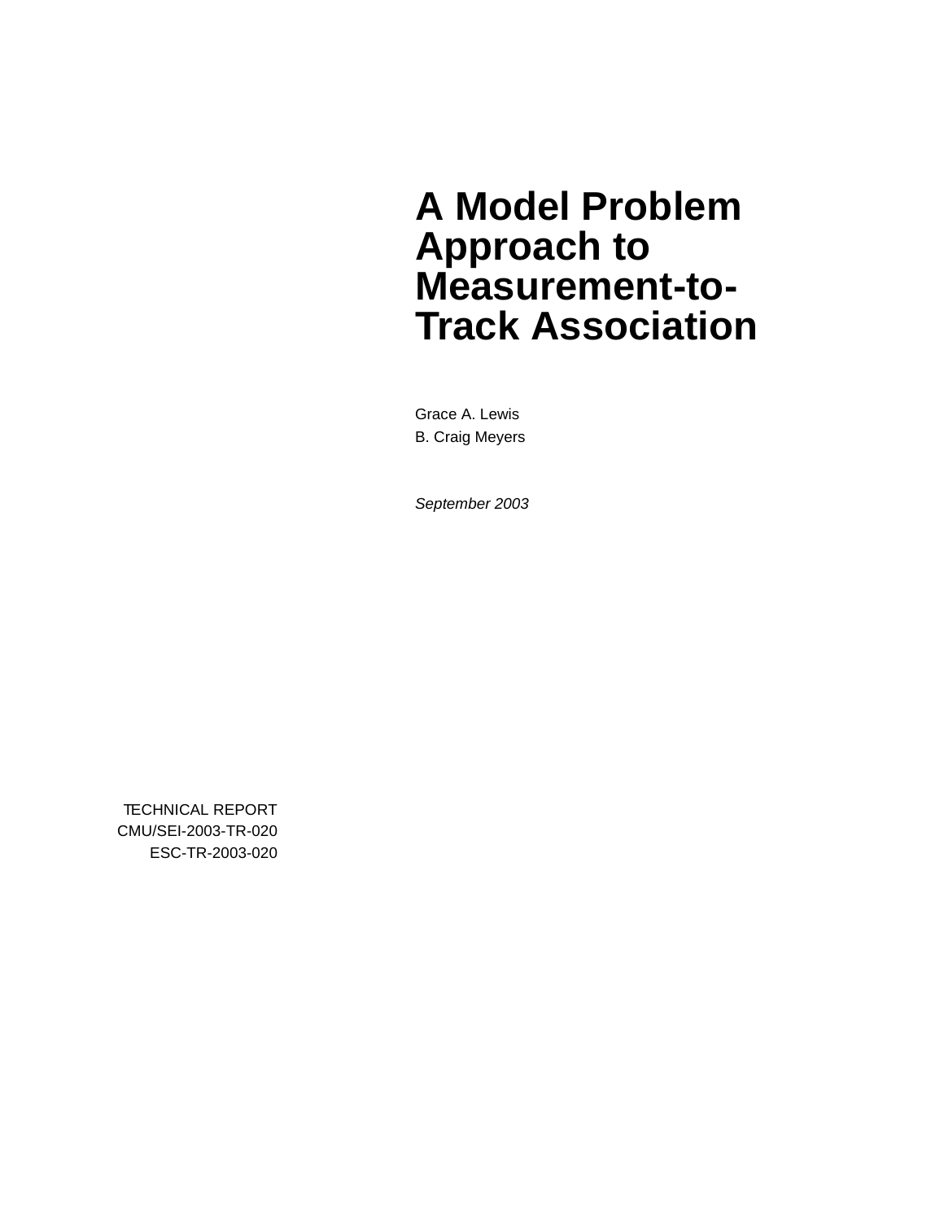# A Model Problem Approach to Measurement-to-Track Association

Grace A. Lewis

B. Craig Meyers

*September 2003*

TECHNICAL REPORT

CMU/SEI-2003-TR-020

ESC-TR-2003-020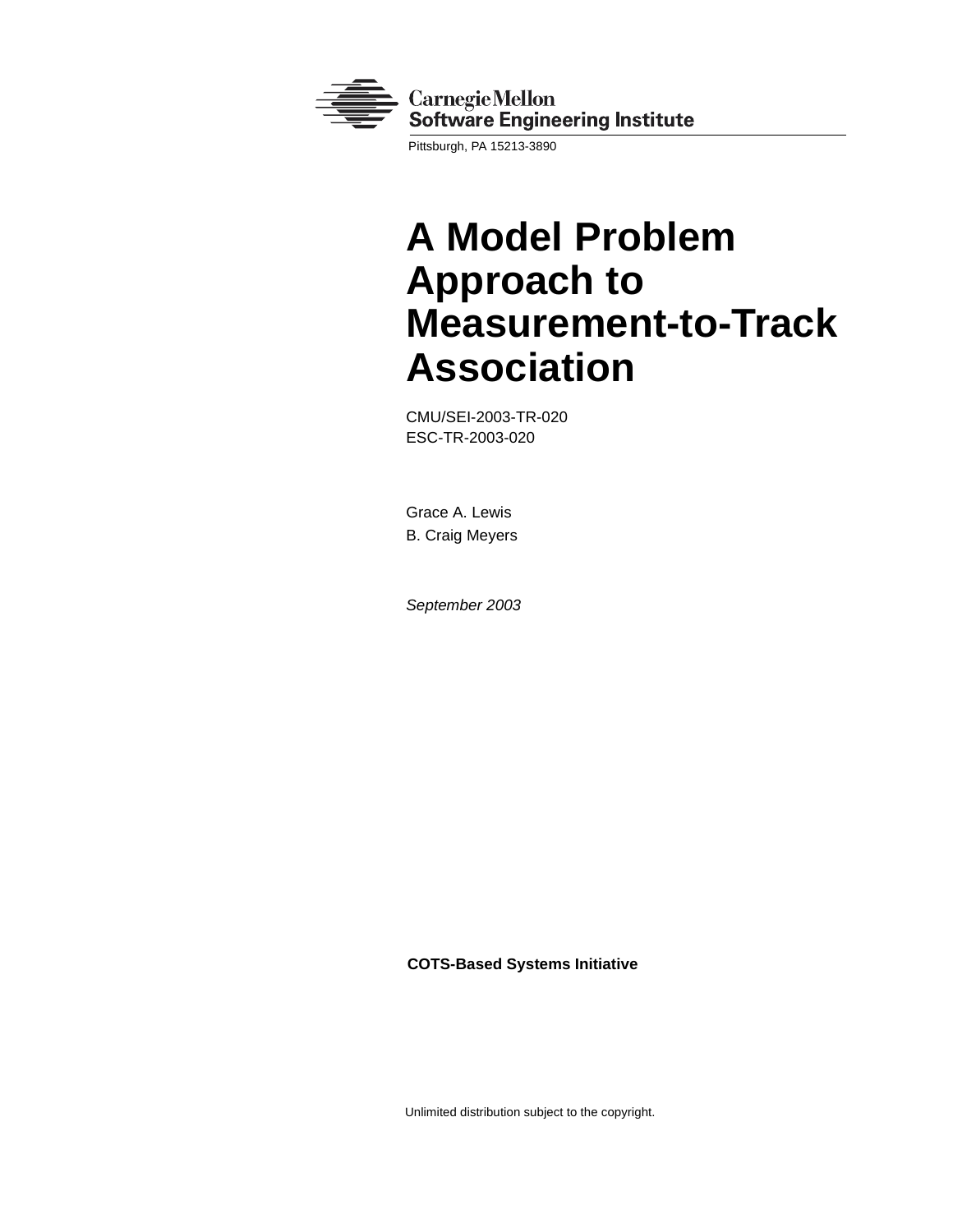Carnegie Mellon
Software Engineering Institute

Pittsburgh, PA 15213-3890

# A Model Problem Approach to Measurement-to-Track Association

CMU/SEI-2003-TR-020
ESC-TR-2003-020

Grace A. Lewis
B. Craig Meyers

*September 2003*

**COTS-Based Systems Initiative**

Unlimited distribution subject to the copyright.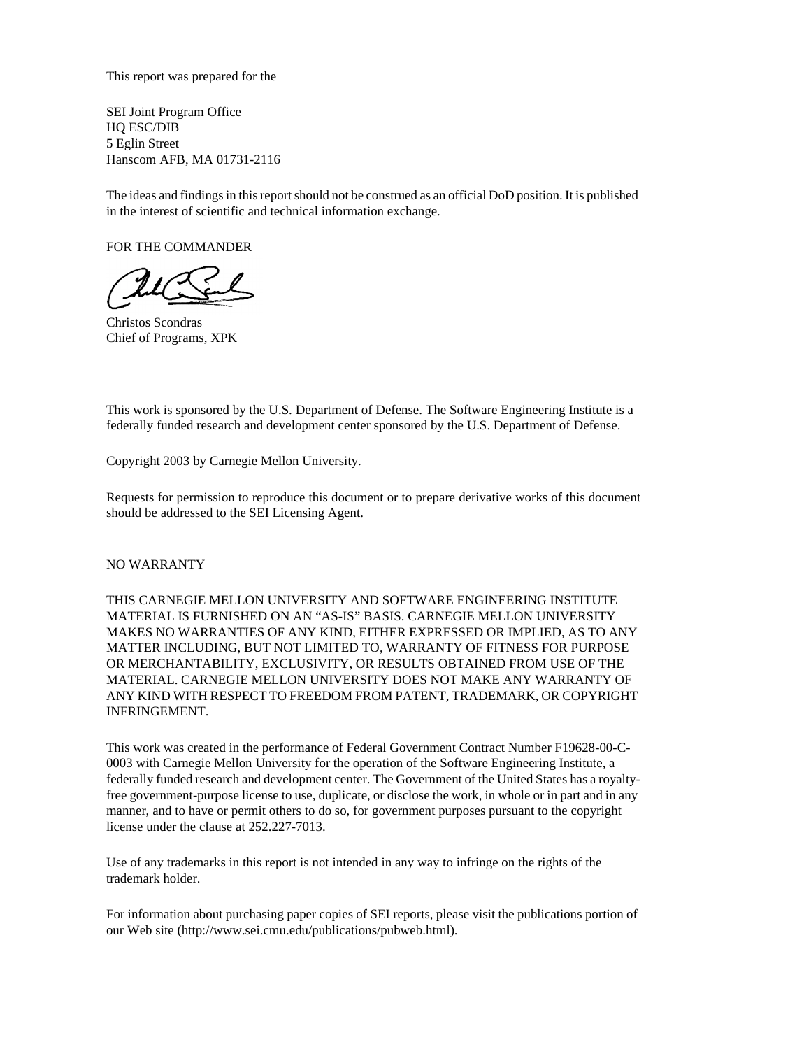This report was prepared for the

SEI Joint Program Office
HQ ESC/DIB
5 Eglin Street
Hanscom AFB, MA 01731-2116

The ideas and findings in this report should not be construed as an official DoD position. It is published in the interest of scientific and technical information exchange.

FOR THE COMMANDER

Christos Scondras
Chief of Programs, XPK

This work is sponsored by the U.S. Department of Defense. The Software Engineering Institute is a federally funded research and development center sponsored by the U.S. Department of Defense.

Copyright 2003 by Carnegie Mellon University.

Requests for permission to reproduce this document or to prepare derivative works of this document should be addressed to the SEI Licensing Agent.

NO WARRANTY

THIS CARNEGIE MELLON UNIVERSITY AND SOFTWARE ENGINEERING INSTITUTE MATERIAL IS FURNISHED ON AN "AS-IS" BASIS. CARNEGIE MELLON UNIVERSITY MAKES NO WARRANTIES OF ANY KIND, EITHER EXPRESSED OR IMPLIED, AS TO ANY MATTER INCLUDING, BUT NOT LIMITED TO, WARRANTY OF FITNESS FOR PURPOSE OR MERCHANTABILITY, EXCLUSIVITY, OR RESULTS OBTAINED FROM USE OF THE MATERIAL. CARNEGIE MELLON UNIVERSITY DOES NOT MAKE ANY WARRANTY OF ANY KIND WITH RESPECT TO FREEDOM FROM PATENT, TRADEMARK, OR COPYRIGHT INFRINGEMENT.

This work was created in the performance of Federal Government Contract Number F19628-00-C-0003 with Carnegie Mellon University for the operation of the Software Engineering Institute, a federally funded research and development center. The Government of the United States has a royalty-free government-purpose license to use, duplicate, or disclose the work, in whole or in part and in any manner, and to have or permit others to do so, for government purposes pursuant to the copyright license under the clause at 252.227-7013.

Use of any trademarks in this report is not intended in any way to infringe on the rights of the trademark holder.

For information about purchasing paper copies of SEI reports, please visit the publications portion of our Web site (http://www.sei.cmu.edu/publications/pubweb.html).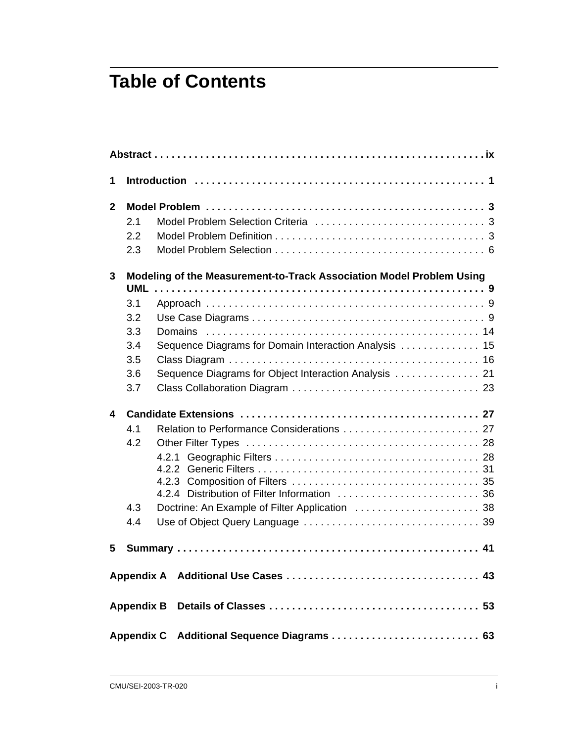# Table of Contents

**Abstract** ........ ix

**1 Introduction** ........ 1

**2 Model Problem** ........ 3

- 2.1 Model Problem Selection Criteria ........ 3
- 2.2 Model Problem Definition ........ 3
- 2.3 Model Problem Selection ........ 6

**3 Modeling of the Measurement-to-Track Association Model Problem Using UML** ........ 9

- 3.1 Approach ........ 9
- 3.2 Use Case Diagrams ........ 9
- 3.3 Domains ........ 14
- 3.4 Sequence Diagrams for Domain Interaction Analysis ........ 15
- 3.5 Class Diagram ........ 16
- 3.6 Sequence Diagrams for Object Interaction Analysis ........ 21
- 3.7 Class Collaboration Diagram ........ 23

**4 Candidate Extensions** ........ 27

- 4.1 Relation to Performance Considerations ........ 27
- 4.2 Other Filter Types ........ 28
  - 4.2.1 Geographic Filters ........ 28
  - 4.2.2 Generic Filters ........ 31
  - 4.2.3 Composition of Filters ........ 35
  - 4.2.4 Distribution of Filter Information ........ 36
- 4.3 Doctrine: An Example of Filter Application ........ 38
- 4.4 Use of Object Query Language ........ 39

**5 Summary** ........ 41

**Appendix A Additional Use Cases** ........ 43

**Appendix B Details of Classes** ........ 53

**Appendix C Additional Sequence Diagrams** ........ 63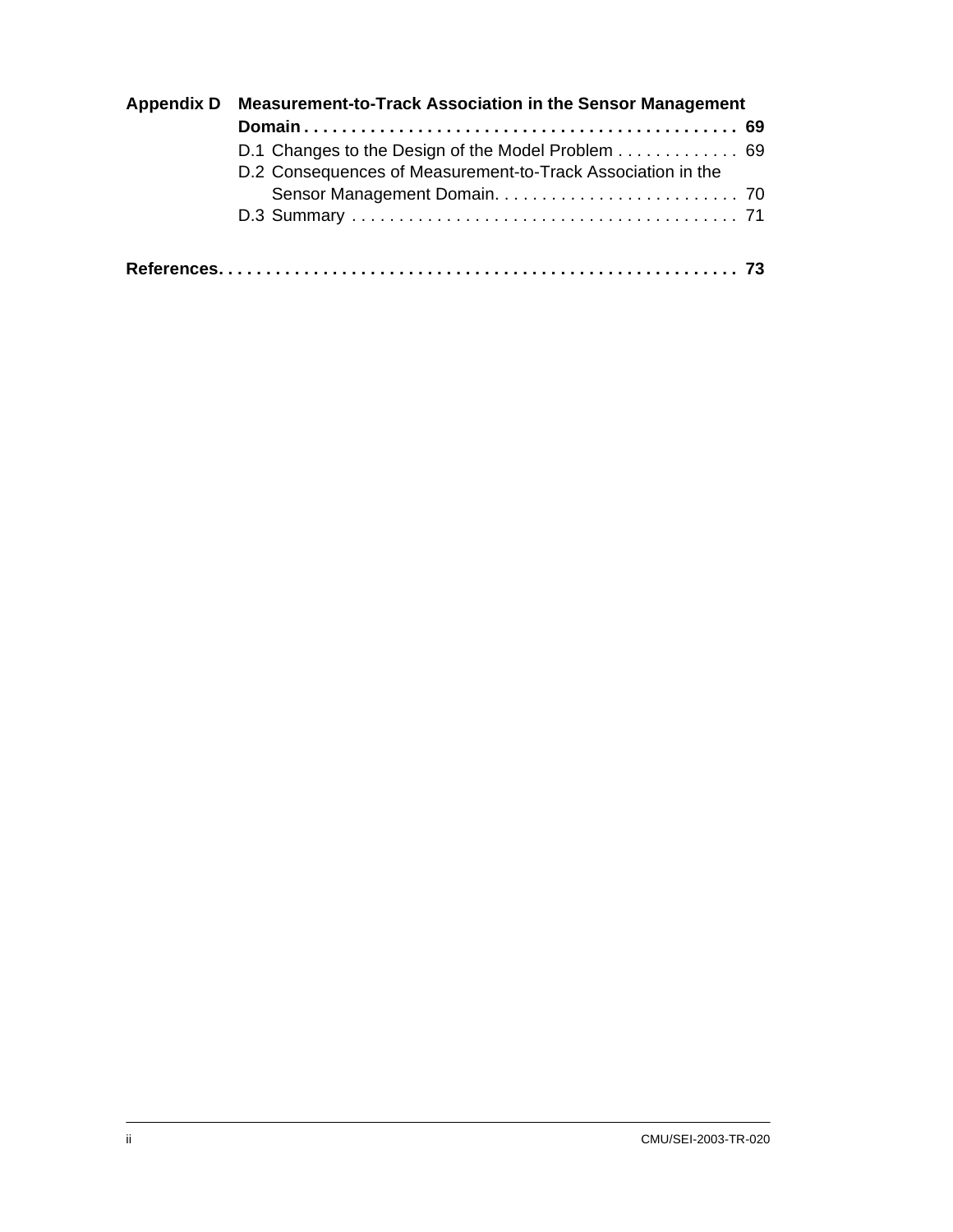**Appendix D Measurement-to-Track Association in the Sensor Management Domain . . . . . . . . . . . . . . . . . . . . . . . . . . . . . . . . . . . . . . . . . . . . . 69**

D.1 Changes to the Design of the Model Problem . . . . . . . . . . . . 69

D.2 Consequences of Measurement-to-Track Association in the Sensor Management Domain. . . . . . . . . . . . . . . . . . . . . . . . . . 70

D.3 Summary . . . . . . . . . . . . . . . . . . . . . . . . . . . . . . . . . . . . . . . . . 71

**References. . . . . . . . . . . . . . . . . . . . . . . . . . . . . . . . . . . . . . . . . . . . . . . . . . . . . 73**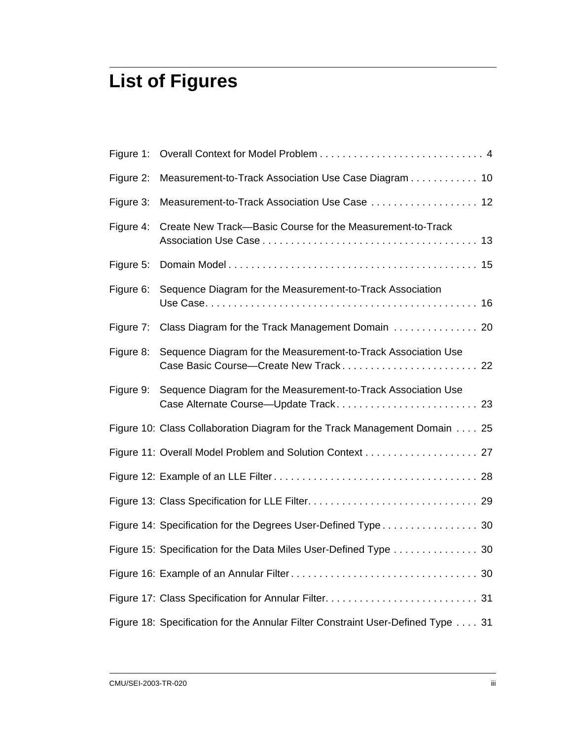# List of Figures

| | | |
|---|---|---|
| Figure 1: | Overall Context for Model Problem | 4 |
| Figure 2: | Measurement-to-Track Association Use Case Diagram | 10 |
| Figure 3: | Measurement-to-Track Association Use Case | 12 |
| Figure 4: | Create New Track—Basic Course for the Measurement-to-Track Association Use Case | 13 |
| Figure 5: | Domain Model | 15 |
| Figure 6: | Sequence Diagram for the Measurement-to-Track Association Use Case | 16 |
| Figure 7: | Class Diagram for the Track Management Domain | 20 |
| Figure 8: | Sequence Diagram for the Measurement-to-Track Association Use Case Basic Course—Create New Track | 22 |
| Figure 9: | Sequence Diagram for the Measurement-to-Track Association Use Case Alternate Course—Update Track | 23 |
| Figure 10: | Class Collaboration Diagram for the Track Management Domain | 25 |
| Figure 11: | Overall Model Problem and Solution Context | 27 |
| Figure 12: | Example of an LLE Filter | 28 |
| Figure 13: | Class Specification for LLE Filter | 29 |
| Figure 14: | Specification for the Degrees User-Defined Type | 30 |
| Figure 15: | Specification for the Data Miles User-Defined Type | 30 |
| Figure 16: | Example of an Annular Filter | 30 |
| Figure 17: | Class Specification for Annular Filter | 31 |
| Figure 18: | Specification for the Annular Filter Constraint User-Defined Type | 31 |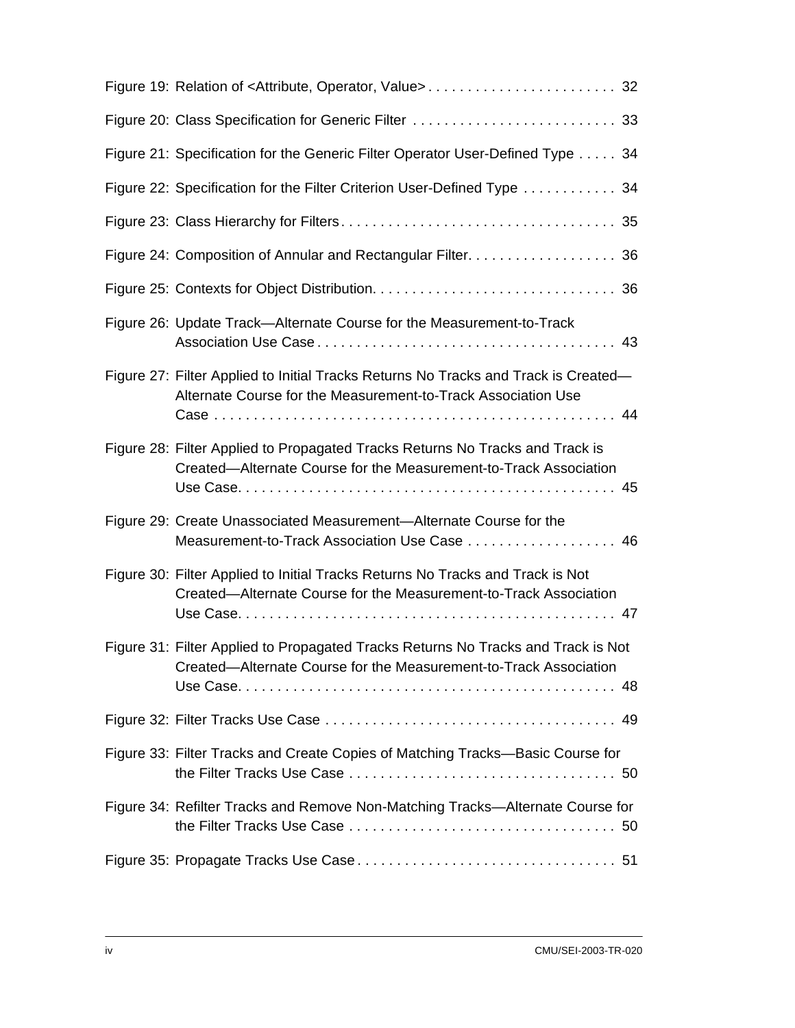Figure 19: Relation of <Attribute, Operator, Value> . . . . . . . . . . . . . . . . . . . . . . . . 32

Figure 20: Class Specification for Generic Filter . . . . . . . . . . . . . . . . . . . . . . . . . . 33

Figure 21: Specification for the Generic Filter Operator User-Defined Type . . . . . 34

Figure 22: Specification for the Filter Criterion User-Defined Type . . . . . . . . . . . . 34

Figure 23: Class Hierarchy for Filters . . . . . . . . . . . . . . . . . . . . . . . . . . . . . . . . . . . 35

Figure 24: Composition of Annular and Rectangular Filter. . . . . . . . . . . . . . . . . . . 36

Figure 25: Contexts for Object Distribution. . . . . . . . . . . . . . . . . . . . . . . . . . . . . . 36

Figure 26: Update Track—Alternate Course for the Measurement-to-Track Association Use Case . . . . . . . . . . . . . . . . . . . . . . . . . . . . . . . . . . . . . 43

Figure 27: Filter Applied to Initial Tracks Returns No Tracks and Track is Created—Alternate Course for the Measurement-to-Track Association Use Case . . . . . . . . . . . . . . . . . . . . . . . . . . . . . . . . . . . . . . . . . . . . . . . . . . 44

Figure 28: Filter Applied to Propagated Tracks Returns No Tracks and Track is Created—Alternate Course for the Measurement-to-Track Association Use Case. . . . . . . . . . . . . . . . . . . . . . . . . . . . . . . . . . . . . . . . . . . . . . . 45

Figure 29: Create Unassociated Measurement—Alternate Course for the Measurement-to-Track Association Use Case . . . . . . . . . . . . . . . . . . . 46

Figure 30: Filter Applied to Initial Tracks Returns No Tracks and Track is Not Created—Alternate Course for the Measurement-to-Track Association Use Case. . . . . . . . . . . . . . . . . . . . . . . . . . . . . . . . . . . . . . . . . . . . . . . 47

Figure 31: Filter Applied to Propagated Tracks Returns No Tracks and Track is Not Created—Alternate Course for the Measurement-to-Track Association Use Case. . . . . . . . . . . . . . . . . . . . . . . . . . . . . . . . . . . . . . . . . . . . . . . 48

Figure 32: Filter Tracks Use Case . . . . . . . . . . . . . . . . . . . . . . . . . . . . . . . . . . . . . 49

Figure 33: Filter Tracks and Create Copies of Matching Tracks—Basic Course for the Filter Tracks Use Case . . . . . . . . . . . . . . . . . . . . . . . . . . . . . . . . . 50

Figure 34: Refilter Tracks and Remove Non-Matching Tracks—Alternate Course for the Filter Tracks Use Case . . . . . . . . . . . . . . . . . . . . . . . . . . . . . . . . . 50

Figure 35: Propagate Tracks Use Case . . . . . . . . . . . . . . . . . . . . . . . . . . . . . . . . . 51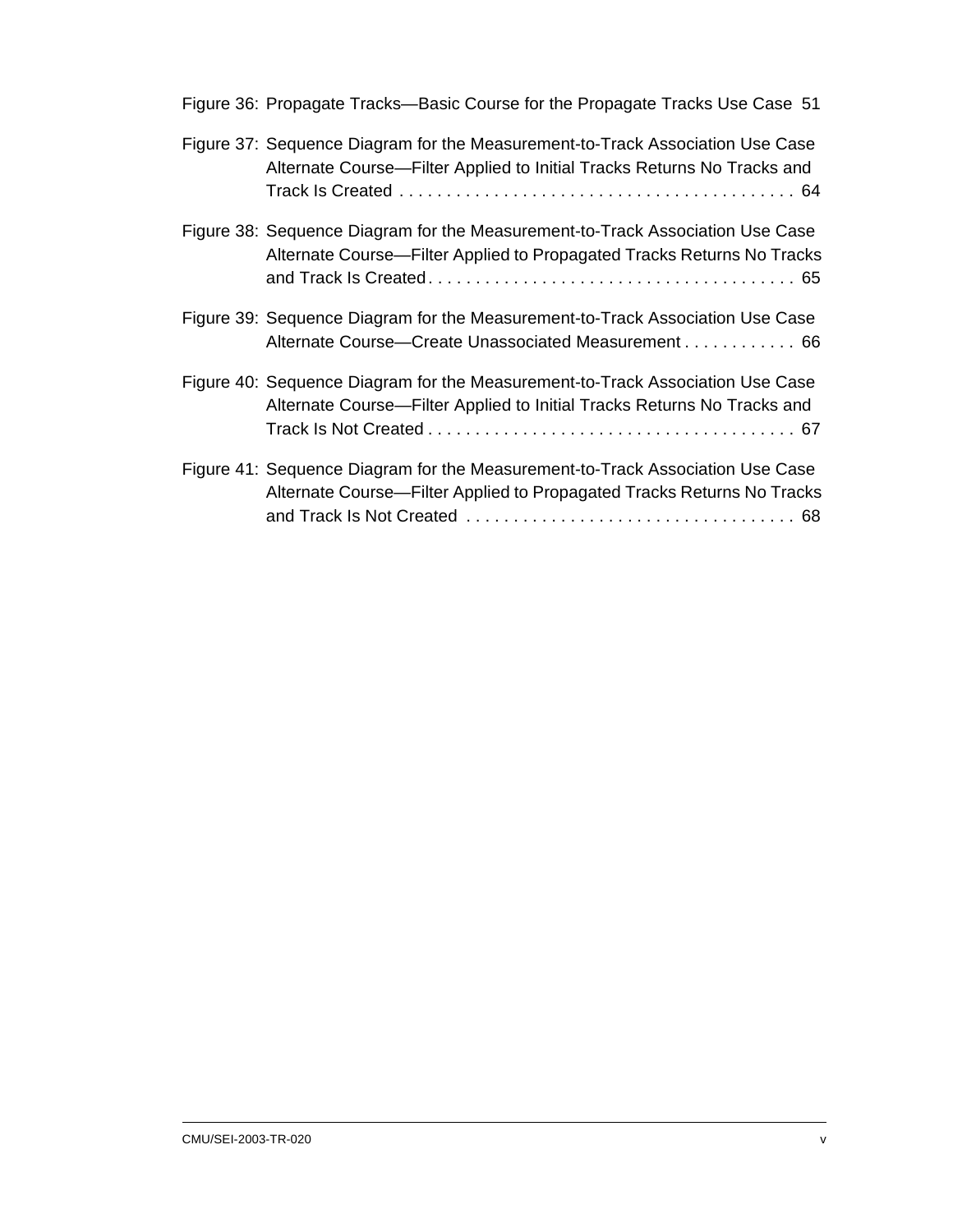Figure 36: Propagate Tracks—Basic Course for the Propagate Tracks Use Case 51

Figure 37: Sequence Diagram for the Measurement-to-Track Association Use Case Alternate Course—Filter Applied to Initial Tracks Returns No Tracks and Track Is Created . . . . . . . . . . . . . . . . . . . . . . . . . . . . . . . . . . . . . . . . . 64

Figure 38: Sequence Diagram for the Measurement-to-Track Association Use Case Alternate Course—Filter Applied to Propagated Tracks Returns No Tracks and Track Is Created. . . . . . . . . . . . . . . . . . . . . . . . . . . . . . . . . . . . . . . 65

Figure 39: Sequence Diagram for the Measurement-to-Track Association Use Case Alternate Course—Create Unassociated Measurement . . . . . . . . . . . . 66

Figure 40: Sequence Diagram for the Measurement-to-Track Association Use Case Alternate Course—Filter Applied to Initial Tracks Returns No Tracks and Track Is Not Created . . . . . . . . . . . . . . . . . . . . . . . . . . . . . . . . . . . . . . . 67

Figure 41: Sequence Diagram for the Measurement-to-Track Association Use Case Alternate Course—Filter Applied to Propagated Tracks Returns No Tracks and Track Is Not Created . . . . . . . . . . . . . . . . . . . . . . . . . . . . . . . . . . . 68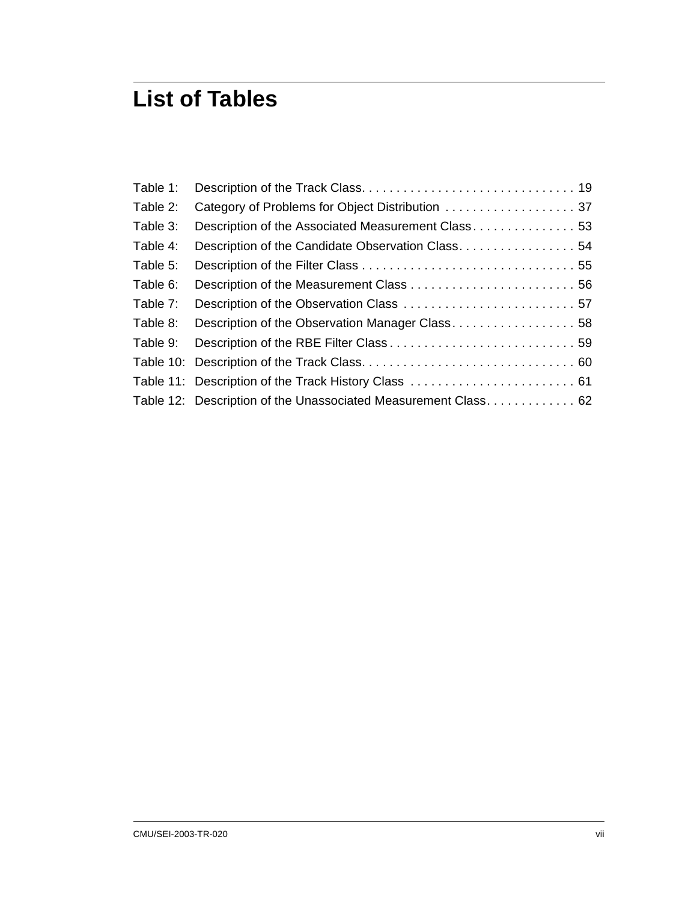# List of Tables

Table 1: Description of the Track Class. . . . . . . . . . . . . . . . . . . . . . . . . . . . . . . 19

Table 2: Category of Problems for Object Distribution . . . . . . . . . . . . . . . . . . . 37

Table 3: Description of the Associated Measurement Class . . . . . . . . . . . . . . . 53

Table 4: Description of the Candidate Observation Class. . . . . . . . . . . . . . . . . 54

Table 5: Description of the Filter Class . . . . . . . . . . . . . . . . . . . . . . . . . . . . . . . 55

Table 6: Description of the Measurement Class . . . . . . . . . . . . . . . . . . . . . . . . 56

Table 7: Description of the Observation Class . . . . . . . . . . . . . . . . . . . . . . . . . 57

Table 8: Description of the Observation Manager Class . . . . . . . . . . . . . . . . . . 58

Table 9: Description of the RBE Filter Class . . . . . . . . . . . . . . . . . . . . . . . . . . . 59

Table 10: Description of the Track Class. . . . . . . . . . . . . . . . . . . . . . . . . . . . . . . 60

Table 11: Description of the Track History Class . . . . . . . . . . . . . . . . . . . . . . . . 61

Table 12: Description of the Unassociated Measurement Class. . . . . . . . . . . . . 62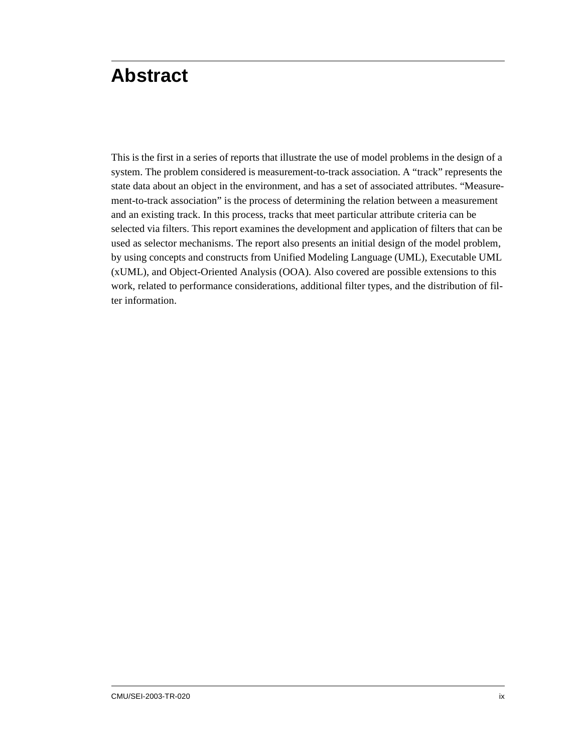# Abstract

This is the first in a series of reports that illustrate the use of model problems in the design of a system. The problem considered is measurement-to-track association. A “track” represents the state data about an object in the environment, and has a set of associated attributes. “Measurement-to-track association” is the process of determining the relation between a measurement and an existing track. In this process, tracks that meet particular attribute criteria can be selected via filters. This report examines the development and application of filters that can be used as selector mechanisms. The report also presents an initial design of the model problem, by using concepts and constructs from Unified Modeling Language (UML), Executable UML (xUML), and Object-Oriented Analysis (OOA). Also covered are possible extensions to this work, related to performance considerations, additional filter types, and the distribution of filter information.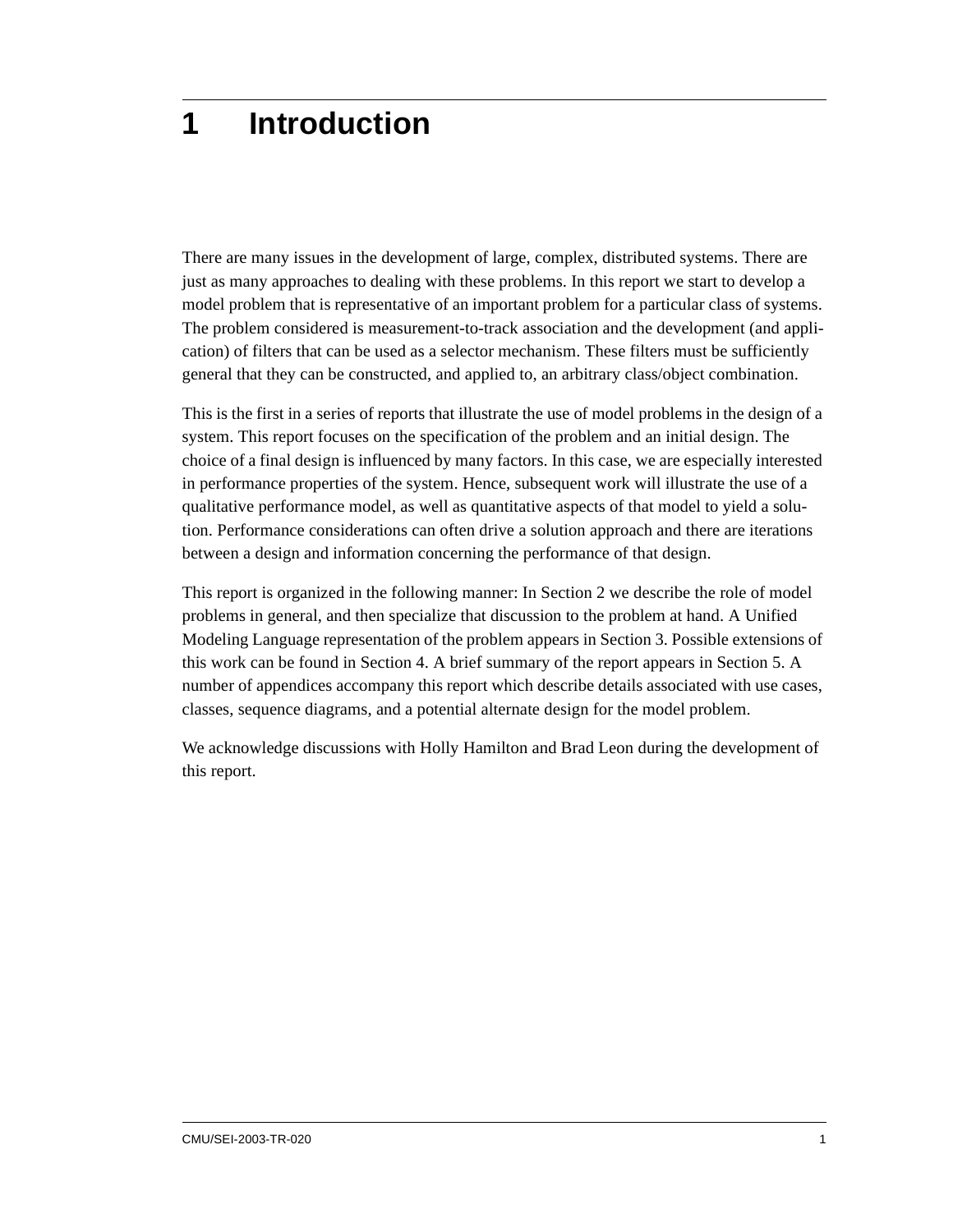# 1 Introduction

There are many issues in the development of large, complex, distributed systems. There are just as many approaches to dealing with these problems. In this report we start to develop a model problem that is representative of an important problem for a particular class of systems. The problem considered is measurement-to-track association and the development (and application) of filters that can be used as a selector mechanism. These filters must be sufficiently general that they can be constructed, and applied to, an arbitrary class/object combination.

This is the first in a series of reports that illustrate the use of model problems in the design of a system. This report focuses on the specification of the problem and an initial design. The choice of a final design is influenced by many factors. In this case, we are especially interested in performance properties of the system. Hence, subsequent work will illustrate the use of a qualitative performance model, as well as quantitative aspects of that model to yield a solution. Performance considerations can often drive a solution approach and there are iterations between a design and information concerning the performance of that design.

This report is organized in the following manner: In Section 2 we describe the role of model problems in general, and then specialize that discussion to the problem at hand. A Unified Modeling Language representation of the problem appears in Section 3. Possible extensions of this work can be found in Section 4. A brief summary of the report appears in Section 5. A number of appendices accompany this report which describe details associated with use cases, classes, sequence diagrams, and a potential alternate design for the model problem.

We acknowledge discussions with Holly Hamilton and Brad Leon during the development of this report.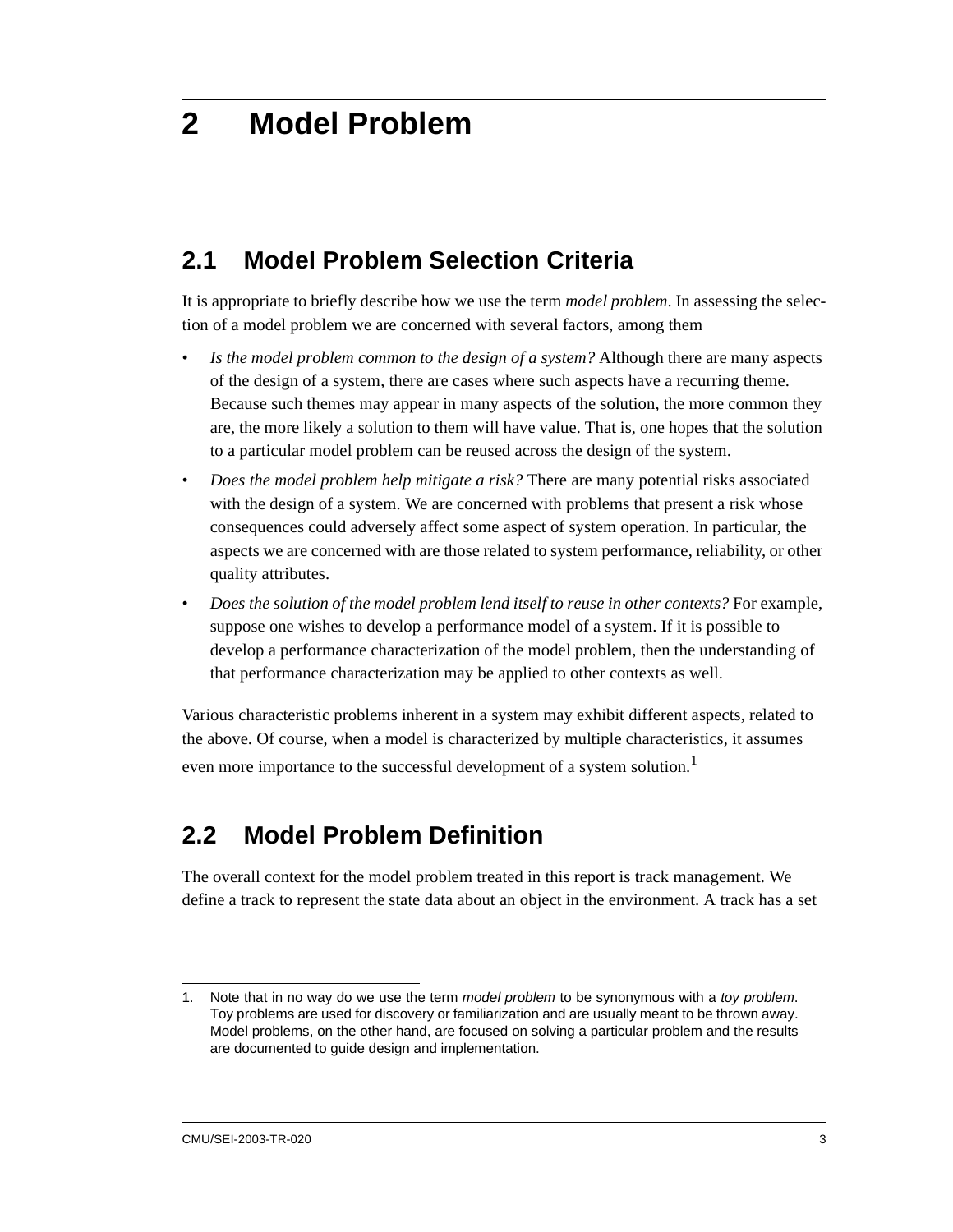# 2 Model Problem

## 2.1 Model Problem Selection Criteria

It is appropriate to briefly describe how we use the term *model problem*. In assessing the selection of a model problem we are concerned with several factors, among them

- *Is the model problem common to the design of a system?* Although there are many aspects of the design of a system, there are cases where such aspects have a recurring theme. Because such themes may appear in many aspects of the solution, the more common they are, the more likely a solution to them will have value. That is, one hopes that the solution to a particular model problem can be reused across the design of the system.
- *Does the model problem help mitigate a risk?* There are many potential risks associated with the design of a system. We are concerned with problems that present a risk whose consequences could adversely affect some aspect of system operation. In particular, the aspects we are concerned with are those related to system performance, reliability, or other quality attributes.
- *Does the solution of the model problem lend itself to reuse in other contexts?* For example, suppose one wishes to develop a performance model of a system. If it is possible to develop a performance characterization of the model problem, then the understanding of that performance characterization may be applied to other contexts as well.

Various characteristic problems inherent in a system may exhibit different aspects, related to the above. Of course, when a model is characterized by multiple characteristics, it assumes even more importance to the successful development of a system solution.[1]

## 2.2 Model Problem Definition

The overall context for the model problem treated in this report is track management. We define a track to represent the state data about an object in the environment. A track has a set

1. Note that in no way do we use the term *model problem* to be synonymous with a *toy problem*. Toy problems are used for discovery or familiarization and are usually meant to be thrown away. Model problems, on the other hand, are focused on solving a particular problem and the results are documented to guide design and implementation.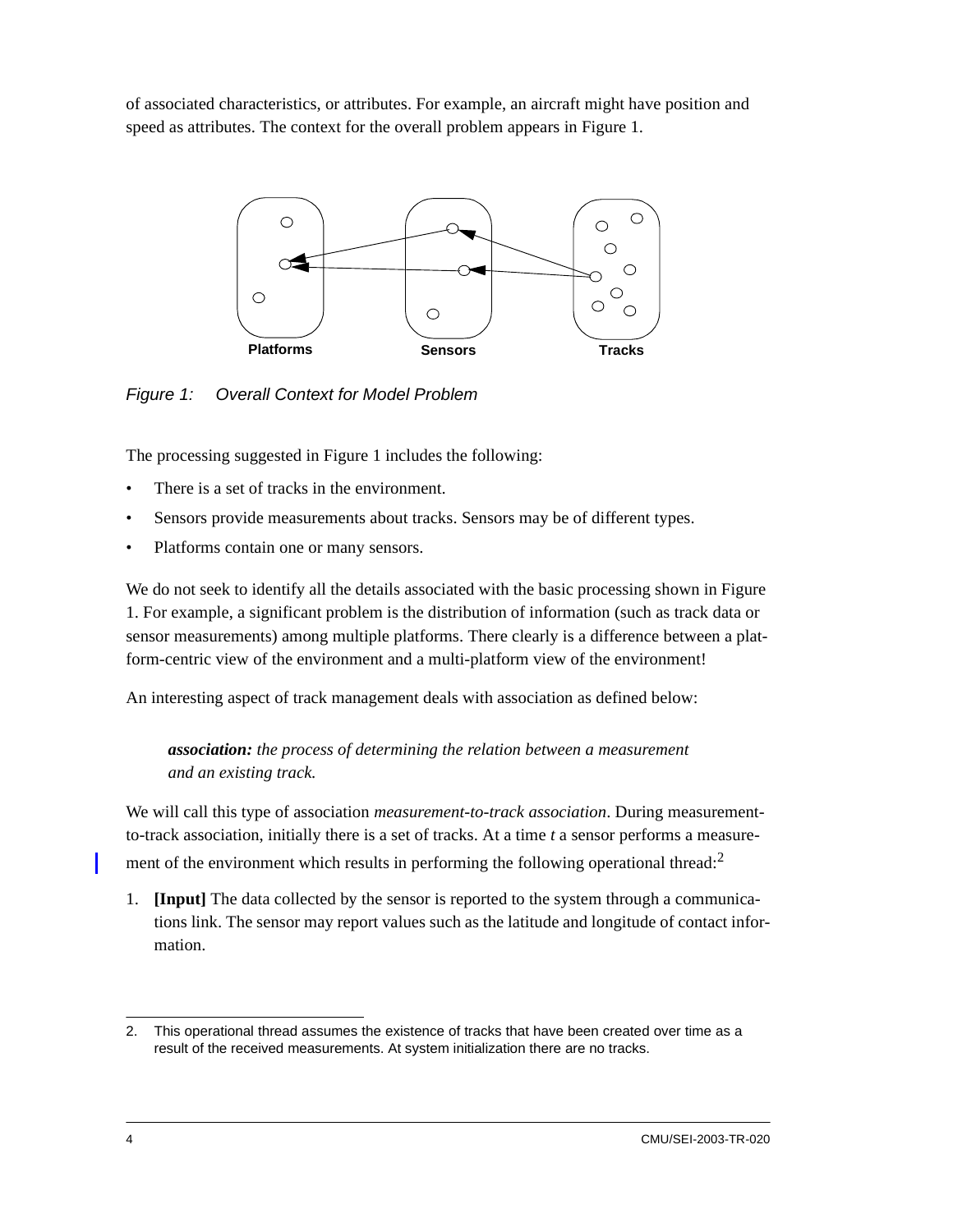of associated characteristics, or attributes. For example, an aircraft might have position and speed as attributes. The context for the overall problem appears in Figure 1.

*Figure 1: Overall Context for Model Problem*

The processing suggested in Figure 1 includes the following:

- There is a set of tracks in the environment.
- Sensors provide measurements about tracks. Sensors may be of different types.
- Platforms contain one or many sensors.

We do not seek to identify all the details associated with the basic processing shown in Figure 1. For example, a significant problem is the distribution of information (such as track data or sensor measurements) among multiple platforms. There clearly is a difference between a platform-centric view of the environment and a multi-platform view of the environment!

An interesting aspect of track management deals with association as defined below:

> ***association:*** *the process of determining the relation between a measurement and an existing track.*

We will call this type of association *measurement-to-track association*. During measurement-to-track association, initially there is a set of tracks. At a time *t* a sensor performs a measurement of the environment which results in performing the following operational thread:[2]

1. **[Input]** The data collected by the sensor is reported to the system through a communications link. The sensor may report values such as the latitude and longitude of contact information.

---

2. This operational thread assumes the existence of tracks that have been created over time as a result of the received measurements. At system initialization there are no tracks.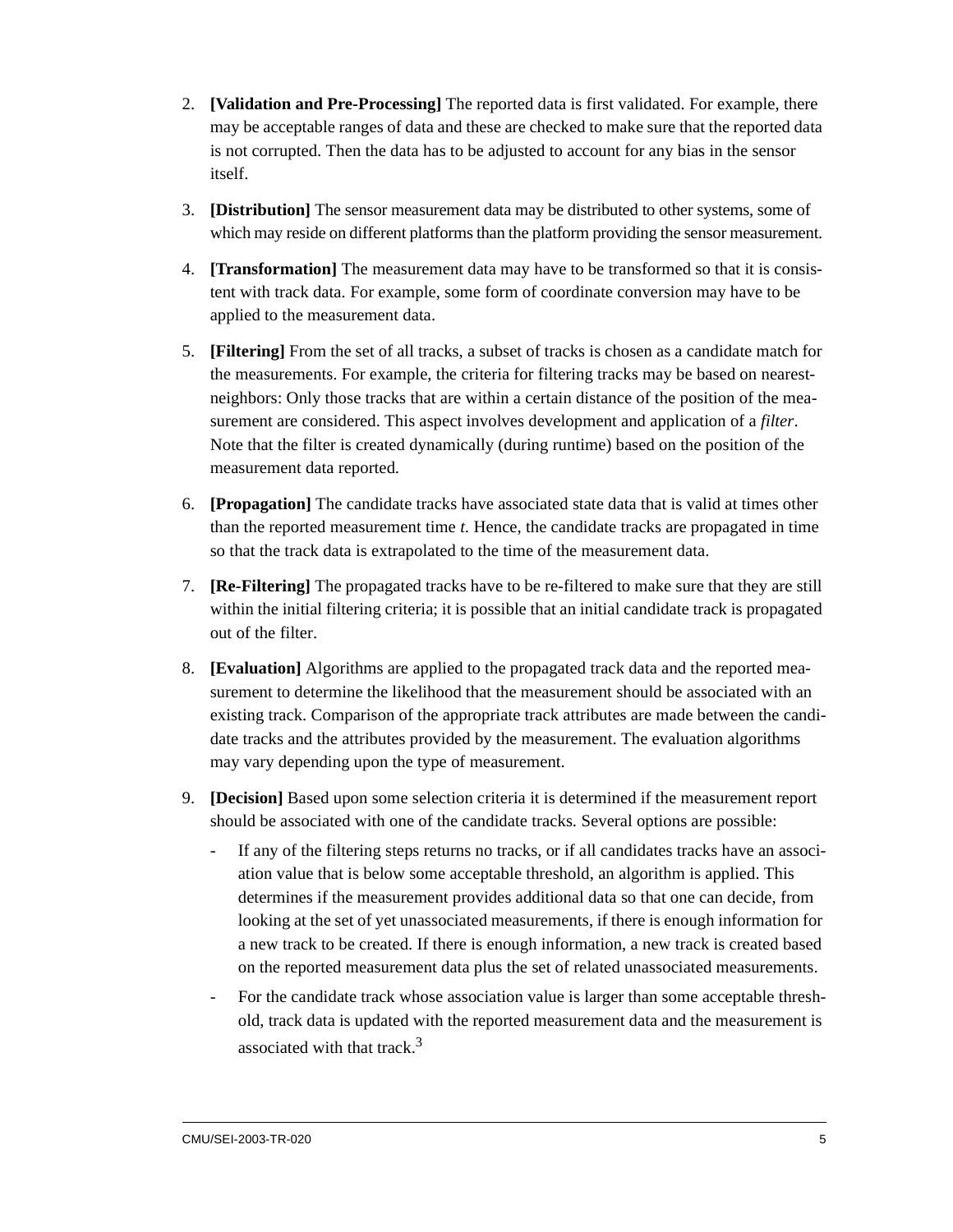2. **[Validation and Pre-Processing]** The reported data is first validated. For example, there may be acceptable ranges of data and these are checked to make sure that the reported data is not corrupted. Then the data has to be adjusted to account for any bias in the sensor itself.

3. **[Distribution]** The sensor measurement data may be distributed to other systems, some of which may reside on different platforms than the platform providing the sensor measurement.

4. **[Transformation]** The measurement data may have to be transformed so that it is consistent with track data. For example, some form of coordinate conversion may have to be applied to the measurement data.

5. **[Filtering]** From the set of all tracks, a subset of tracks is chosen as a candidate match for the measurements. For example, the criteria for filtering tracks may be based on nearest-neighbors: Only those tracks that are within a certain distance of the position of the measurement are considered. This aspect involves development and application of a *filter*. Note that the filter is created dynamically (during runtime) based on the position of the measurement data reported.

6. **[Propagation]** The candidate tracks have associated state data that is valid at times other than the reported measurement time *t*. Hence, the candidate tracks are propagated in time so that the track data is extrapolated to the time of the measurement data.

7. **[Re-Filtering]** The propagated tracks have to be re-filtered to make sure that they are still within the initial filtering criteria; it is possible that an initial candidate track is propagated out of the filter.

8. **[Evaluation]** Algorithms are applied to the propagated track data and the reported measurement to determine the likelihood that the measurement should be associated with an existing track. Comparison of the appropriate track attributes are made between the candidate tracks and the attributes provided by the measurement. The evaluation algorithms may vary depending upon the type of measurement.

9. **[Decision]** Based upon some selection criteria it is determined if the measurement report should be associated with one of the candidate tracks. Several options are possible:
   - If any of the filtering steps returns no tracks, or if all candidates tracks have an association value that is below some acceptable threshold, an algorithm is applied. This determines if the measurement provides additional data so that one can decide, from looking at the set of yet unassociated measurements, if there is enough information for a new track to be created. If there is enough information, a new track is created based on the reported measurement data plus the set of related unassociated measurements.
   - For the candidate track whose association value is larger than some acceptable threshold, track data is updated with the reported measurement data and the measurement is associated with that track.[3]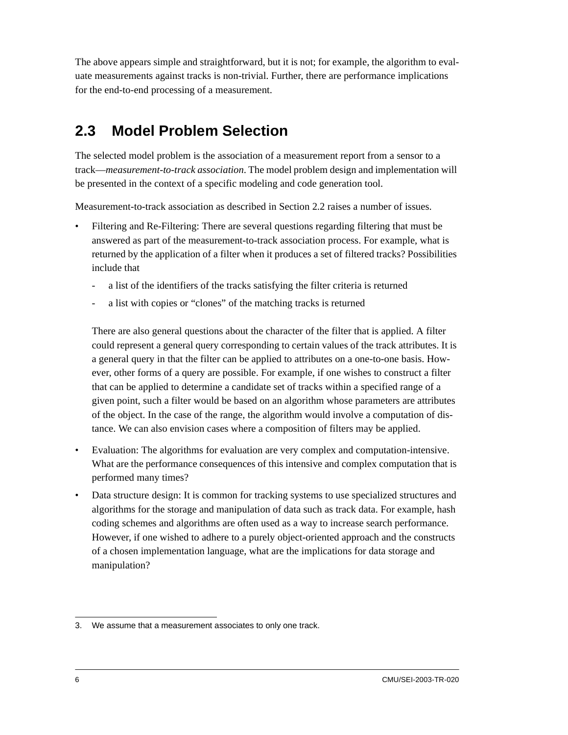The above appears simple and straightforward, but it is not; for example, the algorithm to evaluate measurements against tracks is non-trivial. Further, there are performance implications for the end-to-end processing of a measurement.

## 2.3 Model Problem Selection

The selected model problem is the association of a measurement report from a sensor to a track—*measurement-to-track association*. The model problem design and implementation will be presented in the context of a specific modeling and code generation tool.

Measurement-to-track association as described in Section 2.2 raises a number of issues.

- Filtering and Re-Filtering: There are several questions regarding filtering that must be answered as part of the measurement-to-track association process. For example, what is returned by the application of a filter when it produces a set of filtered tracks? Possibilities include that
  - a list of the identifiers of the tracks satisfying the filter criteria is returned
  - a list with copies or "clones" of the matching tracks is returned

  There are also general questions about the character of the filter that is applied. A filter could represent a general query corresponding to certain values of the track attributes. It is a general query in that the filter can be applied to attributes on a one-to-one basis. However, other forms of a query are possible. For example, if one wishes to construct a filter that can be applied to determine a candidate set of tracks within a specified range of a given point, such a filter would be based on an algorithm whose parameters are attributes of the object. In the case of the range, the algorithm would involve a computation of distance. We can also envision cases where a composition of filters may be applied.

- Evaluation: The algorithms for evaluation are very complex and computation-intensive. What are the performance consequences of this intensive and complex computation that is performed many times?
- Data structure design: It is common for tracking systems to use specialized structures and algorithms for the storage and manipulation of data such as track data. For example, hash coding schemes and algorithms are often used as a way to increase search performance. However, if one wished to adhere to a purely object-oriented approach and the constructs of a chosen implementation language, what are the implications for data storage and manipulation?

---

3. We assume that a measurement associates to only one track.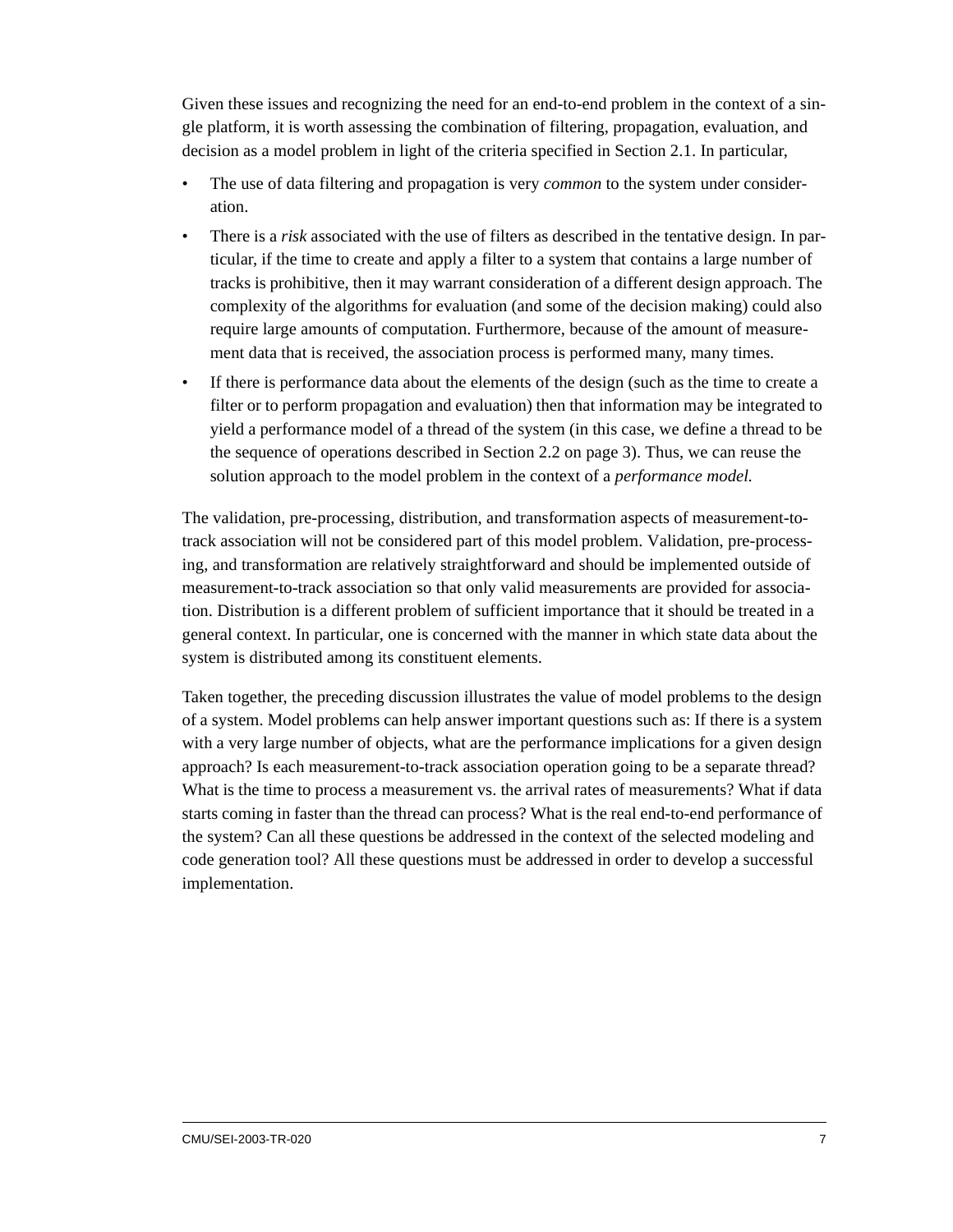Given these issues and recognizing the need for an end-to-end problem in the context of a single platform, it is worth assessing the combination of filtering, propagation, evaluation, and decision as a model problem in light of the criteria specified in Section 2.1. In particular,

- The use of data filtering and propagation is very *common* to the system under consideration.
- There is a *risk* associated with the use of filters as described in the tentative design. In particular, if the time to create and apply a filter to a system that contains a large number of tracks is prohibitive, then it may warrant consideration of a different design approach. The complexity of the algorithms for evaluation (and some of the decision making) could also require large amounts of computation. Furthermore, because of the amount of measurement data that is received, the association process is performed many, many times.
- If there is performance data about the elements of the design (such as the time to create a filter or to perform propagation and evaluation) then that information may be integrated to yield a performance model of a thread of the system (in this case, we define a thread to be the sequence of operations described in Section 2.2 on page 3). Thus, we can reuse the solution approach to the model problem in the context of a *performance model.*

The validation, pre-processing, distribution, and transformation aspects of measurement-to-track association will not be considered part of this model problem. Validation, pre-processing, and transformation are relatively straightforward and should be implemented outside of measurement-to-track association so that only valid measurements are provided for association. Distribution is a different problem of sufficient importance that it should be treated in a general context. In particular, one is concerned with the manner in which state data about the system is distributed among its constituent elements.

Taken together, the preceding discussion illustrates the value of model problems to the design of a system. Model problems can help answer important questions such as: If there is a system with a very large number of objects, what are the performance implications for a given design approach? Is each measurement-to-track association operation going to be a separate thread? What is the time to process a measurement vs. the arrival rates of measurements? What if data starts coming in faster than the thread can process? What is the real end-to-end performance of the system? Can all these questions be addressed in the context of the selected modeling and code generation tool? All these questions must be addressed in order to develop a successful implementation.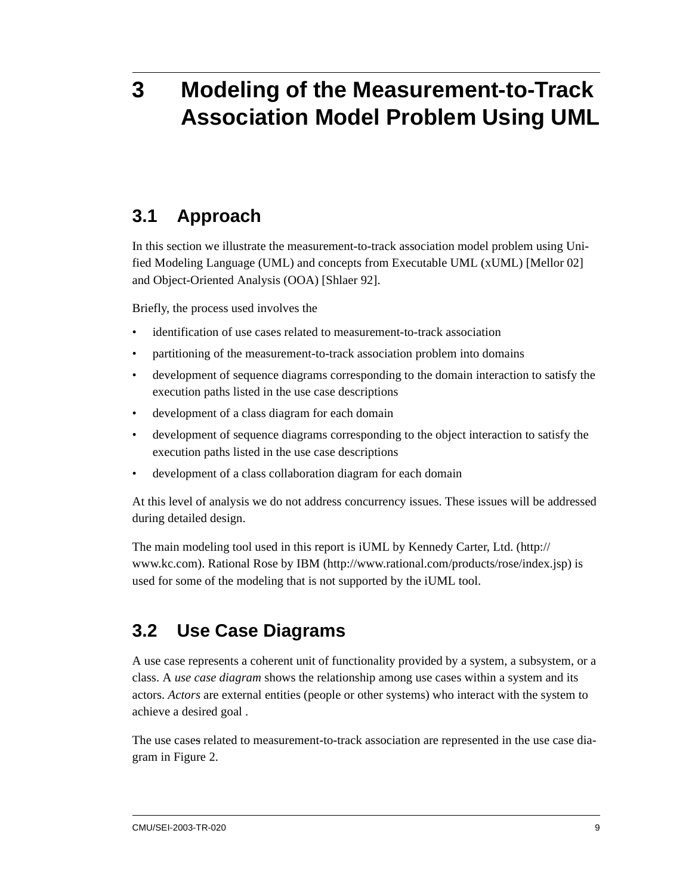# 3 Modeling of the Measurement-to-Track Association Model Problem Using UML

## 3.1 Approach

In this section we illustrate the measurement-to-track association model problem using Unified Modeling Language (UML) and concepts from Executable UML (xUML) [Mellor 02] and Object-Oriented Analysis (OOA) [Shlaer 92].

Briefly, the process used involves the

- identification of use cases related to measurement-to-track association
- partitioning of the measurement-to-track association problem into domains
- development of sequence diagrams corresponding to the domain interaction to satisfy the execution paths listed in the use case descriptions
- development of a class diagram for each domain
- development of sequence diagrams corresponding to the object interaction to satisfy the execution paths listed in the use case descriptions
- development of a class collaboration diagram for each domain

At this level of analysis we do not address concurrency issues. These issues will be addressed during detailed design.

The main modeling tool used in this report is iUML by Kennedy Carter, Ltd. (http://www.kc.com). Rational Rose by IBM (http://www.rational.com/products/rose/index.jsp) is used for some of the modeling that is not supported by the iUML tool.

## 3.2 Use Case Diagrams

A use case represents a coherent unit of functionality provided by a system, a subsystem, or a class. A *use case diagram* shows the relationship among use cases within a system and its actors. *Actors* are external entities (people or other systems) who interact with the system to achieve a desired goal .

The use cases related to measurement-to-track association are represented in the use case diagram in Figure 2.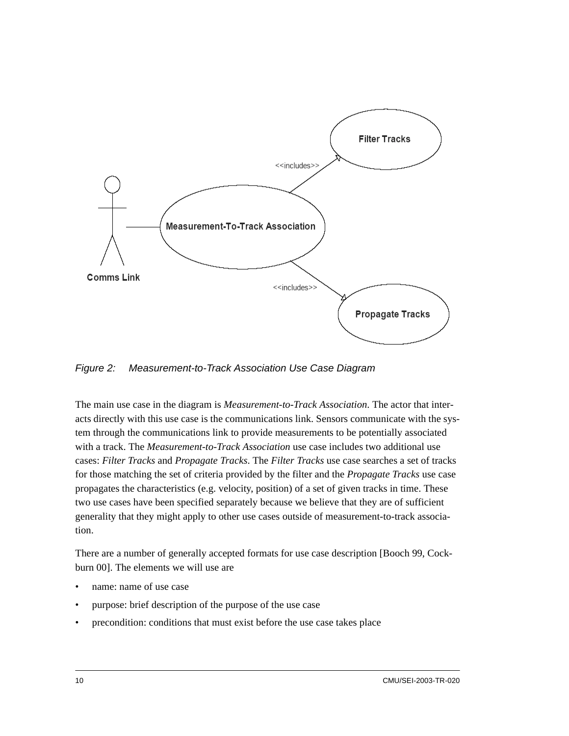*Figure 2: Measurement-to-Track Association Use Case Diagram*

The main use case in the diagram is *Measurement-to-Track Association*. The actor that interacts directly with this use case is the communications link. Sensors communicate with the system through the communications link to provide measurements to be potentially associated with a track. The *Measurement-to-Track Association* use case includes two additional use cases: *Filter Tracks* and *Propagate Tracks*. The *Filter Tracks* use case searches a set of tracks for those matching the set of criteria provided by the filter and the *Propagate Tracks* use case propagates the characteristics (e.g. velocity, position) of a set of given tracks in time. These two use cases have been specified separately because we believe that they are of sufficient generality that they might apply to other use cases outside of measurement-to-track association.

There are a number of generally accepted formats for use case description [Booch 99, Cockburn 00]. The elements we will use are

- name: name of use case
- purpose: brief description of the purpose of the use case
- precondition: conditions that must exist before the use case takes place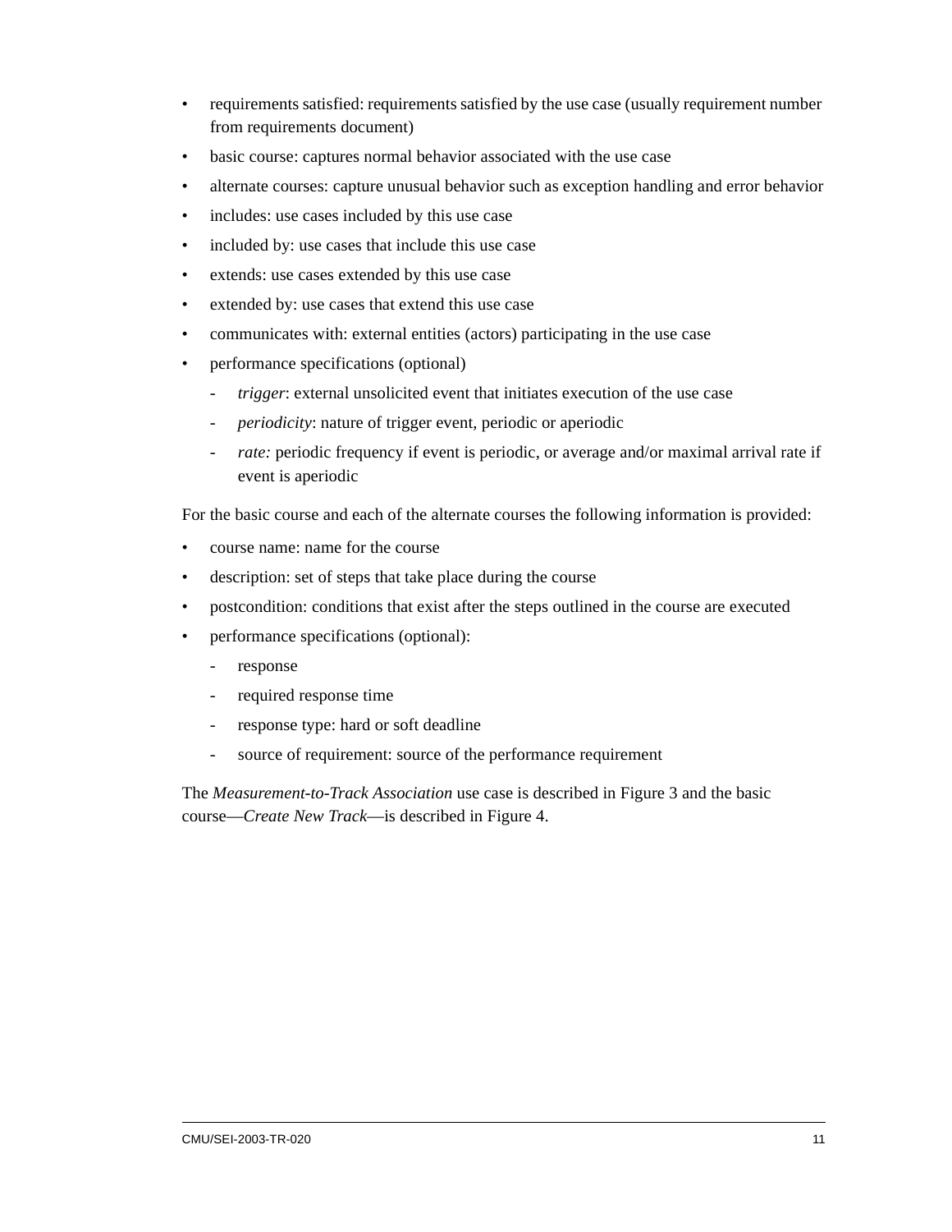- requirements satisfied: requirements satisfied by the use case (usually requirement number from requirements document)
- basic course: captures normal behavior associated with the use case
- alternate courses: capture unusual behavior such as exception handling and error behavior
- includes: use cases included by this use case
- included by: use cases that include this use case
- extends: use cases extended by this use case
- extended by: use cases that extend this use case
- communicates with: external entities (actors) participating in the use case
- performance specifications (optional)
  - *trigger*: external unsolicited event that initiates execution of the use case
  - *periodicity*: nature of trigger event, periodic or aperiodic
  - *rate:* periodic frequency if event is periodic, or average and/or maximal arrival rate if event is aperiodic

For the basic course and each of the alternate courses the following information is provided:

- course name: name for the course
- description: set of steps that take place during the course
- postcondition: conditions that exist after the steps outlined in the course are executed
- performance specifications (optional):
  - response
  - required response time
  - response type: hard or soft deadline
  - source of requirement: source of the performance requirement

The *Measurement-to-Track Association* use case is described in Figure 3 and the basic course—*Create New Track*—is described in Figure 4.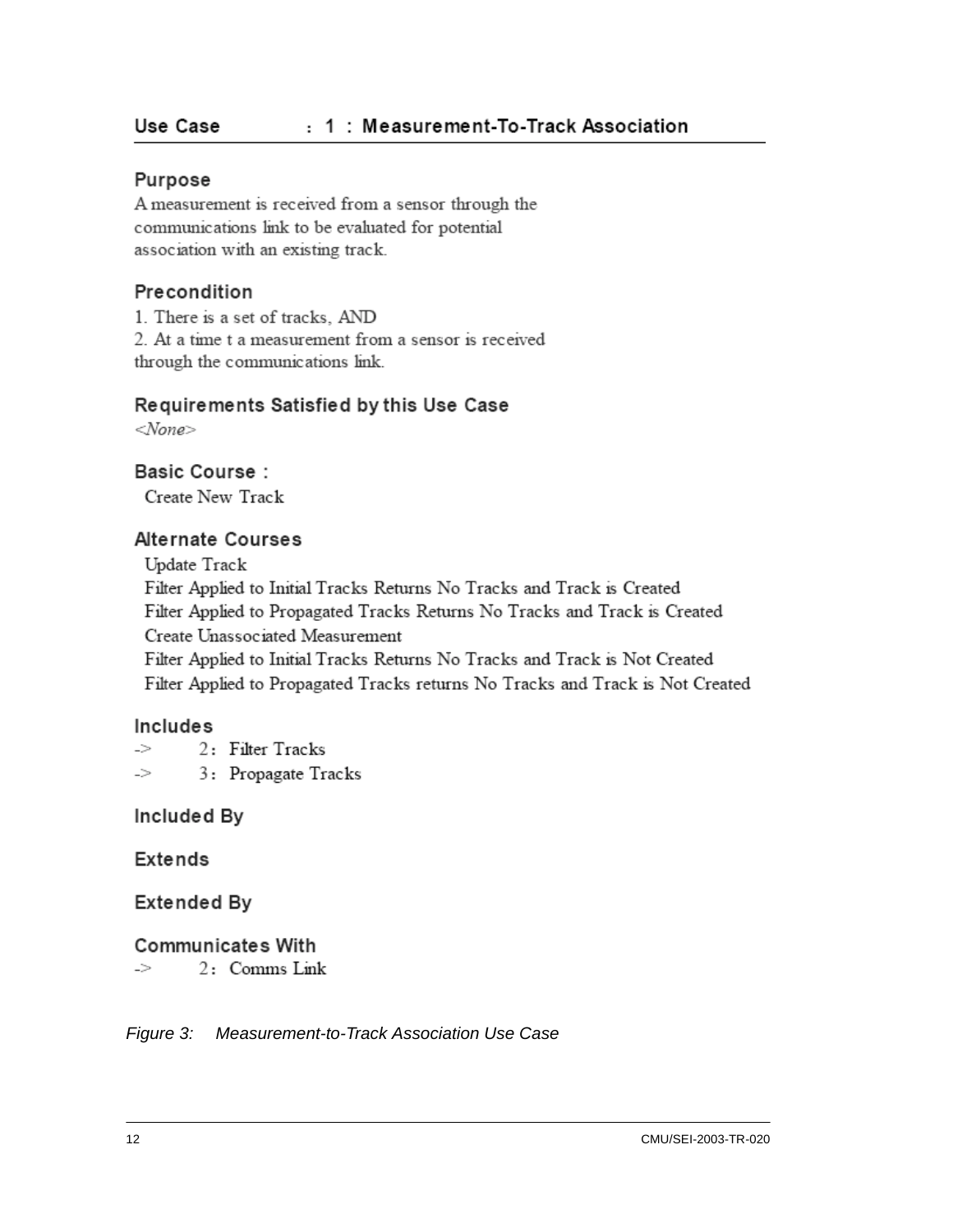## Use Case : 1 : Measurement-To-Track Association

### Purpose

A measurement is received from a sensor through the communications link to be evaluated for potential association with an existing track.

### Precondition

1. There is a set of tracks, AND
2. At a time t a measurement from a sensor is received through the communications link.

### Requirements Satisfied by this Use Case

*<None>*

### Basic Course :

Create New Track

### Alternate Courses

Update Track
Filter Applied to Initial Tracks Returns No Tracks and Track is Created
Filter Applied to Propagated Tracks Returns No Tracks and Track is Created
Create Unassociated Measurement
Filter Applied to Initial Tracks Returns No Tracks and Track is Not Created
Filter Applied to Propagated Tracks returns No Tracks and Track is Not Created

### Includes

-> 2 : Filter Tracks
-> 3 : Propagate Tracks

### Included By

### Extends

### Extended By

### Communicates With

-> 2 : Comms Link

*Figure 3: Measurement-to-Track Association Use Case*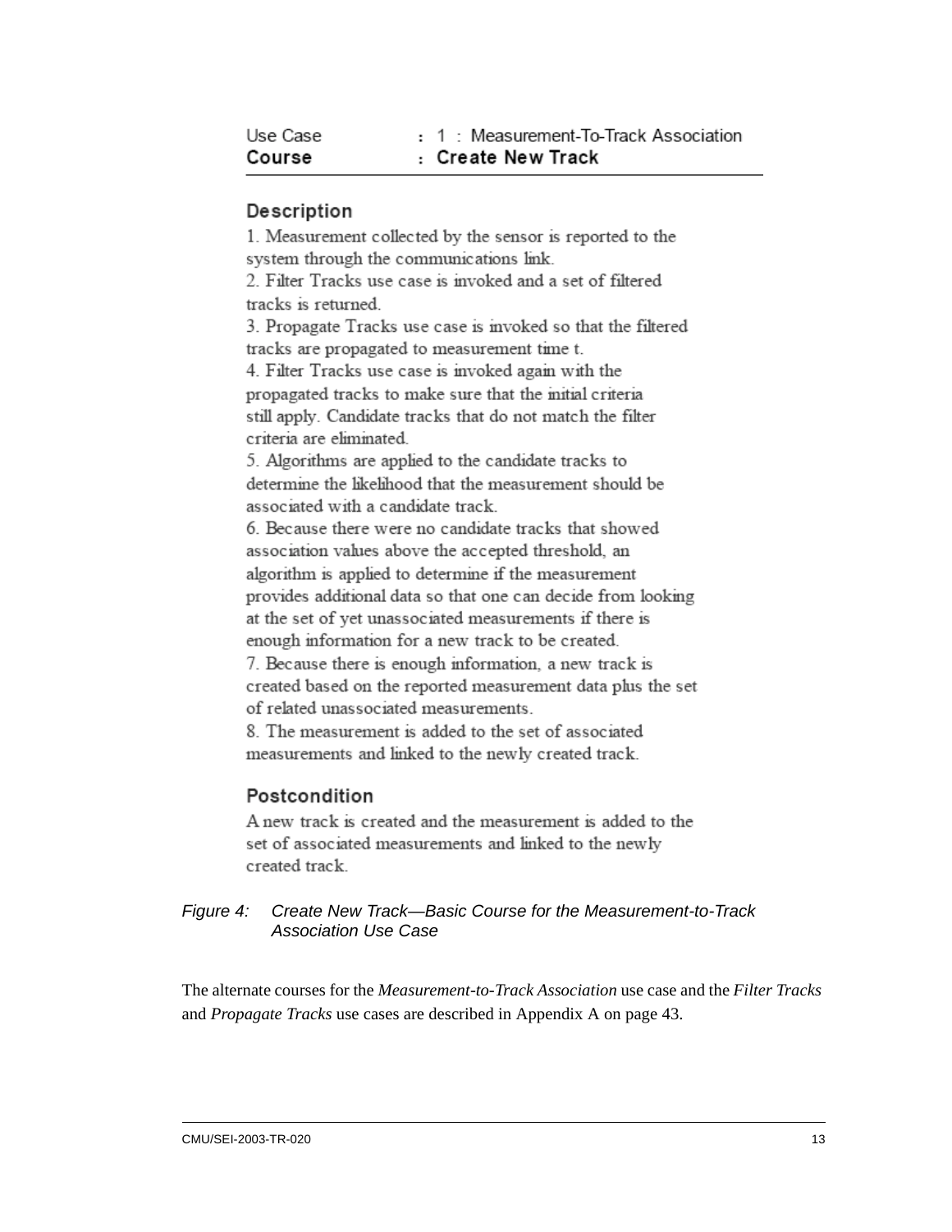Use Case : 1 : Measurement-To-Track Association
**Course : Create New Track**

---

### Description

1. Measurement collected by the sensor is reported to the system through the communications link.
2. Filter Tracks use case is invoked and a set of filtered tracks is returned.
3. Propagate Tracks use case is invoked so that the filtered tracks are propagated to measurement time t.
4. Filter Tracks use case is invoked again with the propagated tracks to make sure that the initial criteria still apply. Candidate tracks that do not match the filter criteria are eliminated.
5. Algorithms are applied to the candidate tracks to determine the likelihood that the measurement should be associated with a candidate track.
6. Because there were no candidate tracks that showed association values above the accepted threshold, an algorithm is applied to determine if the measurement provides additional data so that one can decide from looking at the set of yet unassociated measurements if there is enough information for a new track to be created.
7. Because there is enough information, a new track is created based on the reported measurement data plus the set of related unassociated measurements.
8. The measurement is added to the set of associated measurements and linked to the newly created track.

### Postcondition

A new track is created and the measurement is added to the set of associated measurements and linked to the newly created track.

*Figure 4: Create New Track—Basic Course for the Measurement-to-Track Association Use Case*

The alternate courses for the *Measurement-to-Track Association* use case and the *Filter Tracks* and *Propagate Tracks* use cases are described in Appendix A on page 43.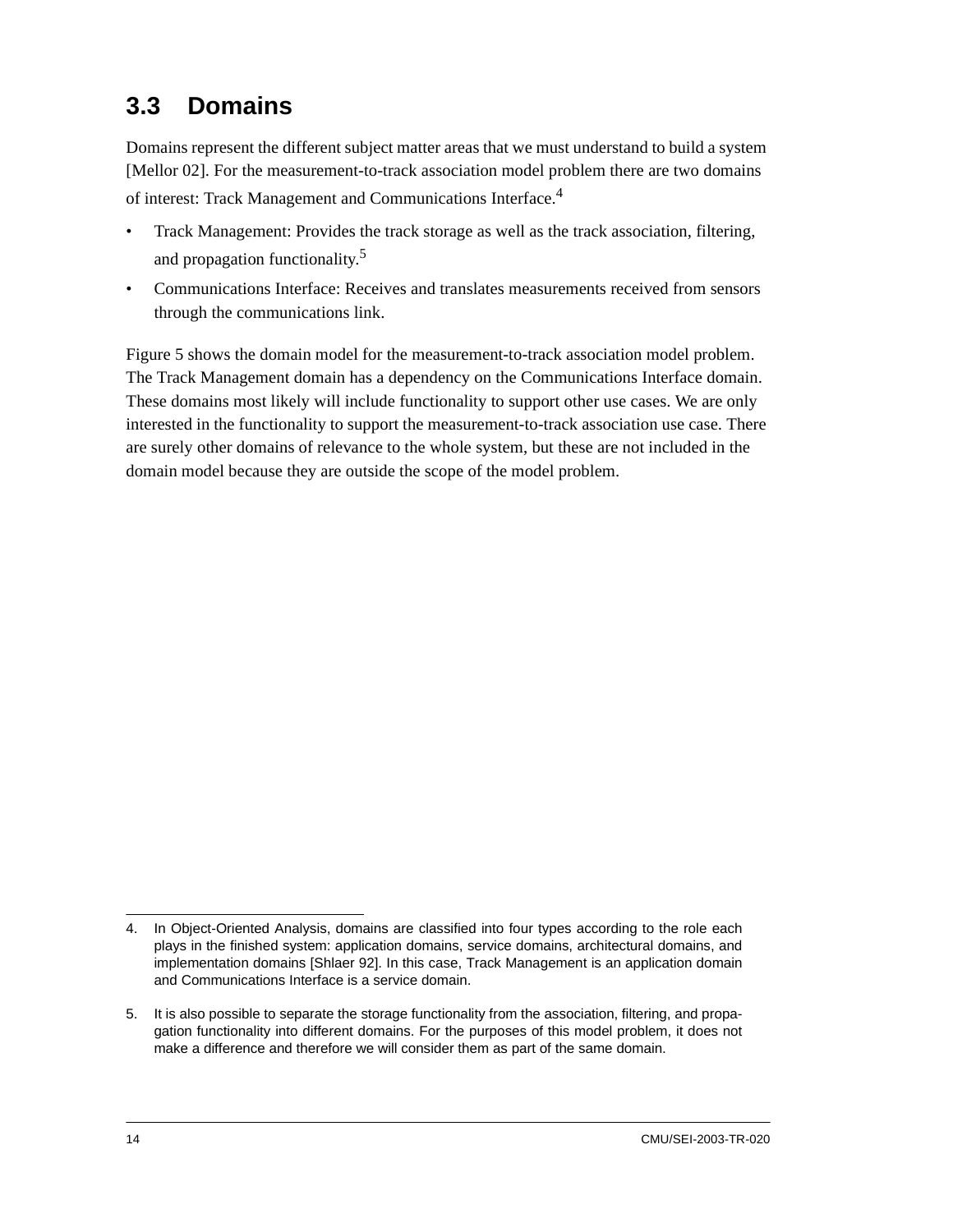## 3.3 Domains

Domains represent the different subject matter areas that we must understand to build a system [Mellor 02]. For the measurement-to-track association model problem there are two domains of interest: Track Management and Communications Interface.[4]

- Track Management: Provides the track storage as well as the track association, filtering, and propagation functionality.[5]
- Communications Interface: Receives and translates measurements received from sensors through the communications link.

Figure 5 shows the domain model for the measurement-to-track association model problem. The Track Management domain has a dependency on the Communications Interface domain. These domains most likely will include functionality to support other use cases. We are only interested in the functionality to support the measurement-to-track association use case. There are surely other domains of relevance to the whole system, but these are not included in the domain model because they are outside the scope of the model problem.

---

4. In Object-Oriented Analysis, domains are classified into four types according to the role each plays in the finished system: application domains, service domains, architectural domains, and implementation domains [Shlaer 92]. In this case, Track Management is an application domain and Communications Interface is a service domain.

5. It is also possible to separate the storage functionality from the association, filtering, and propagation functionality into different domains. For the purposes of this model problem, it does not make a difference and therefore we will consider them as part of the same domain.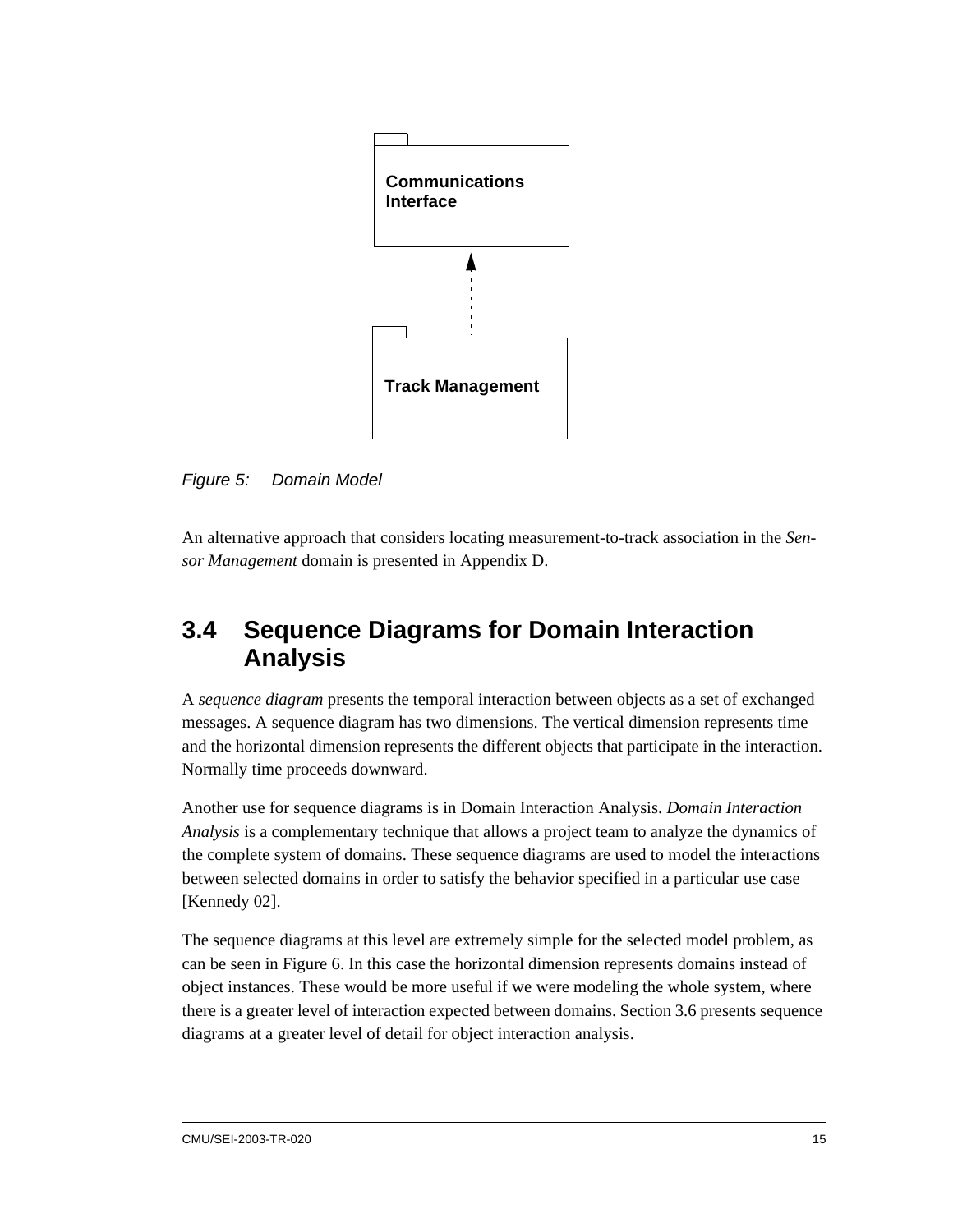Communications Interface

Track Management

*Figure 5: Domain Model*

An alternative approach that considers locating measurement-to-track association in the *Sensor Management* domain is presented in Appendix D.

## 3.4 Sequence Diagrams for Domain Interaction Analysis

A *sequence diagram* presents the temporal interaction between objects as a set of exchanged messages. A sequence diagram has two dimensions. The vertical dimension represents time and the horizontal dimension represents the different objects that participate in the interaction. Normally time proceeds downward.

Another use for sequence diagrams is in Domain Interaction Analysis. *Domain Interaction Analysis* is a complementary technique that allows a project team to analyze the dynamics of the complete system of domains. These sequence diagrams are used to model the interactions between selected domains in order to satisfy the behavior specified in a particular use case [Kennedy 02].

The sequence diagrams at this level are extremely simple for the selected model problem, as can be seen in Figure 6. In this case the horizontal dimension represents domains instead of object instances. These would be more useful if we were modeling the whole system, where there is a greater level of interaction expected between domains. Section 3.6 presents sequence diagrams at a greater level of detail for object interaction analysis.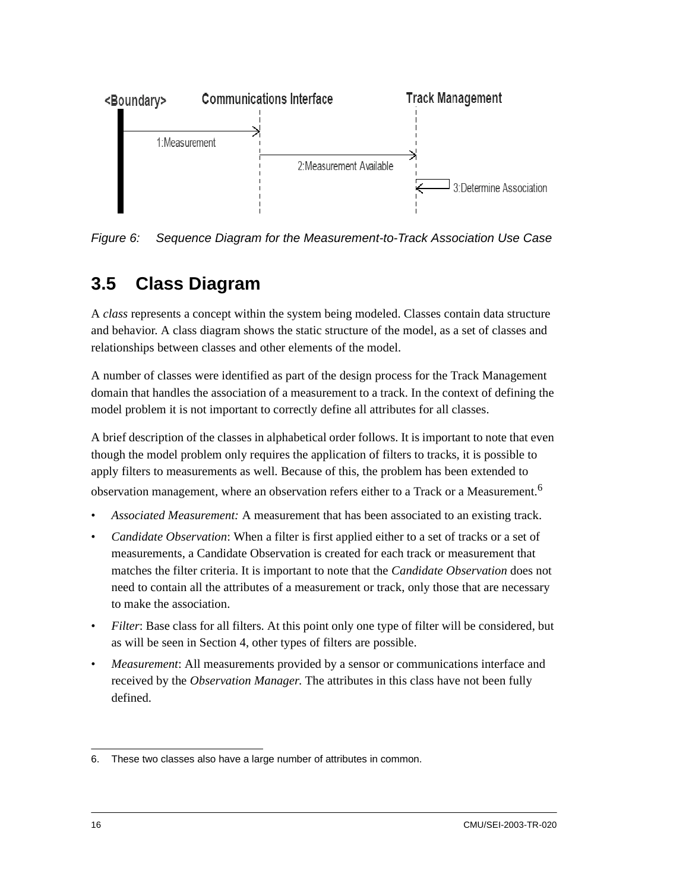Figure 6: Sequence Diagram for the Measurement-to-Track Association Use Case

## 3.5 Class Diagram

A *class* represents a concept within the system being modeled. Classes contain data structure and behavior. A class diagram shows the static structure of the model, as a set of classes and relationships between classes and other elements of the model.

A number of classes were identified as part of the design process for the Track Management domain that handles the association of a measurement to a track. In the context of defining the model problem it is not important to correctly define all attributes for all classes.

A brief description of the classes in alphabetical order follows. It is important to note that even though the model problem only requires the application of filters to tracks, it is possible to apply filters to measurements as well. Because of this, the problem has been extended to observation management, where an observation refers either to a Track or a Measurement.[6]

- *Associated Measurement:* A measurement that has been associated to an existing track.
- *Candidate Observation*: When a filter is first applied either to a set of tracks or a set of measurements, a Candidate Observation is created for each track or measurement that matches the filter criteria. It is important to note that the *Candidate Observation* does not need to contain all the attributes of a measurement or track, only those that are necessary to make the association.
- *Filter*: Base class for all filters. At this point only one type of filter will be considered, but as will be seen in Section 4, other types of filters are possible.
- *Measurement*: All measurements provided by a sensor or communications interface and received by the *Observation Manager.* The attributes in this class have not been fully defined.

---

6. These two classes also have a large number of attributes in common.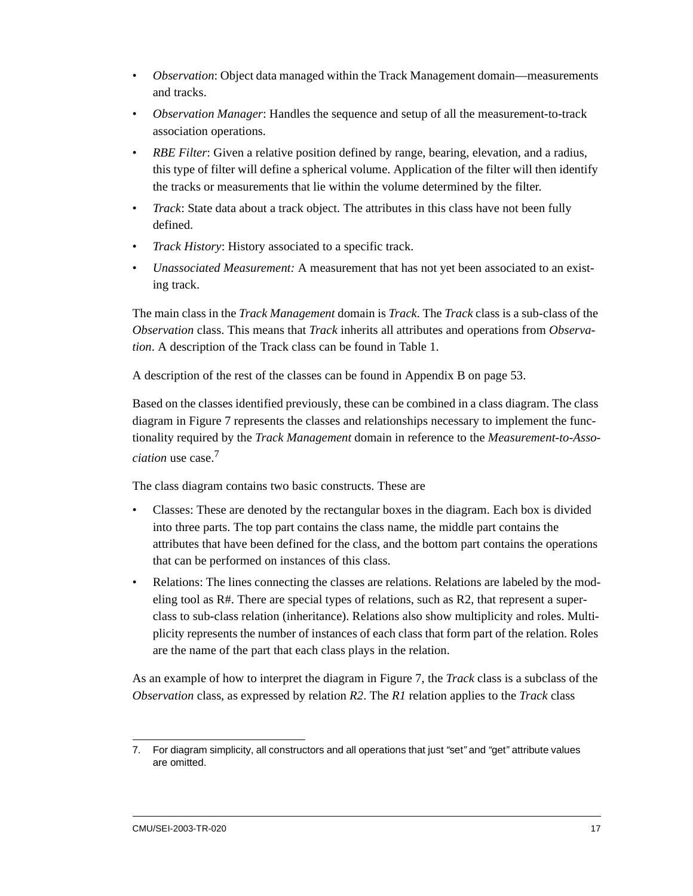- *Observation*: Object data managed within the Track Management domain—measurements and tracks.
- *Observation Manager*: Handles the sequence and setup of all the measurement-to-track association operations.
- *RBE Filter*: Given a relative position defined by range, bearing, elevation, and a radius, this type of filter will define a spherical volume. Application of the filter will then identify the tracks or measurements that lie within the volume determined by the filter.
- *Track*: State data about a track object. The attributes in this class have not been fully defined.
- *Track History*: History associated to a specific track.
- *Unassociated Measurement:* A measurement that has not yet been associated to an existing track.

The main class in the *Track Management* domain is *Track*. The *Track* class is a sub-class of the *Observation* class. This means that *Track* inherits all attributes and operations from *Observation*. A description of the Track class can be found in Table 1.

A description of the rest of the classes can be found in Appendix B on page 53.

Based on the classes identified previously, these can be combined in a class diagram. The class diagram in Figure 7 represents the classes and relationships necessary to implement the functionality required by the *Track Management* domain in reference to the *Measurement-to-Association* use case.[7]

The class diagram contains two basic constructs. These are

- Classes: These are denoted by the rectangular boxes in the diagram. Each box is divided into three parts. The top part contains the class name, the middle part contains the attributes that have been defined for the class, and the bottom part contains the operations that can be performed on instances of this class.
- Relations: The lines connecting the classes are relations. Relations are labeled by the modeling tool as R#. There are special types of relations, such as R2, that represent a superclass to sub-class relation (inheritance). Relations also show multiplicity and roles. Multiplicity represents the number of instances of each class that form part of the relation. Roles are the name of the part that each class plays in the relation.

As an example of how to interpret the diagram in Figure 7, the *Track* class is a subclass of the *Observation* class, as expressed by relation *R2*. The *R1* relation applies to the *Track* class

---

7. For diagram simplicity, all constructors and all operations that just "set" and "get" attribute values are omitted.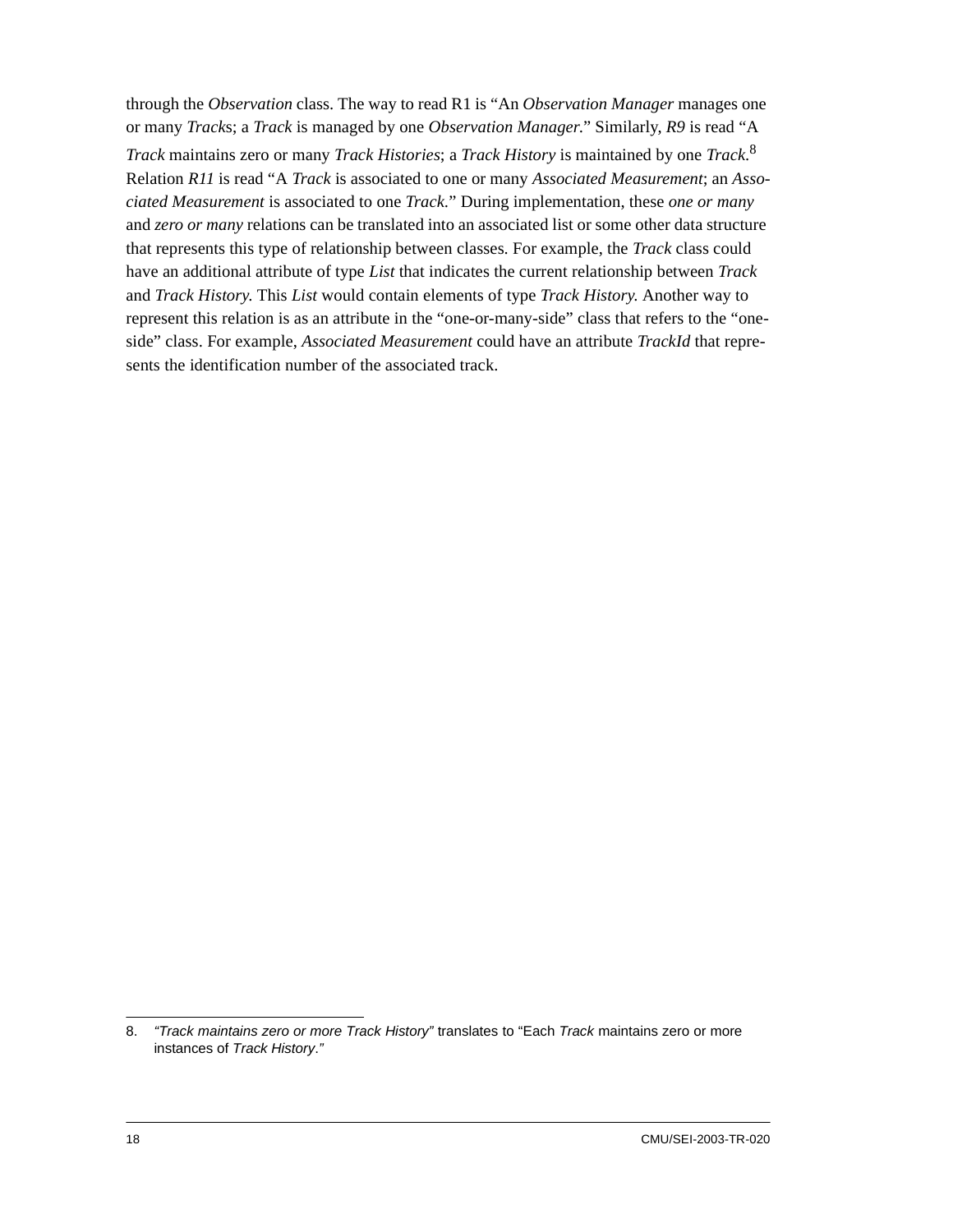through the *Observation* class. The way to read R1 is "An *Observation Manager* manages one or many *Track*s; a *Track* is managed by one *Observation Manager*." Similarly, *R9* is read "A *Track* maintains zero or many *Track Histories*; a *Track History* is maintained by one *Track*.[8] Relation *R11* is read "A *Track* is associated to one or many *Associated Measurement*; an *Associated Measurement* is associated to one *Track*." During implementation, these *one or many* and *zero or many* relations can be translated into an associated list or some other data structure that represents this type of relationship between classes. For example, the *Track* class could have an additional attribute of type *List* that indicates the current relationship between *Track* and *Track History.* This *List* would contain elements of type *Track History.* Another way to represent this relation is as an attribute in the "one-or-many-side" class that refers to the "one-side" class. For example, *Associated Measurement* could have an attribute *TrackId* that represents the identification number of the associated track.

---

8. *"Track maintains zero or more Track History"* translates to "Each *Track* maintains zero or more instances of *Track History*."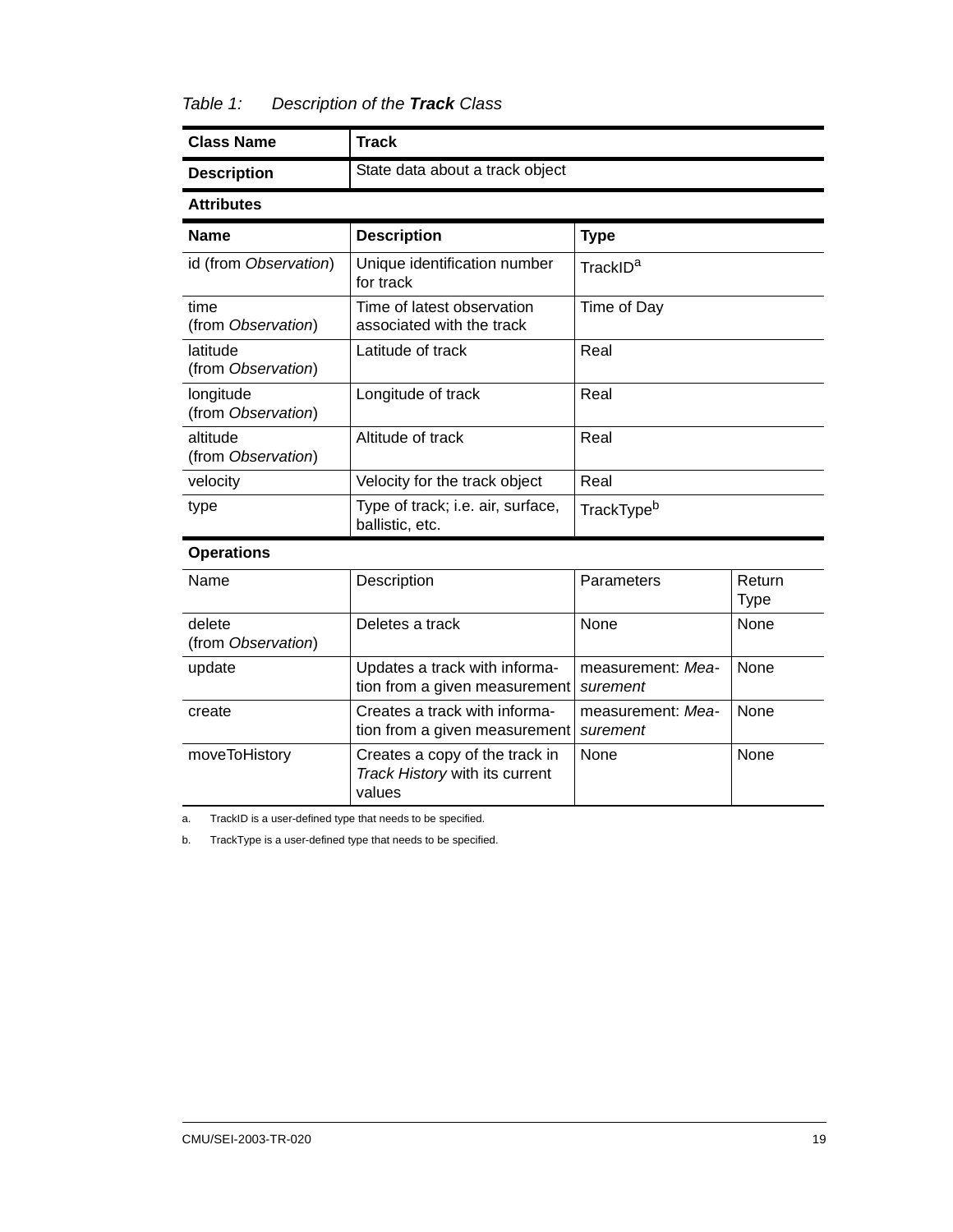*Table 1: Description of the **Track** Class*

| Class Name | Track | | |
|---|---|---|---|
| **Description** | State data about a track object | | |
| **Attributes** | | | |
| **Name** | **Description** | **Type** | |
| id (from *Observation*) | Unique identification number for track | TrackID[a] | |
| time (from *Observation*) | Time of latest observation associated with the track | Time of Day | |
| latitude (from *Observation*) | Latitude of track | Real | |
| longitude (from *Observation*) | Longitude of track | Real | |
| altitude (from *Observation*) | Altitude of track | Real | |
| velocity | Velocity for the track object | Real | |
| type | Type of track; i.e. air, surface, ballistic, etc. | TrackType[b] | |
| **Operations** | | | |
| Name | Description | Parameters | Return Type |
| delete (from *Observation*) | Deletes a track | None | None |
| update | Updates a track with information from a given measurement | measurement: *Measurement* | None |
| create | Creates a track with information from a given measurement | measurement: *Measurement* | None |
| moveToHistory | Creates a copy of the track in *Track History* with its current values | None | None |

a. TrackID is a user-defined type that needs to be specified.

b. TrackType is a user-defined type that needs to be specified.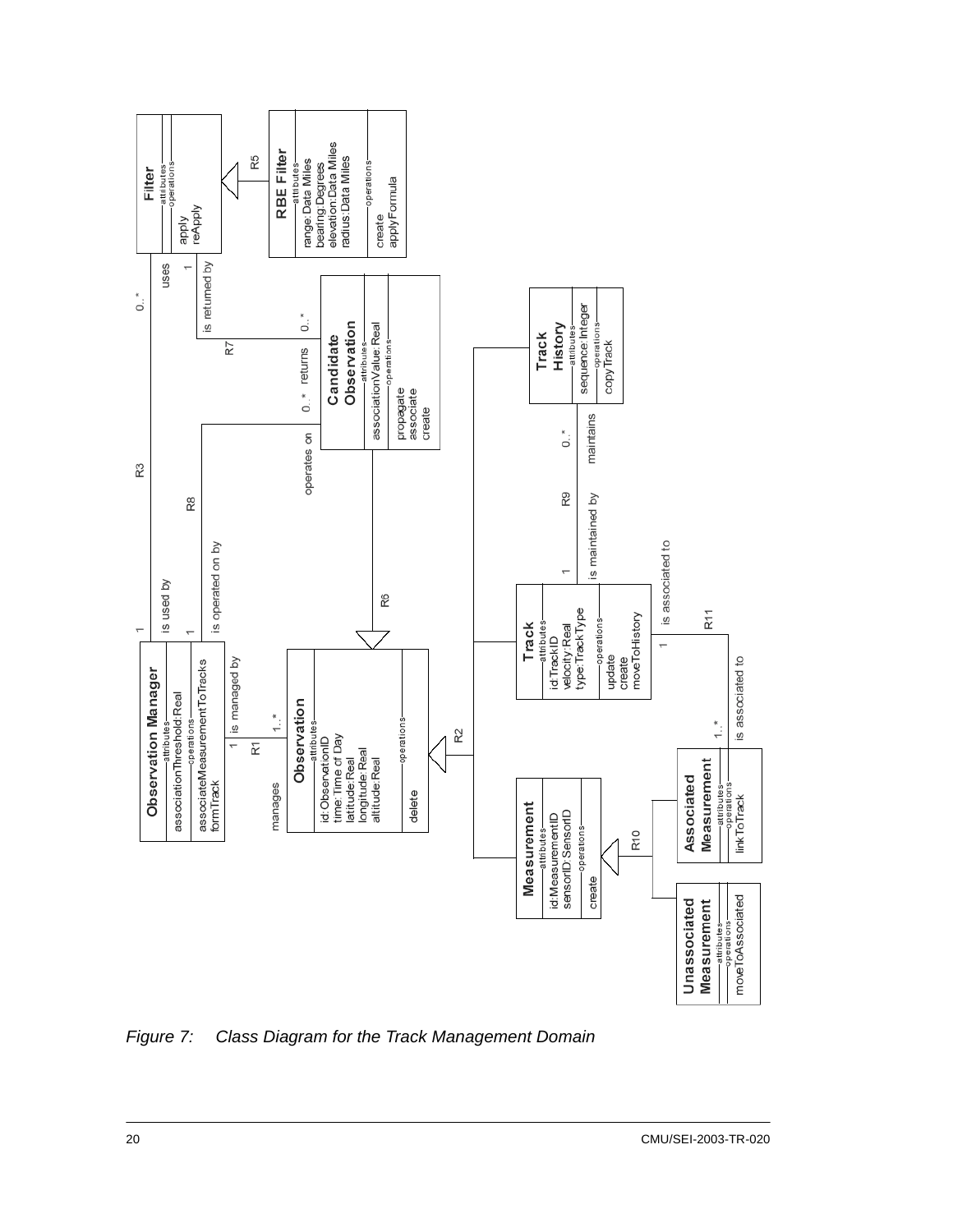Figure 7: Class Diagram for the Track Management Domain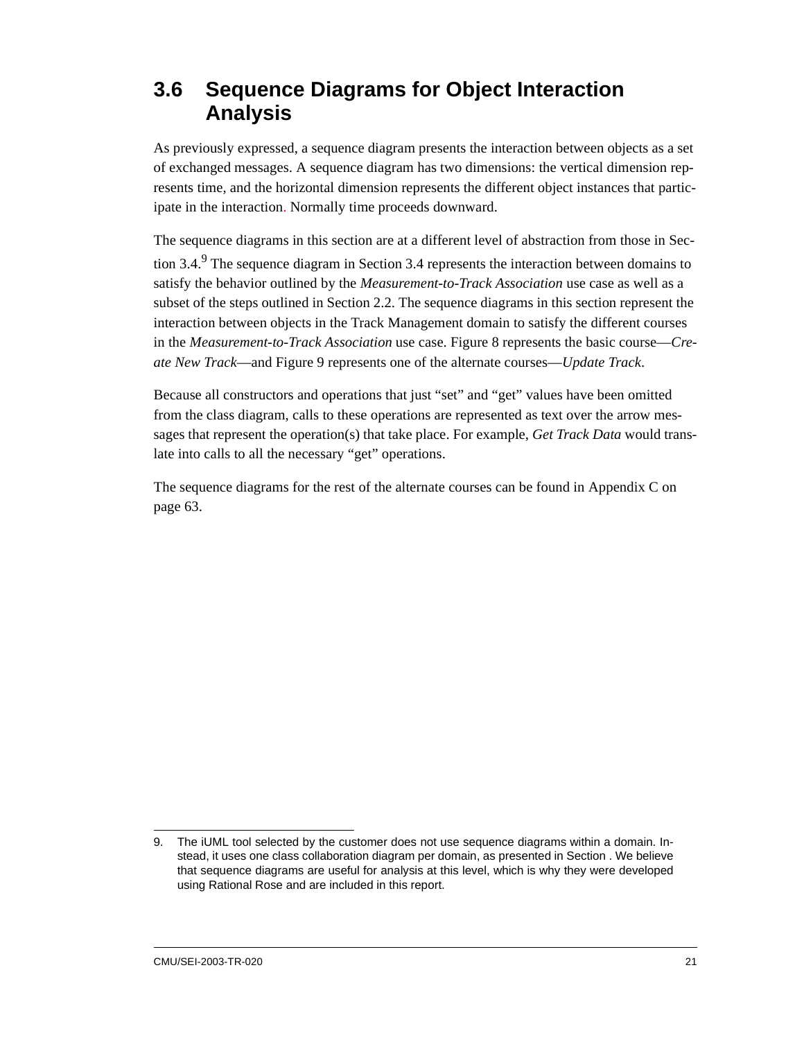## 3.6 Sequence Diagrams for Object Interaction Analysis

As previously expressed, a sequence diagram presents the interaction between objects as a set of exchanged messages. A sequence diagram has two dimensions: the vertical dimension represents time, and the horizontal dimension represents the different object instances that participate in the interaction. Normally time proceeds downward.

The sequence diagrams in this section are at a different level of abstraction from those in Section 3.4.[9] The sequence diagram in Section 3.4 represents the interaction between domains to satisfy the behavior outlined by the *Measurement-to-Track Association* use case as well as a subset of the steps outlined in Section 2.2. The sequence diagrams in this section represent the interaction between objects in the Track Management domain to satisfy the different courses in the *Measurement-to-Track Association* use case. Figure 8 represents the basic course—*Create New Track*—and Figure 9 represents one of the alternate courses—*Update Track*.

Because all constructors and operations that just "set" and "get" values have been omitted from the class diagram, calls to these operations are represented as text over the arrow messages that represent the operation(s) that take place. For example, *Get Track Data* would translate into calls to all the necessary "get" operations.

The sequence diagrams for the rest of the alternate courses can be found in Appendix C on page 63.

---

9. The iUML tool selected by the customer does not use sequence diagrams within a domain. Instead, it uses one class collaboration diagram per domain, as presented in Section . We believe that sequence diagrams are useful for analysis at this level, which is why they were developed using Rational Rose and are included in this report.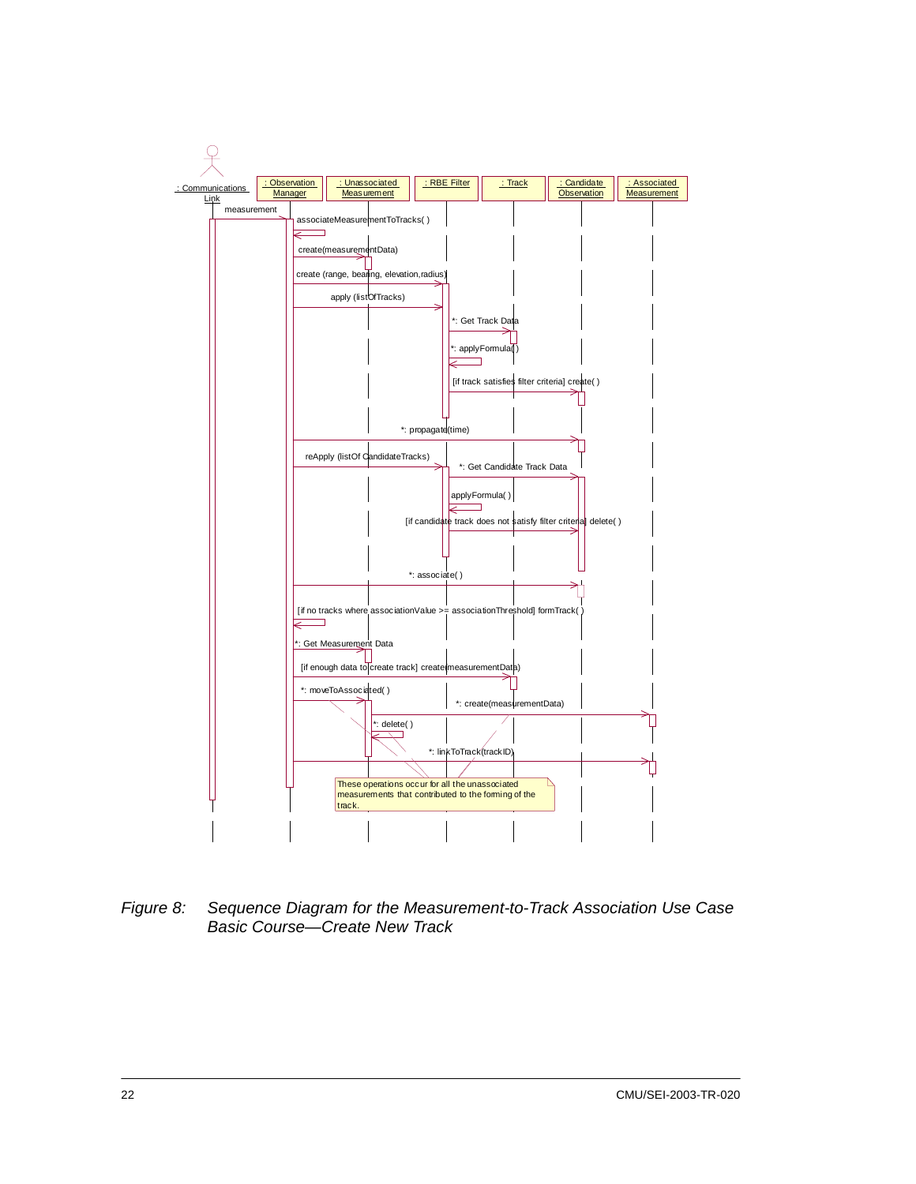*Figure 8: Sequence Diagram for the Measurement-to-Track Association Use Case Basic Course—Create New Track*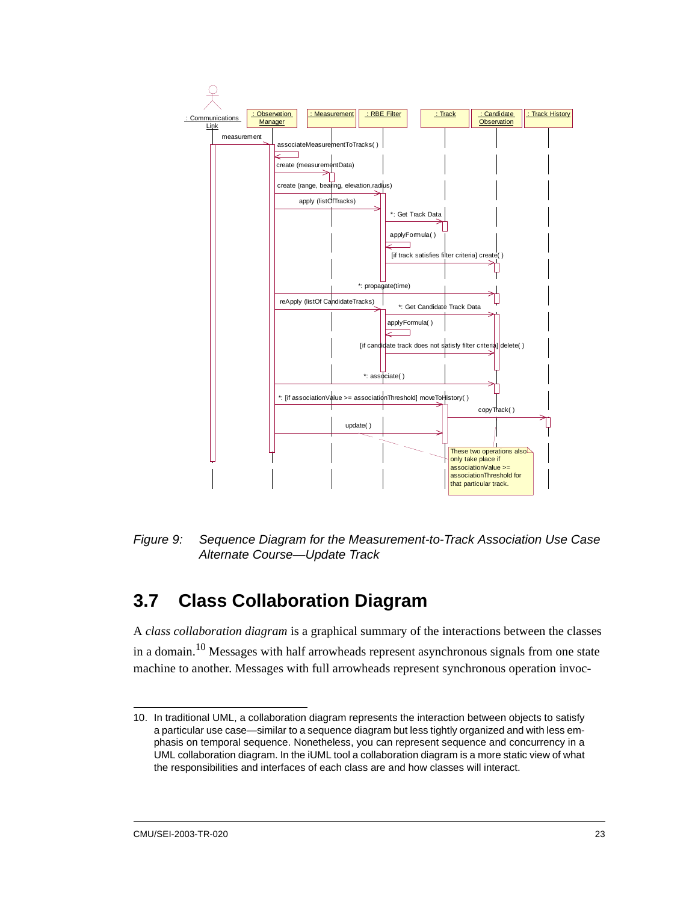Figure 9: Sequence Diagram for the Measurement-to-Track Association Use Case Alternate Course—Update Track

## 3.7 Class Collaboration Diagram

A *class collaboration diagram* is a graphical summary of the interactions between the classes in a domain.[10] Messages with half arrowheads represent asynchronous signals from one state machine to another. Messages with full arrowheads represent synchronous operation invoc-

---

10. In traditional UML, a collaboration diagram represents the interaction between objects to satisfy a particular use case—similar to a sequence diagram but less tightly organized and with less emphasis on temporal sequence. Nonetheless, you can represent sequence and concurrency in a UML collaboration diagram. In the iUML tool a collaboration diagram is a more static view of what the responsibilities and interfaces of each class are and how classes will interact.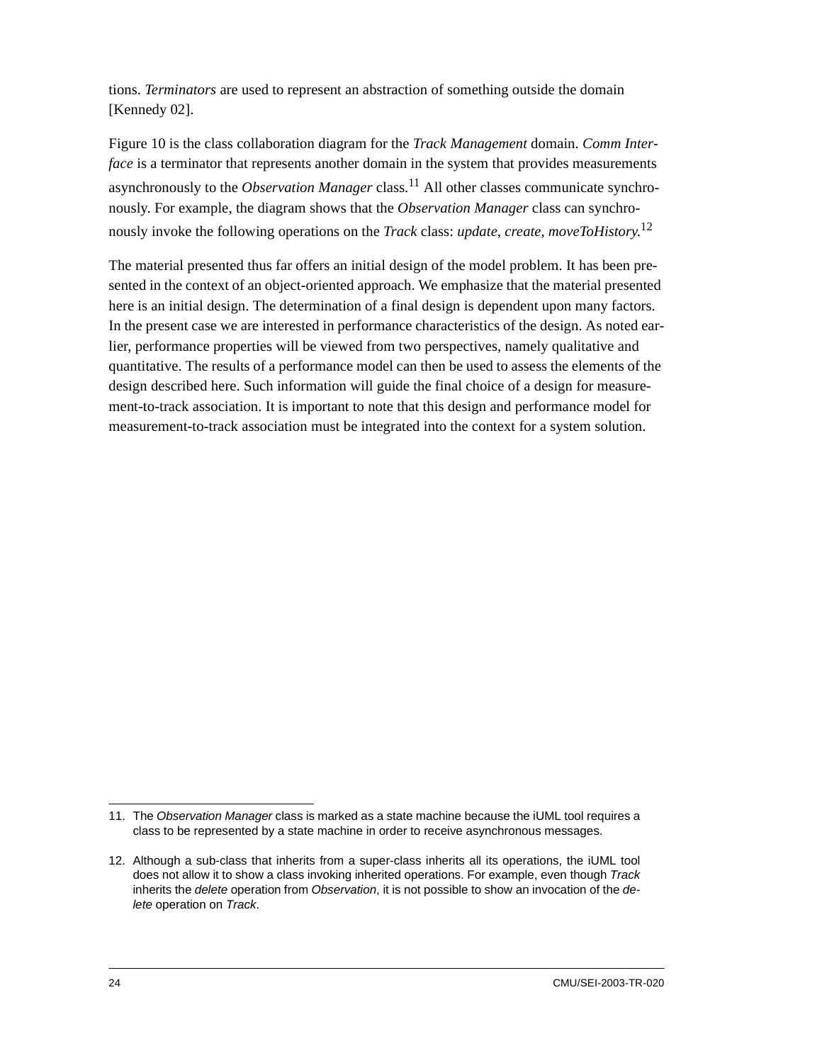tions. *Terminators* are used to represent an abstraction of something outside the domain [Kennedy 02].

Figure 10 is the class collaboration diagram for the *Track Management* domain. *Comm Interface* is a terminator that represents another domain in the system that provides measurements asynchronously to the *Observation Manager* class.[11] All other classes communicate synchronously. For example, the diagram shows that the *Observation Manager* class can synchronously invoke the following operations on the *Track* class: *update*, *create*, *moveToHistory*.[12]

The material presented thus far offers an initial design of the model problem. It has been presented in the context of an object-oriented approach. We emphasize that the material presented here is an initial design. The determination of a final design is dependent upon many factors. In the present case we are interested in performance characteristics of the design. As noted earlier, performance properties will be viewed from two perspectives, namely qualitative and quantitative. The results of a performance model can then be used to assess the elements of the design described here. Such information will guide the final choice of a design for measurement-to-track association. It is important to note that this design and performance model for measurement-to-track association must be integrated into the context for a system solution.

---

11. The *Observation Manager* class is marked as a state machine because the iUML tool requires a class to be represented by a state machine in order to receive asynchronous messages.

12. Although a sub-class that inherits from a super-class inherits all its operations, the iUML tool does not allow it to show a class invoking inherited operations. For example, even though *Track* inherits the *delete* operation from *Observation*, it is not possible to show an invocation of the *delete* operation on *Track*.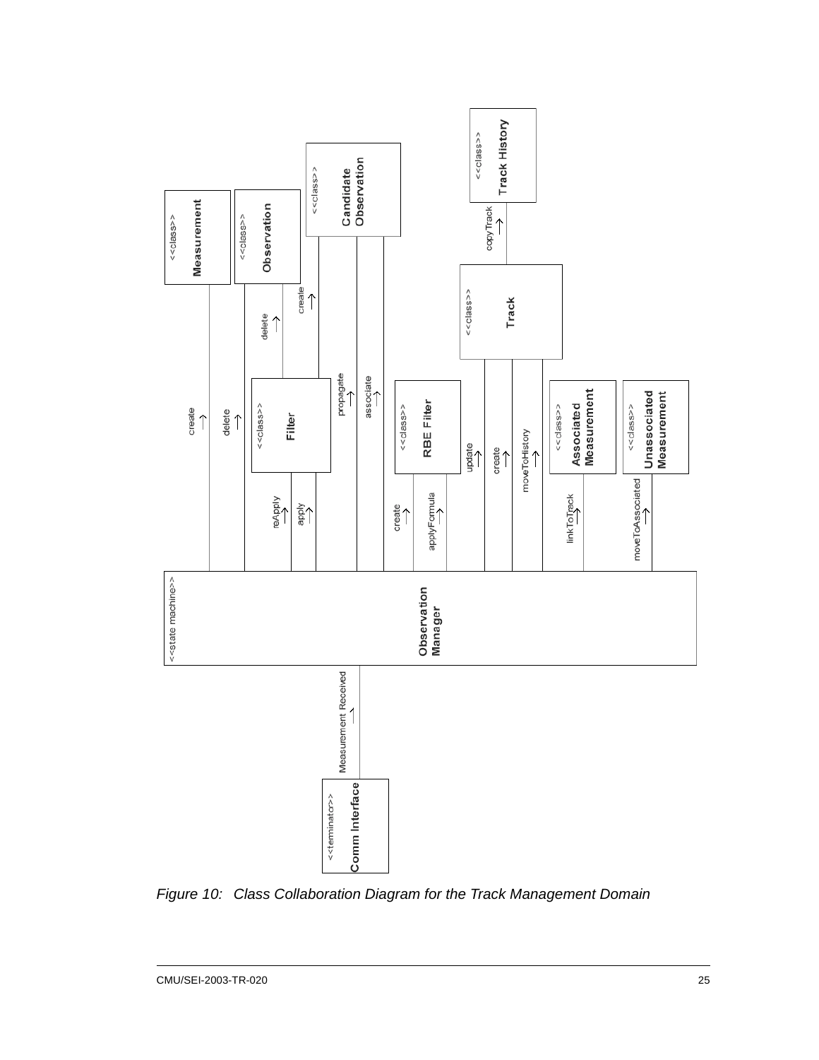Figure 10: Class Collaboration Diagram for the Track Management Domain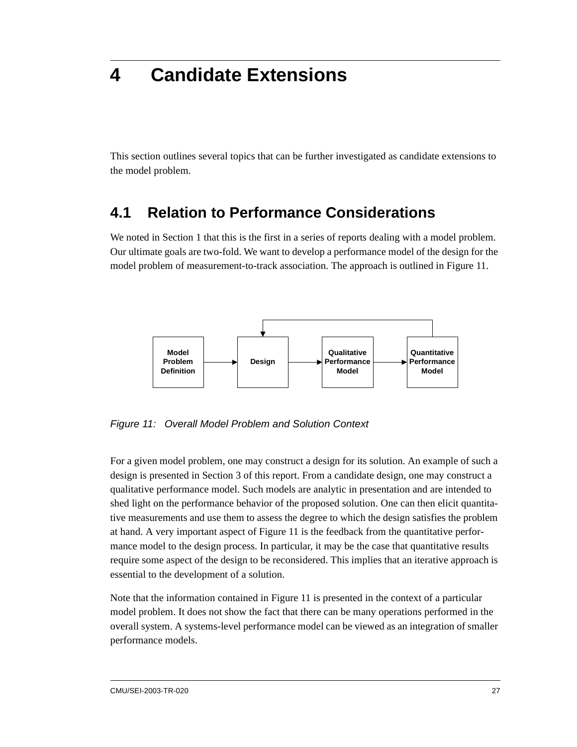# 4 Candidate Extensions

This section outlines several topics that can be further investigated as candidate extensions to the model problem.

## 4.1 Relation to Performance Considerations

We noted in Section 1 that this is the first in a series of reports dealing with a model problem. Our ultimate goals are two-fold. We want to develop a performance model of the design for the model problem of measurement-to-track association. The approach is outlined in Figure 11.

Model Problem Definition → Design → Qualitative Performance Model → Quantitative Performance Model

*Figure 11: Overall Model Problem and Solution Context*

For a given model problem, one may construct a design for its solution. An example of such a design is presented in Section 3 of this report. From a candidate design, one may construct a qualitative performance model. Such models are analytic in presentation and are intended to shed light on the performance behavior of the proposed solution. One can then elicit quantitative measurements and use them to assess the degree to which the design satisfies the problem at hand. A very important aspect of Figure 11 is the feedback from the quantitative performance model to the design process. In particular, it may be the case that quantitative results require some aspect of the design to be reconsidered. This implies that an iterative approach is essential to the development of a solution.

Note that the information contained in Figure 11 is presented in the context of a particular model problem. It does not show the fact that there can be many operations performed in the overall system. A systems-level performance model can be viewed as an integration of smaller performance models.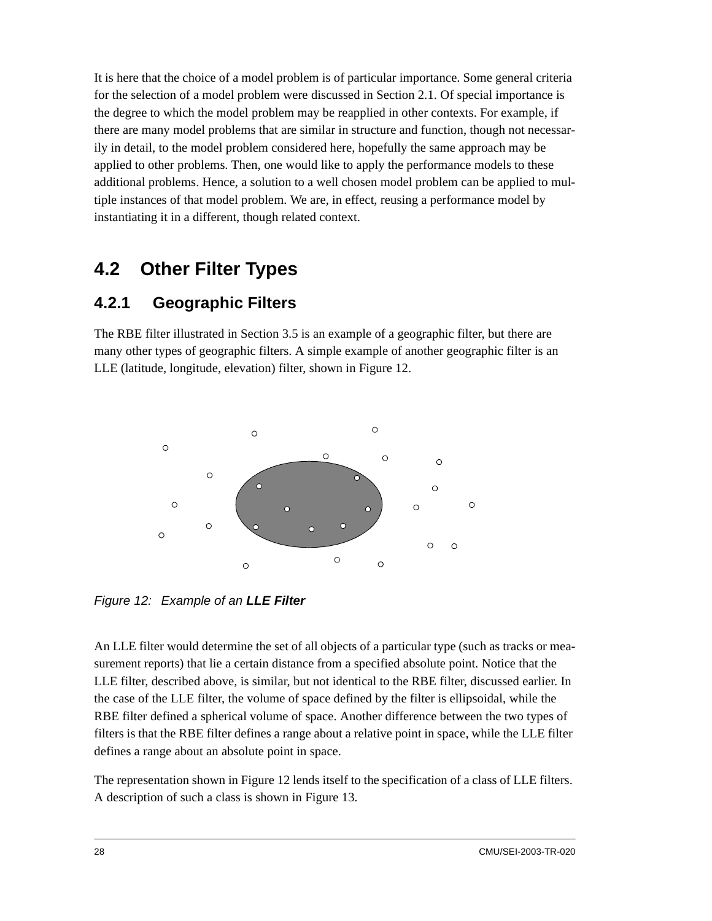It is here that the choice of a model problem is of particular importance. Some general criteria for the selection of a model problem were discussed in Section 2.1. Of special importance is the degree to which the model problem may be reapplied in other contexts. For example, if there are many model problems that are similar in structure and function, though not necessarily in detail, to the model problem considered here, hopefully the same approach may be applied to other problems. Then, one would like to apply the performance models to these additional problems. Hence, a solution to a well chosen model problem can be applied to multiple instances of that model problem. We are, in effect, reusing a performance model by instantiating it in a different, though related context.

## 4.2 Other Filter Types

### 4.2.1 Geographic Filters

The RBE filter illustrated in Section 3.5 is an example of a geographic filter, but there are many other types of geographic filters. A simple example of another geographic filter is an LLE (latitude, longitude, elevation) filter, shown in Figure 12.

*Figure 12: Example of an* ***LLE Filter***

An LLE filter would determine the set of all objects of a particular type (such as tracks or measurement reports) that lie a certain distance from a specified absolute point. Notice that the LLE filter, described above, is similar, but not identical to the RBE filter, discussed earlier. In the case of the LLE filter, the volume of space defined by the filter is ellipsoidal, while the RBE filter defined a spherical volume of space. Another difference between the two types of filters is that the RBE filter defines a range about a relative point in space, while the LLE filter defines a range about an absolute point in space.

The representation shown in Figure 12 lends itself to the specification of a class of LLE filters. A description of such a class is shown in Figure 13.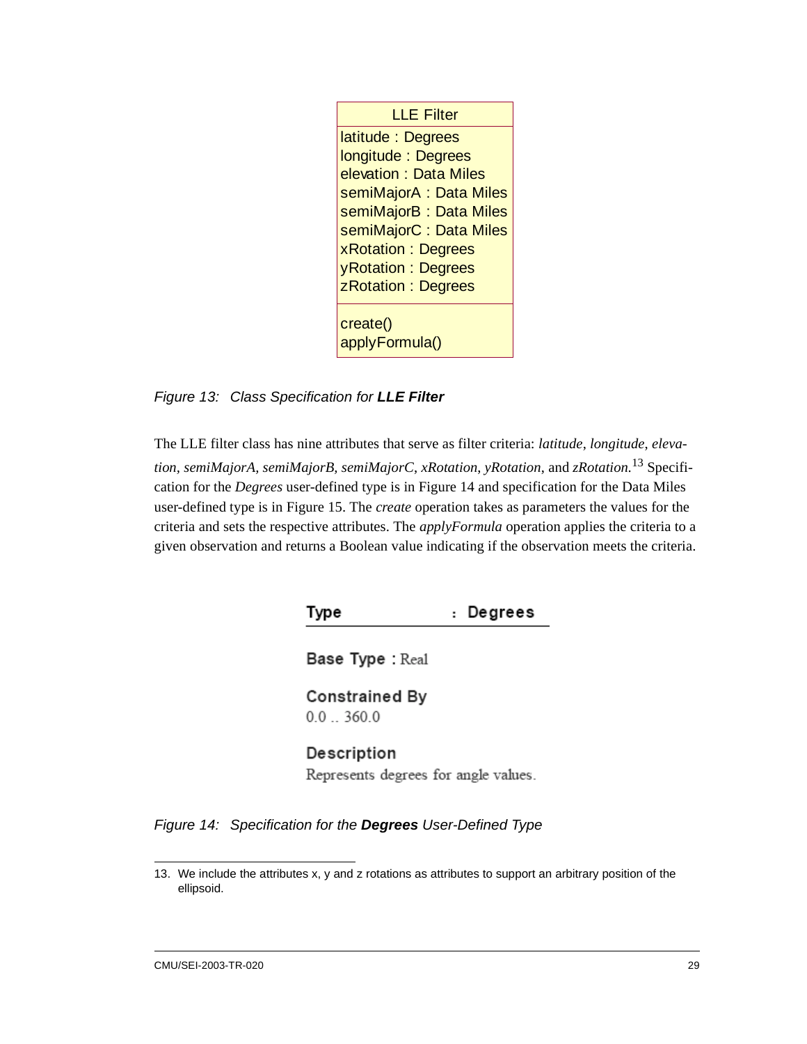| LLE Filter |
|---|
| latitude : Degrees<br>longitude : Degrees<br>elevation : Data Miles<br>semiMajorA : Data Miles<br>semiMajorB : Data Miles<br>semiMajorC : Data Miles<br>xRotation : Degrees<br>yRotation : Degrees<br>zRotation : Degrees |
| create()<br>applyFormula() |

*Figure 13: Class Specification for* ***LLE Filter***

The LLE filter class has nine attributes that serve as filter criteria: *latitude*, *longitude*, *elevation, semiMajorA, semiMajorB, semiMajorC, xRotation, yRotation*, and *zRotation.*[13] Specification for the *Degrees* user-defined type is in Figure 14 and specification for the Data Miles user-defined type is in Figure 15. The *create* operation takes as parameters the values for the criteria and sets the respective attributes. The *applyFormula* operation applies the criteria to a given observation and returns a Boolean value indicating if the observation meets the criteria.

**Type : Degrees**

**Base Type :** Real

**Constrained By**
0.0 .. 360.0

**Description**
Represents degrees for angle values.

*Figure 14: Specification for the* ***Degrees*** *User-Defined Type*

13. We include the attributes x, y and z rotations as attributes to support an arbitrary position of the ellipsoid.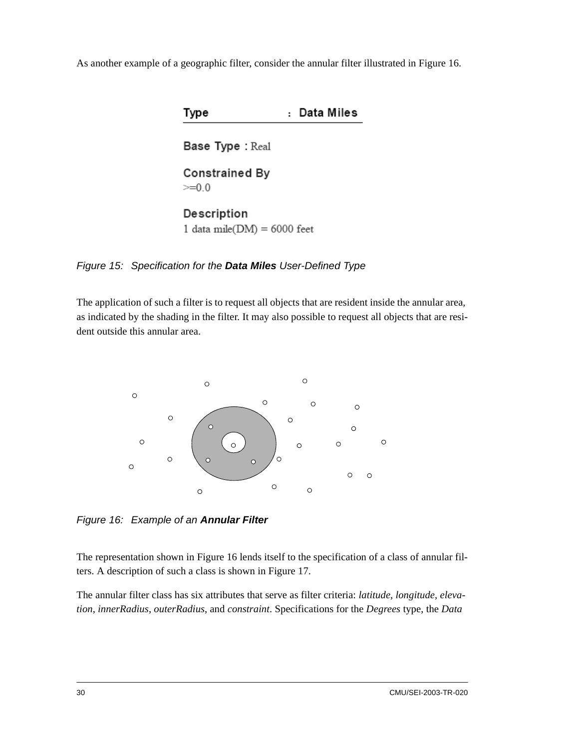As another example of a geographic filter, consider the annular filter illustrated in Figure 16.

**Type** : **Data Miles**

**Base Type** : Real

**Constrained By**
>=0.0

**Description**
1 data mile(DM) = 6000 feet

*Figure 15: Specification for the* ***Data Miles*** *User-Defined Type*

The application of such a filter is to request all objects that are resident inside the annular area, as indicated by the shading in the filter. It may also possible to request all objects that are resident outside this annular area.

*Figure 16: Example of an* ***Annular Filter***

The representation shown in Figure 16 lends itself to the specification of a class of annular filters. A description of such a class is shown in Figure 17.

The annular filter class has six attributes that serve as filter criteria: *latitude*, *longitude*, *elevation*, *innerRadius*, *outerRadius*, and *constraint*. Specifications for the *Degrees* type, the *Data*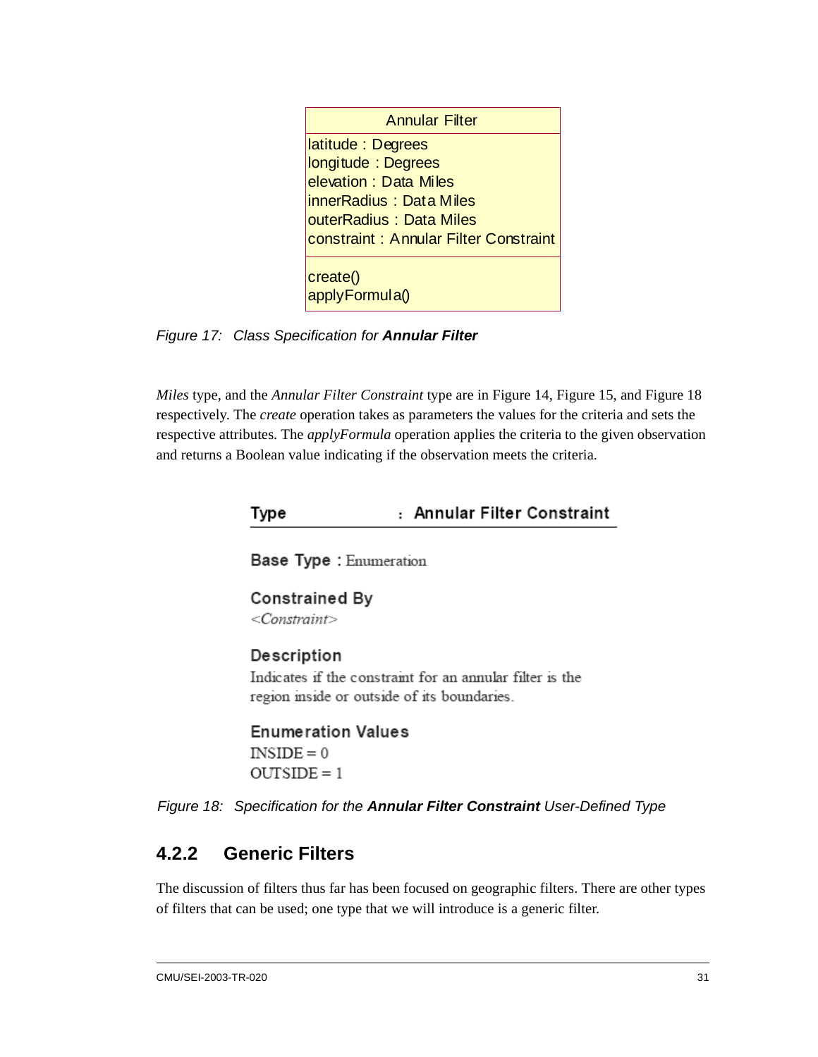| Annular Filter |
|---|
| latitude : Degrees<br>longitude : Degrees<br>elevation : Data Miles<br>innerRadius : Data Miles<br>outerRadius : Data Miles<br>constraint : Annular Filter Constraint |
| create()<br>applyFormula() |

*Figure 17: Class Specification for* ***Annular Filter***

*Miles* type, and the *Annular Filter Constraint* type are in Figure 14, Figure 15, and Figure 18 respectively. The *create* operation takes as parameters the values for the criteria and sets the respective attributes. The *applyFormula* operation applies the criteria to the given observation and returns a Boolean value indicating if the observation meets the criteria.

**Type : Annular Filter Constraint**

**Base Type :** Enumeration

**Constrained By**
*<Constraint>*

**Description**
Indicates if the constraint for an annular filter is the region inside or outside of its boundaries.

**Enumeration Values**
INSIDE = 0
OUTSIDE = 1

*Figure 18: Specification for the* ***Annular Filter Constraint*** *User-Defined Type*

### 4.2.2 Generic Filters

The discussion of filters thus far has been focused on geographic filters. There are other types of filters that can be used; one type that we will introduce is a generic filter.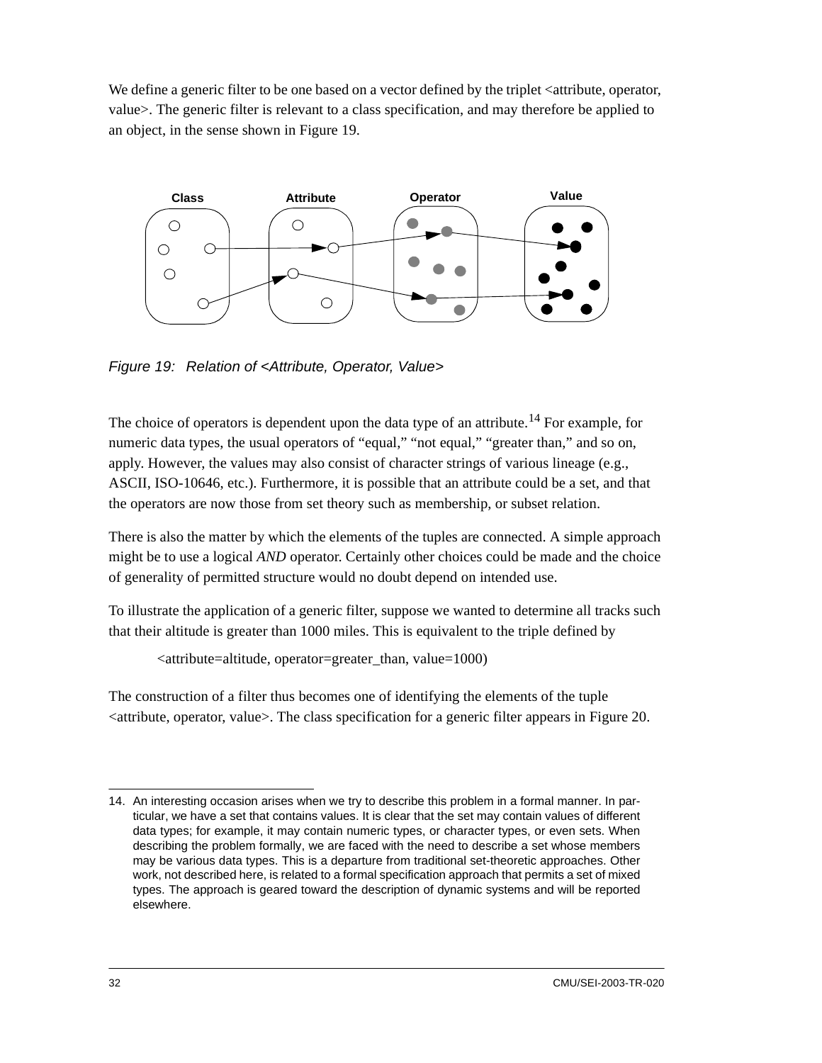We define a generic filter to be one based on a vector defined by the triplet <attribute, operator, value>. The generic filter is relevant to a class specification, and may therefore be applied to an object, in the sense shown in Figure 19.

*Figure 19: Relation of <Attribute, Operator, Value>*

The choice of operators is dependent upon the data type of an attribute.[14] For example, for numeric data types, the usual operators of "equal," "not equal," "greater than," and so on, apply. However, the values may also consist of character strings of various lineage (e.g., ASCII, ISO-10646, etc.). Furthermore, it is possible that an attribute could be a set, and that the operators are now those from set theory such as membership, or subset relation.

There is also the matter by which the elements of the tuples are connected. A simple approach might be to use a logical *AND* operator. Certainly other choices could be made and the choice of generality of permitted structure would no doubt depend on intended use.

To illustrate the application of a generic filter, suppose we wanted to determine all tracks such that their altitude is greater than 1000 miles. This is equivalent to the triple defined by

<attribute=altitude, operator=greater_than, value=1000)

The construction of a filter thus becomes one of identifying the elements of the tuple <attribute, operator, value>. The class specification for a generic filter appears in Figure 20.

---

14. An interesting occasion arises when we try to describe this problem in a formal manner. In particular, we have a set that contains values. It is clear that the set may contain values of different data types; for example, it may contain numeric types, or character types, or even sets. When describing the problem formally, we are faced with the need to describe a set whose members may be various data types. This is a departure from traditional set-theoretic approaches. Other work, not described here, is related to a formal specification approach that permits a set of mixed types. The approach is geared toward the description of dynamic systems and will be reported elsewhere.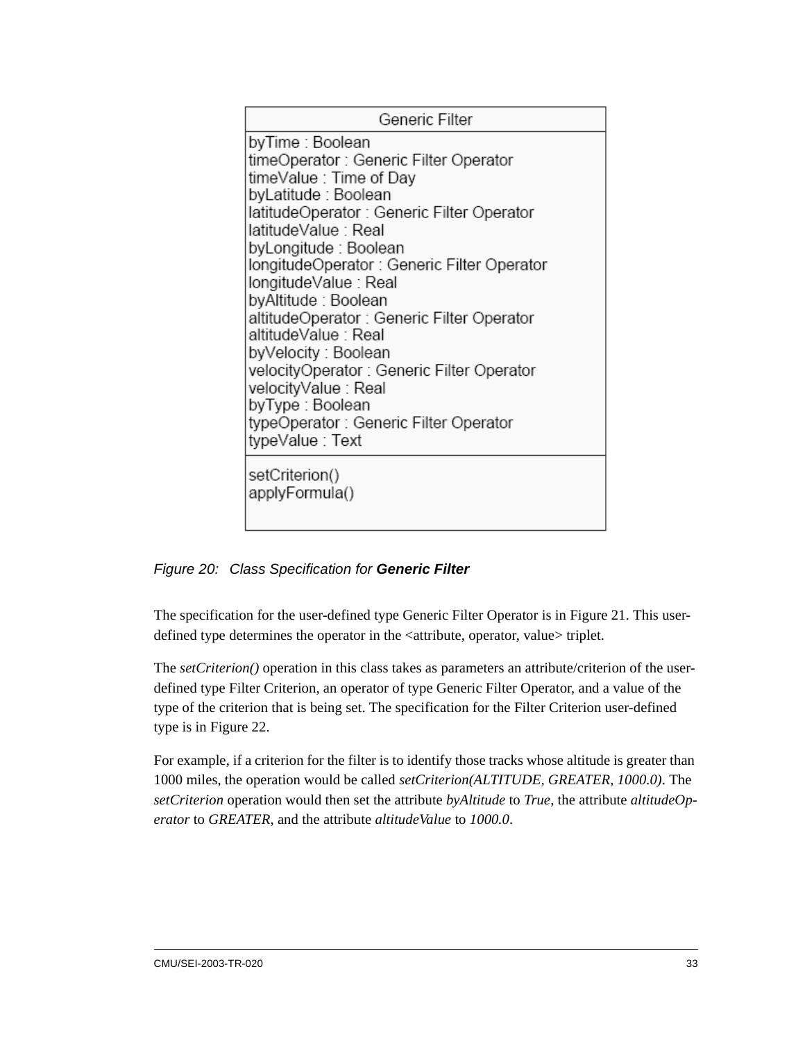| Generic Filter |
| --- |
| byTime : Boolean<br>timeOperator : Generic Filter Operator<br>timeValue : Time of Day<br>byLatitude : Boolean<br>latitudeOperator : Generic Filter Operator<br>latitudeValue : Real<br>byLongitude : Boolean<br>longitudeOperator : Generic Filter Operator<br>longitudeValue : Real<br>byAltitude : Boolean<br>altitudeOperator : Generic Filter Operator<br>altitudeValue : Real<br>byVelocity : Boolean<br>velocityOperator : Generic Filter Operator<br>velocityValue : Real<br>byType : Boolean<br>typeOperator : Generic Filter Operator<br>typeValue : Text |
| setCriterion()<br>applyFormula() |

*Figure 20: Class Specification for **Generic Filter***

The specification for the user-defined type Generic Filter Operator is in Figure 21. This user-defined type determines the operator in the <attribute, operator, value> triplet.

The *setCriterion()* operation in this class takes as parameters an attribute/criterion of the user-defined type Filter Criterion, an operator of type Generic Filter Operator, and a value of the type of the criterion that is being set. The specification for the Filter Criterion user-defined type is in Figure 22.

For example, if a criterion for the filter is to identify those tracks whose altitude is greater than 1000 miles, the operation would be called *setCriterion(ALTITUDE, GREATER, 1000.0)*. The *setCriterion* operation would then set the attribute *byAltitude* to *True*, the attribute *altitudeOperator* to *GREATER*, and the attribute *altitudeValue* to *1000.0*.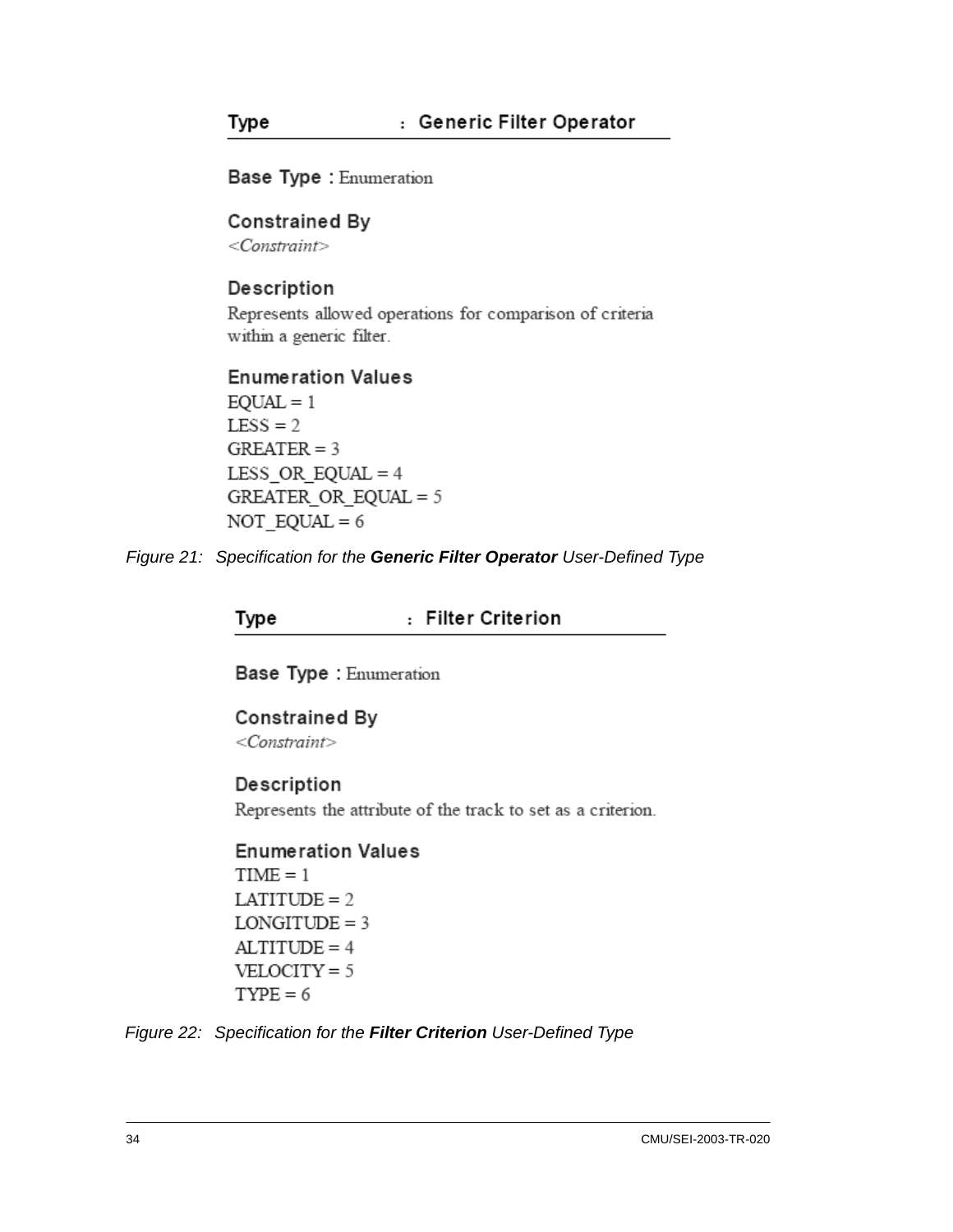**Type : Generic Filter Operator**

**Base Type :** Enumeration

**Constrained By**

*<Constraint>*

**Description**

Represents allowed operations for comparison of criteria within a generic filter.

**Enumeration Values**

EQUAL = 1
LESS = 2
GREATER = 3
LESS_OR_EQUAL = 4
GREATER_OR_EQUAL = 5
NOT_EQUAL = 6

*Figure 21: Specification for the* ***Generic Filter Operator*** *User-Defined Type*

**Type : Filter Criterion**

**Base Type :** Enumeration

**Constrained By**

*<Constraint>*

**Description**

Represents the attribute of the track to set as a criterion.

**Enumeration Values**

TIME = 1
LATITUDE = 2
LONGITUDE = 3
ALTITUDE = 4
VELOCITY = 5
TYPE = 6

*Figure 22: Specification for the* ***Filter Criterion*** *User-Defined Type*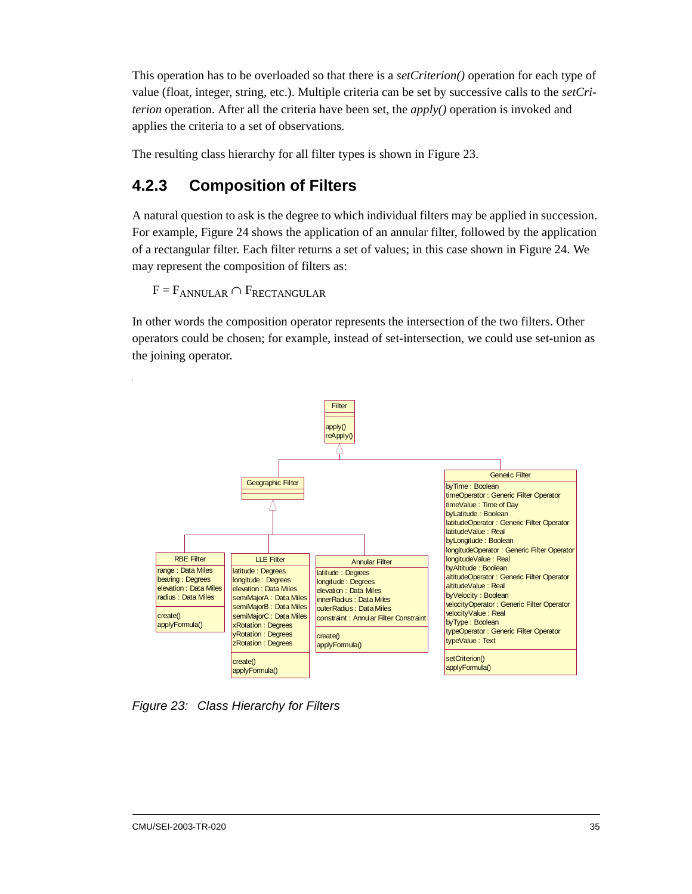This operation has to be overloaded so that there is a *setCriterion()* operation for each type of value (float, integer, string, etc.). Multiple criteria can be set by successive calls to the *setCriterion* operation. After all the criteria have been set, the *apply()* operation is invoked and applies the criteria to a set of observations.

The resulting class hierarchy for all filter types is shown in Figure 23.

### 4.2.3 Composition of Filters

A natural question to ask is the degree to which individual filters may be applied in succession. For example, Figure 24 shows the application of an annular filter, followed by the application of a rectangular filter. Each filter returns a set of values; in this case shown in Figure 24. We may represent the composition of filters as:

$$F = F_{ANNULAR} \cap F_{RECTANGULAR}$$

In other words the composition operator represents the intersection of the two filters. Other operators could be chosen; for example, instead of set-intersection, we could use set-union as the joining operator.

*Figure 23: Class Hierarchy for Filters*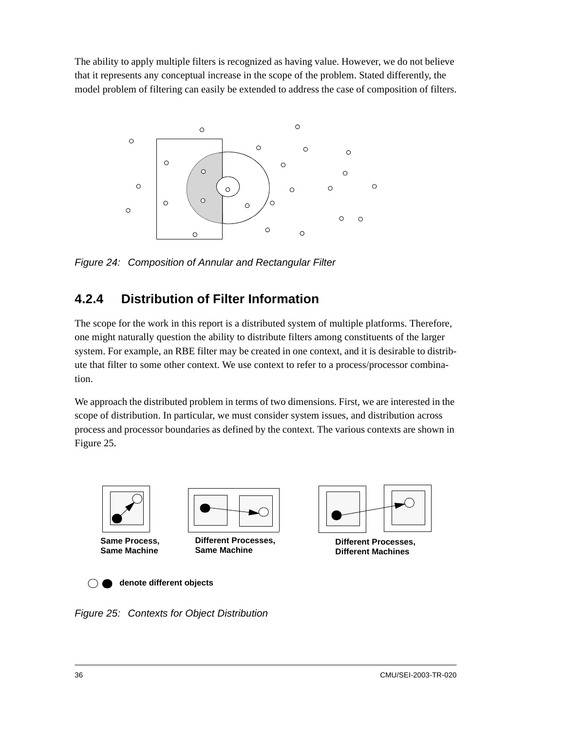The ability to apply multiple filters is recognized as having value. However, we do not believe that it represents any conceptual increase in the scope of the problem. Stated differently, the model problem of filtering can easily be extended to address the case of composition of filters.

*Figure 24: Composition of Annular and Rectangular Filter*

## 4.2.4 Distribution of Filter Information

The scope for the work in this report is a distributed system of multiple platforms. Therefore, one might naturally question the ability to distribute filters among constituents of the larger system. For example, an RBE filter may be created in one context, and it is desirable to distribute that filter to some other context. We use context to refer to a process/processor combination.

We approach the distributed problem in terms of two dimensions. First, we are interested in the scope of distribution. In particular, we must consider system issues, and distribution across process and processor boundaries as defined by the context. The various contexts are shown in Figure 25.

**Same Process, Same Machine**

**Different Processes, Same Machine**

**Different Processes, Different Machines**

**denote different objects**

*Figure 25: Contexts for Object Distribution*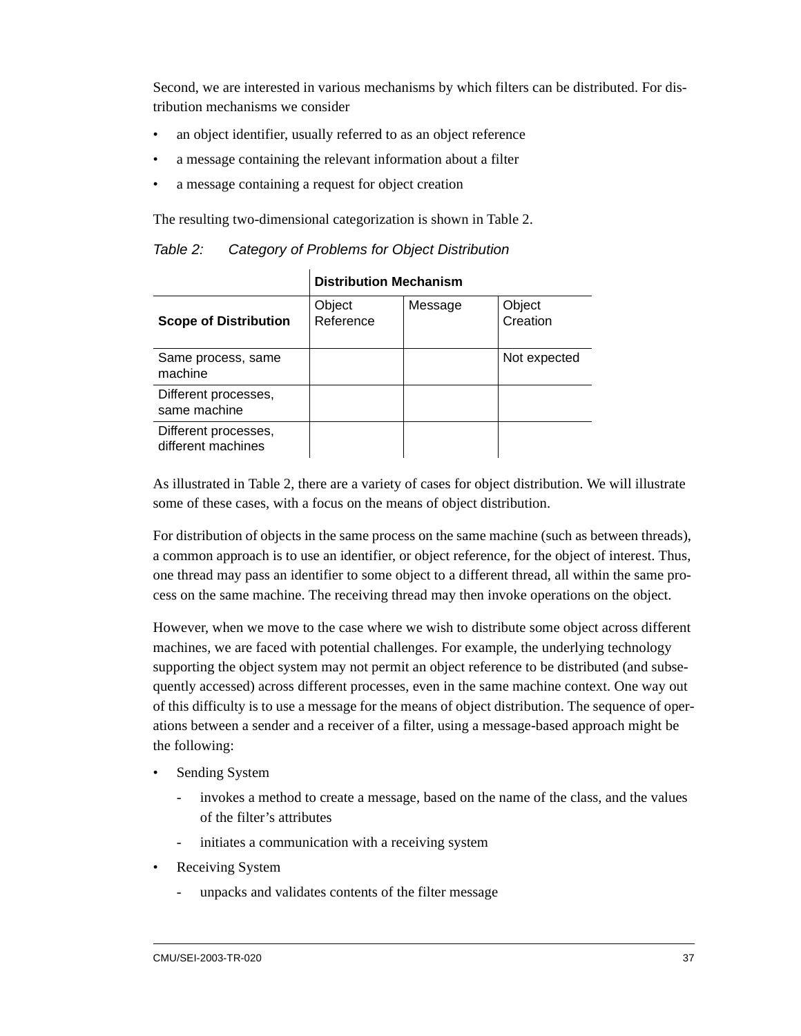Second, we are interested in various mechanisms by which filters can be distributed. For distribution mechanisms we consider

- an object identifier, usually referred to as an object reference
- a message containing the relevant information about a filter
- a message containing a request for object creation

The resulting two-dimensional categorization is shown in Table 2.

*Table 2: Category of Problems for Object Distribution*

| | **Distribution Mechanism** | | |
|---|---|---|---|
| **Scope of Distribution** | Object Reference | Message | Object Creation |
| Same process, same machine | | | Not expected |
| Different processes, same machine | | | |
| Different processes, different machines | | | |

As illustrated in Table 2, there are a variety of cases for object distribution. We will illustrate some of these cases, with a focus on the means of object distribution.

For distribution of objects in the same process on the same machine (such as between threads), a common approach is to use an identifier, or object reference, for the object of interest. Thus, one thread may pass an identifier to some object to a different thread, all within the same process on the same machine. The receiving thread may then invoke operations on the object.

However, when we move to the case where we wish to distribute some object across different machines, we are faced with potential challenges. For example, the underlying technology supporting the object system may not permit an object reference to be distributed (and subsequently accessed) across different processes, even in the same machine context. One way out of this difficulty is to use a message for the means of object distribution. The sequence of operations between a sender and a receiver of a filter, using a message-based approach might be the following:

- Sending System
  - invokes a method to create a message, based on the name of the class, and the values of the filter's attributes
  - initiates a communication with a receiving system
- Receiving System
  - unpacks and validates contents of the filter message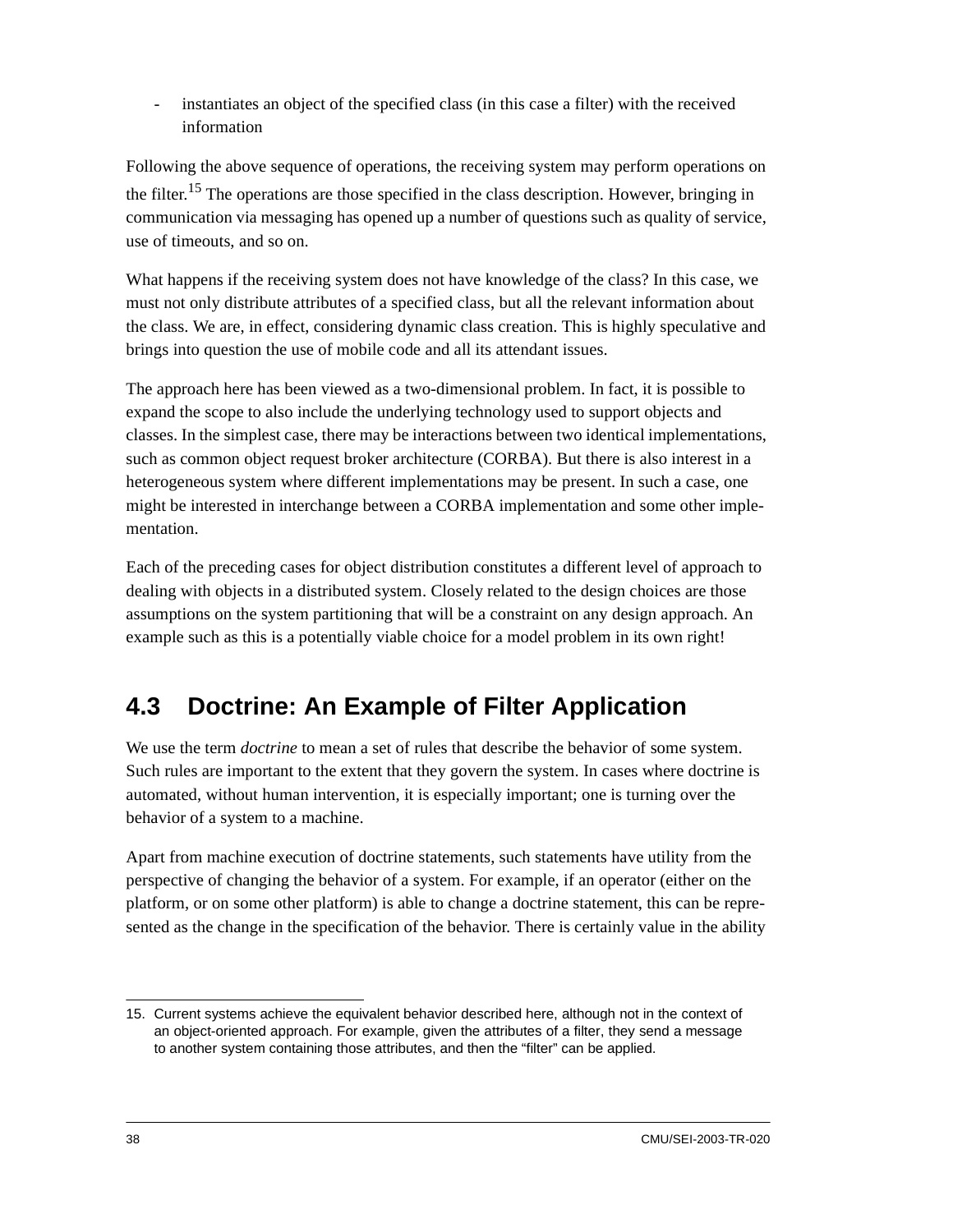- instantiates an object of the specified class (in this case a filter) with the received information

Following the above sequence of operations, the receiving system may perform operations on the filter.[15] The operations are those specified in the class description. However, bringing in communication via messaging has opened up a number of questions such as quality of service, use of timeouts, and so on.

What happens if the receiving system does not have knowledge of the class? In this case, we must not only distribute attributes of a specified class, but all the relevant information about the class. We are, in effect, considering dynamic class creation. This is highly speculative and brings into question the use of mobile code and all its attendant issues.

The approach here has been viewed as a two-dimensional problem. In fact, it is possible to expand the scope to also include the underlying technology used to support objects and classes. In the simplest case, there may be interactions between two identical implementations, such as common object request broker architecture (CORBA). But there is also interest in a heterogeneous system where different implementations may be present. In such a case, one might be interested in interchange between a CORBA implementation and some other implementation.

Each of the preceding cases for object distribution constitutes a different level of approach to dealing with objects in a distributed system. Closely related to the design choices are those assumptions on the system partitioning that will be a constraint on any design approach. An example such as this is a potentially viable choice for a model problem in its own right!

## 4.3 Doctrine: An Example of Filter Application

We use the term *doctrine* to mean a set of rules that describe the behavior of some system. Such rules are important to the extent that they govern the system. In cases where doctrine is automated, without human intervention, it is especially important; one is turning over the behavior of a system to a machine.

Apart from machine execution of doctrine statements, such statements have utility from the perspective of changing the behavior of a system. For example, if an operator (either on the platform, or on some other platform) is able to change a doctrine statement, this can be represented as the change in the specification of the behavior. There is certainly value in the ability

15. Current systems achieve the equivalent behavior described here, although not in the context of an object-oriented approach. For example, given the attributes of a filter, they send a message to another system containing those attributes, and then the “filter” can be applied.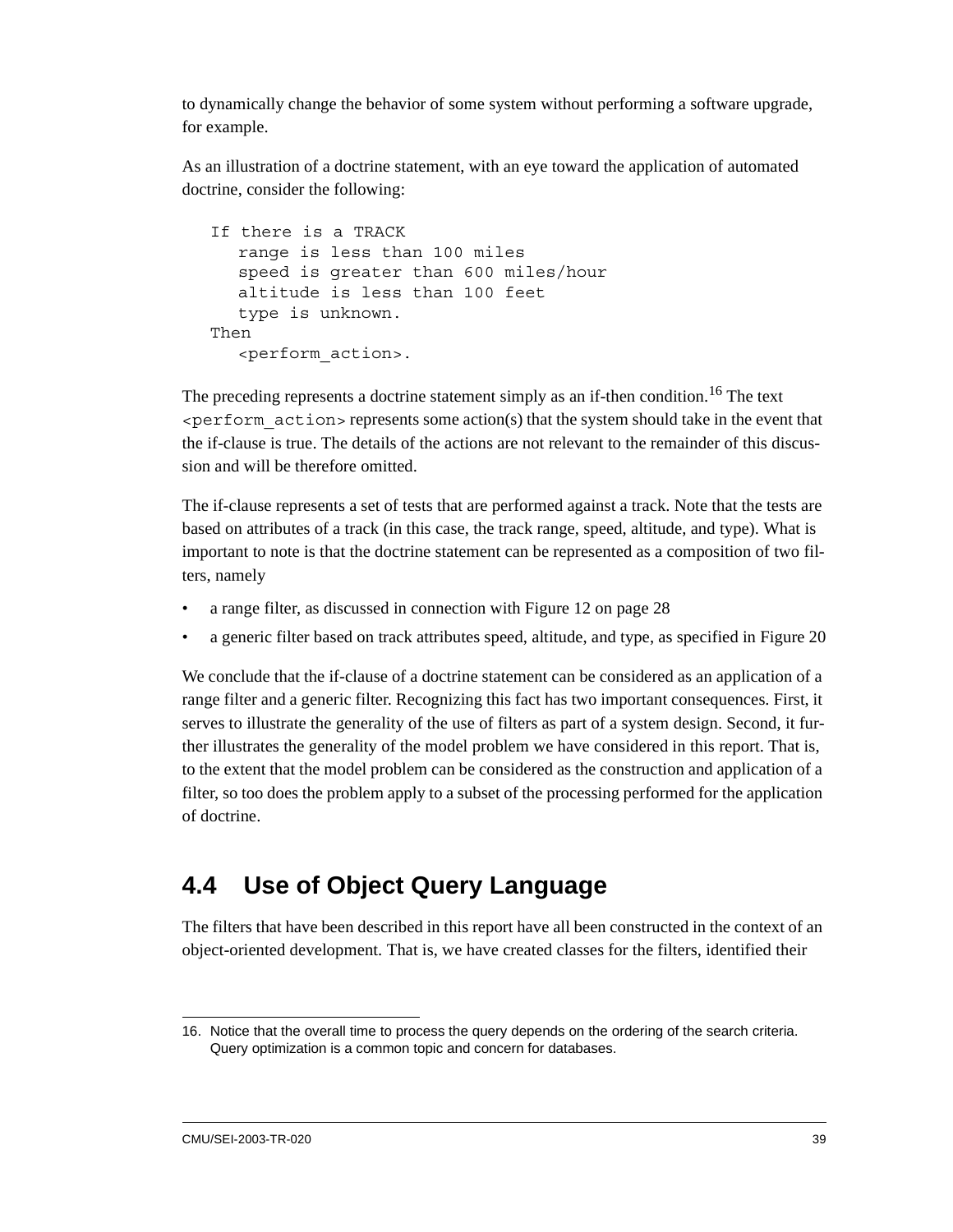to dynamically change the behavior of some system without performing a software upgrade, for example.

As an illustration of a doctrine statement, with an eye toward the application of automated doctrine, consider the following:

```
If there is a TRACK
   range is less than 100 miles
   speed is greater than 600 miles/hour
   altitude is less than 100 feet
   type is unknown.
Then
   <perform_action>.
```

The preceding represents a doctrine statement simply as an if-then condition.[16] The text `<perform_action>` represents some action(s) that the system should take in the event that the if-clause is true. The details of the actions are not relevant to the remainder of this discussion and will be therefore omitted.

The if-clause represents a set of tests that are performed against a track. Note that the tests are based on attributes of a track (in this case, the track range, speed, altitude, and type). What is important to note is that the doctrine statement can be represented as a composition of two filters, namely

- a range filter, as discussed in connection with Figure 12 on page 28
- a generic filter based on track attributes speed, altitude, and type, as specified in Figure 20

We conclude that the if-clause of a doctrine statement can be considered as an application of a range filter and a generic filter. Recognizing this fact has two important consequences. First, it serves to illustrate the generality of the use of filters as part of a system design. Second, it further illustrates the generality of the model problem we have considered in this report. That is, to the extent that the model problem can be considered as the construction and application of a filter, so too does the problem apply to a subset of the processing performed for the application of doctrine.

## 4.4 Use of Object Query Language

The filters that have been described in this report have all been constructed in the context of an object-oriented development. That is, we have created classes for the filters, identified their

16. Notice that the overall time to process the query depends on the ordering of the search criteria. Query optimization is a common topic and concern for databases.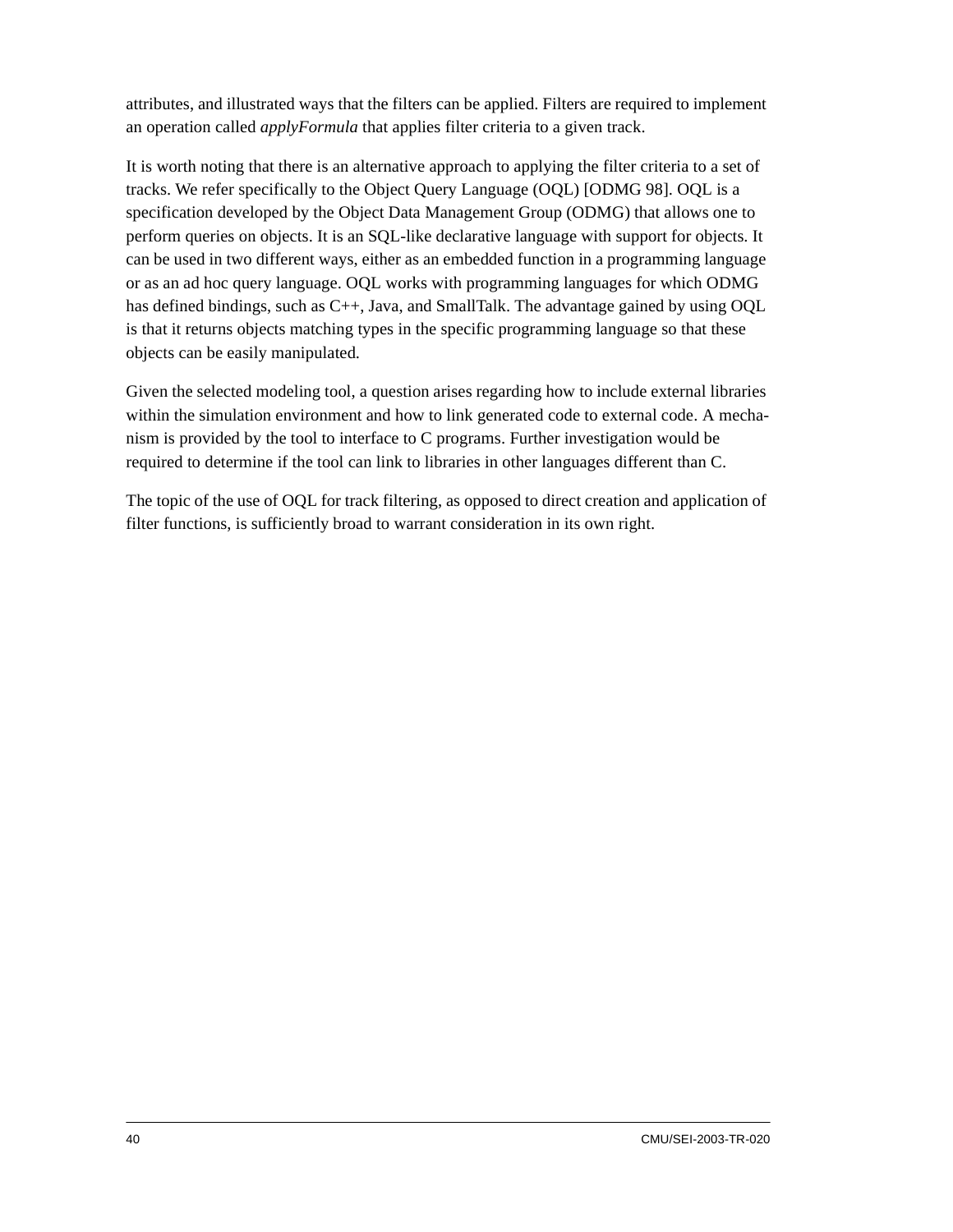attributes, and illustrated ways that the filters can be applied. Filters are required to implement an operation called *applyFormula* that applies filter criteria to a given track.

It is worth noting that there is an alternative approach to applying the filter criteria to a set of tracks. We refer specifically to the Object Query Language (OQL) [ODMG 98]. OQL is a specification developed by the Object Data Management Group (ODMG) that allows one to perform queries on objects. It is an SQL-like declarative language with support for objects. It can be used in two different ways, either as an embedded function in a programming language or as an ad hoc query language. OQL works with programming languages for which ODMG has defined bindings, such as C++, Java, and SmallTalk. The advantage gained by using OQL is that it returns objects matching types in the specific programming language so that these objects can be easily manipulated.

Given the selected modeling tool, a question arises regarding how to include external libraries within the simulation environment and how to link generated code to external code. A mechanism is provided by the tool to interface to C programs. Further investigation would be required to determine if the tool can link to libraries in other languages different than C.

The topic of the use of OQL for track filtering, as opposed to direct creation and application of filter functions, is sufficiently broad to warrant consideration in its own right.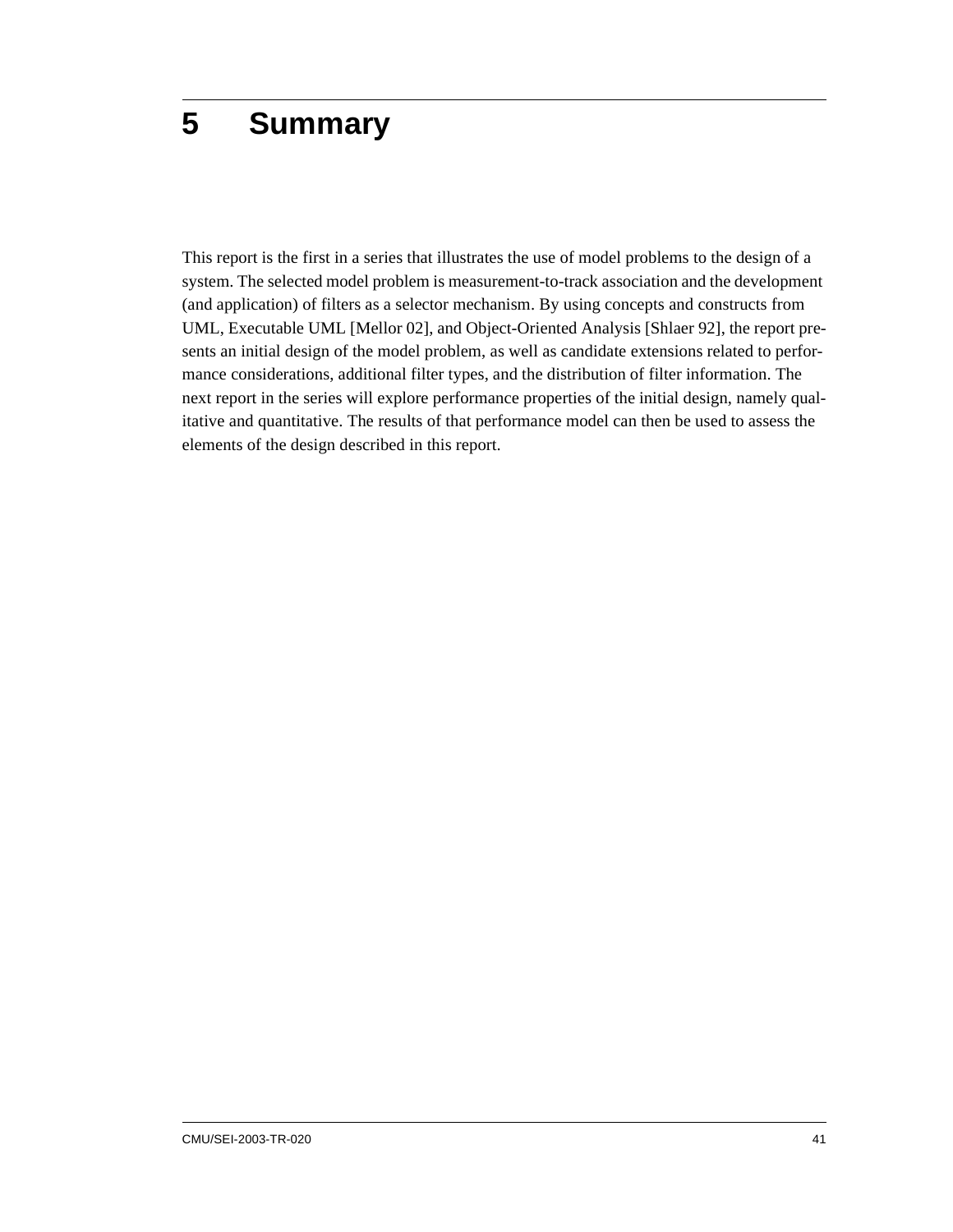# 5 Summary

This report is the first in a series that illustrates the use of model problems to the design of a system. The selected model problem is measurement-to-track association and the development (and application) of filters as a selector mechanism. By using concepts and constructs from UML, Executable UML [Mellor 02], and Object-Oriented Analysis [Shlaer 92], the report presents an initial design of the model problem, as well as candidate extensions related to performance considerations, additional filter types, and the distribution of filter information. The next report in the series will explore performance properties of the initial design, namely qualitative and quantitative. The results of that performance model can then be used to assess the elements of the design described in this report.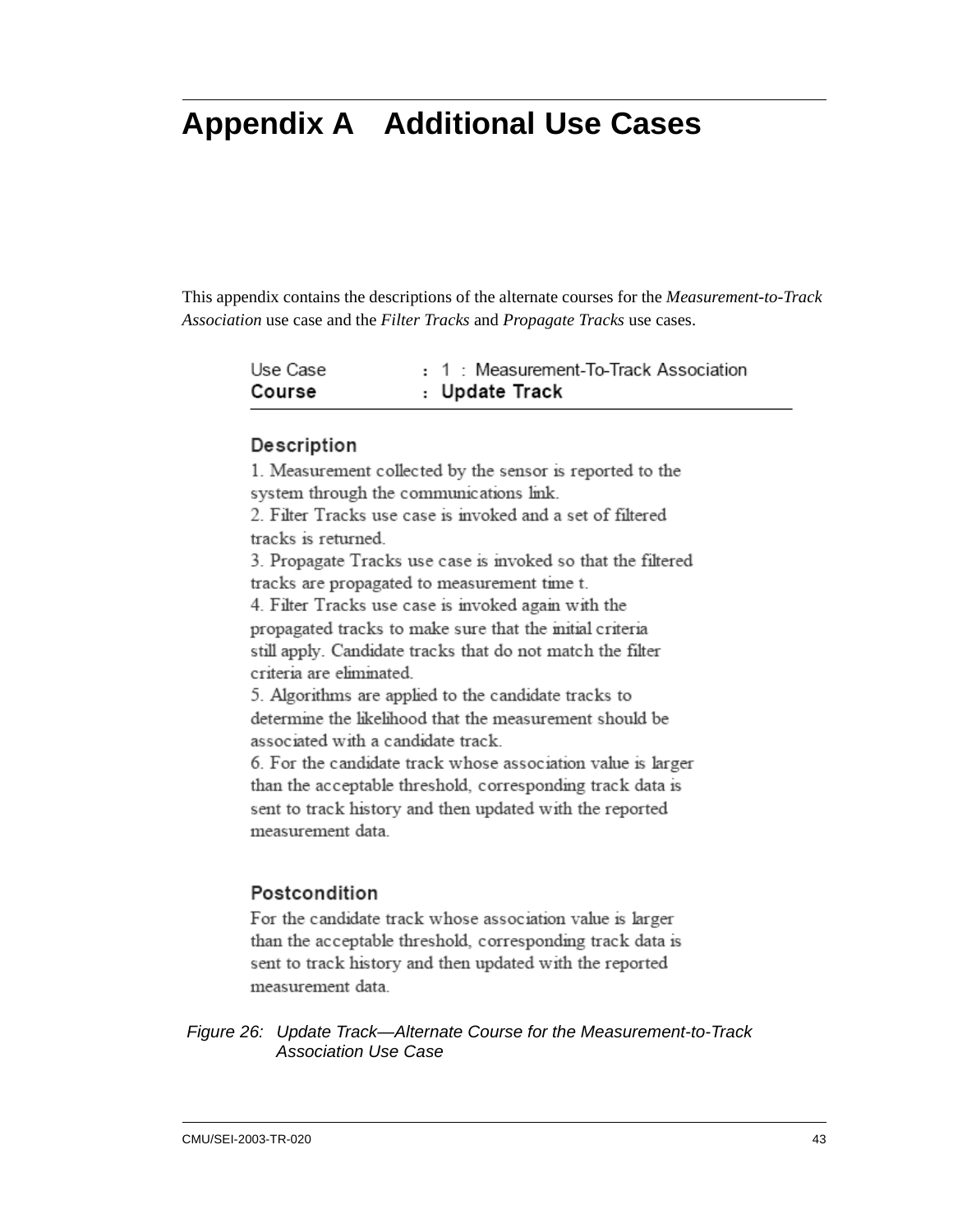# Appendix A Additional Use Cases

This appendix contains the descriptions of the alternate courses for the *Measurement-to-Track Association* use case and the *Filter Tracks* and *Propagate Tracks* use cases.

Use Case : 1 : Measurement-To-Track Association
**Course : Update Track**

**Description**

1. Measurement collected by the sensor is reported to the system through the communications link.
2. Filter Tracks use case is invoked and a set of filtered tracks is returned.
3. Propagate Tracks use case is invoked so that the filtered tracks are propagated to measurement time t.
4. Filter Tracks use case is invoked again with the propagated tracks to make sure that the initial criteria still apply. Candidate tracks that do not match the filter criteria are eliminated.
5. Algorithms are applied to the candidate tracks to determine the likelihood that the measurement should be associated with a candidate track.
6. For the candidate track whose association value is larger than the acceptable threshold, corresponding track data is sent to track history and then updated with the reported measurement data.

**Postcondition**

For the candidate track whose association value is larger than the acceptable threshold, corresponding track data is sent to track history and then updated with the reported measurement data.

*Figure 26: Update Track—Alternate Course for the Measurement-to-Track Association Use Case*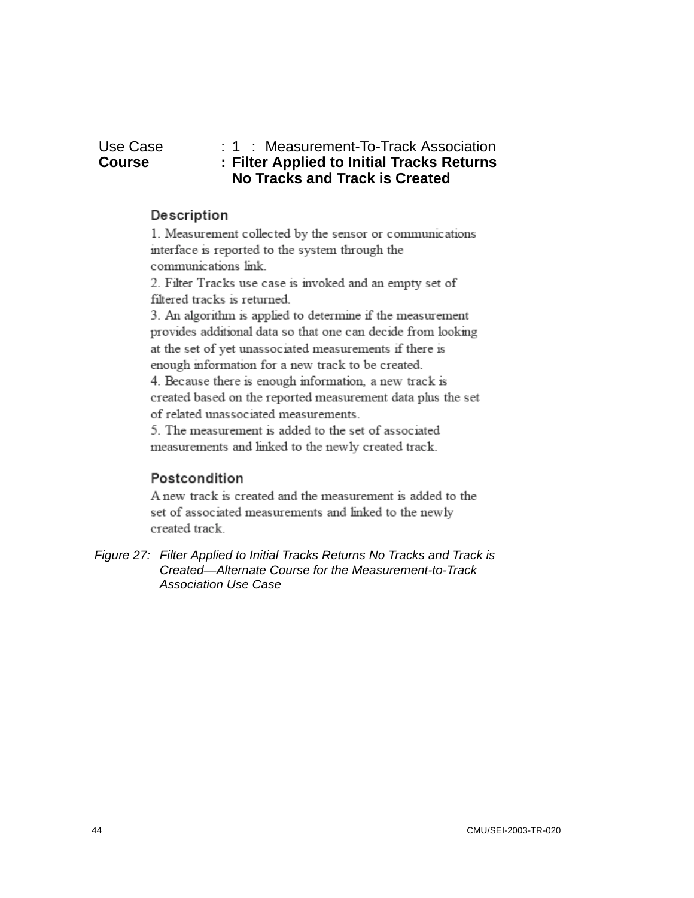Use Case : 1 : Measurement-To-Track Association
**Course : Filter Applied to Initial Tracks Returns No Tracks and Track is Created**

### Description

1. Measurement collected by the sensor or communications interface is reported to the system through the communications link.
2. Filter Tracks use case is invoked and an empty set of filtered tracks is returned.
3. An algorithm is applied to determine if the measurement provides additional data so that one can decide from looking at the set of yet unassociated measurements if there is enough information for a new track to be created.
4. Because there is enough information, a new track is created based on the reported measurement data plus the set of related unassociated measurements.
5. The measurement is added to the set of associated measurements and linked to the newly created track.

### Postcondition

A new track is created and the measurement is added to the set of associated measurements and linked to the newly created track.

*Figure 27: Filter Applied to Initial Tracks Returns No Tracks and Track is Created—Alternate Course for the Measurement-to-Track Association Use Case*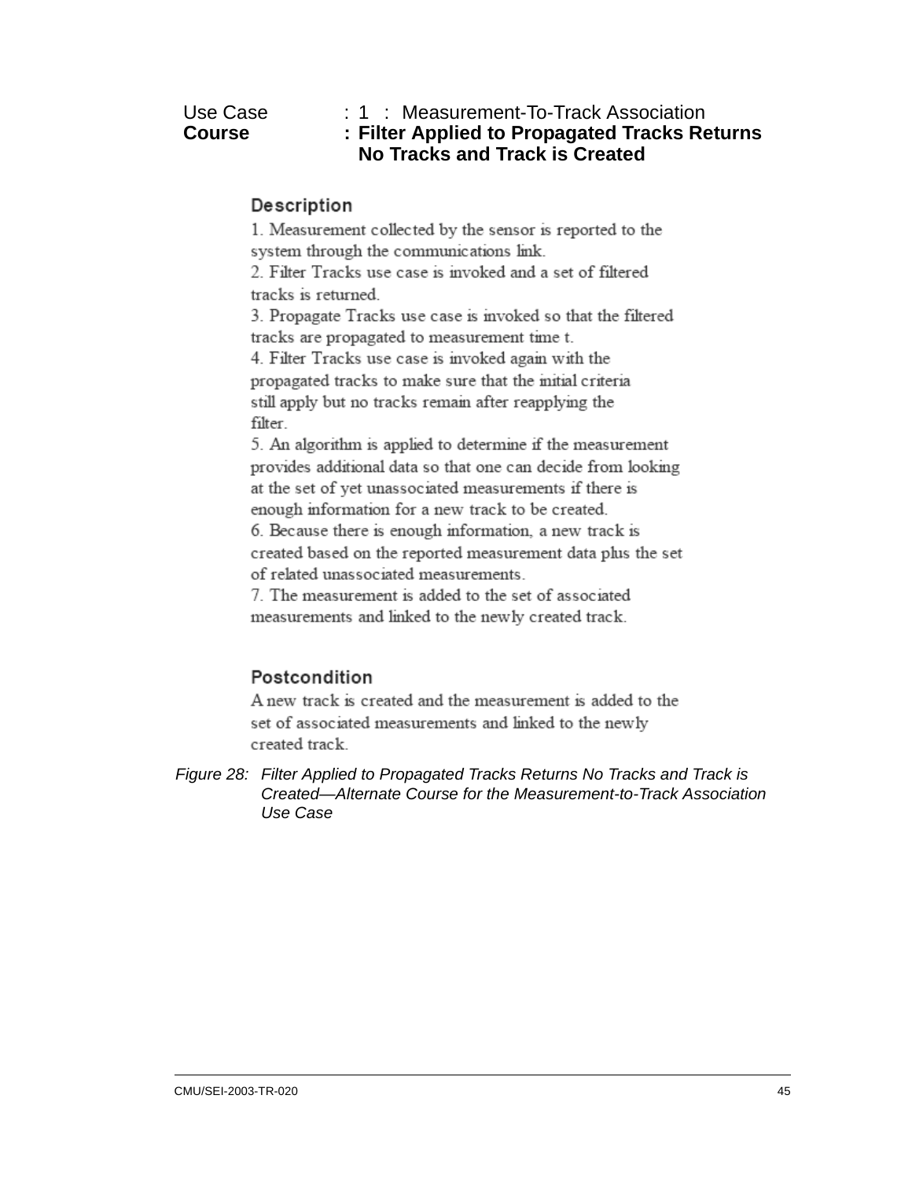Use Case : 1 : Measurement-To-Track Association
**Course : Filter Applied to Propagated Tracks Returns No Tracks and Track is Created**

**Description**

1. Measurement collected by the sensor is reported to the system through the communications link.
2. Filter Tracks use case is invoked and a set of filtered tracks is returned.
3. Propagate Tracks use case is invoked so that the filtered tracks are propagated to measurement time t.
4. Filter Tracks use case is invoked again with the propagated tracks to make sure that the initial criteria still apply but no tracks remain after reapplying the filter.
5. An algorithm is applied to determine if the measurement provides additional data so that one can decide from looking at the set of yet unassociated measurements if there is enough information for a new track to be created.
6. Because there is enough information, a new track is created based on the reported measurement data plus the set of related unassociated measurements.
7. The measurement is added to the set of associated measurements and linked to the newly created track.

**Postcondition**

A new track is created and the measurement is added to the set of associated measurements and linked to the newly created track.

*Figure 28: Filter Applied to Propagated Tracks Returns No Tracks and Track is Created—Alternate Course for the Measurement-to-Track Association Use Case*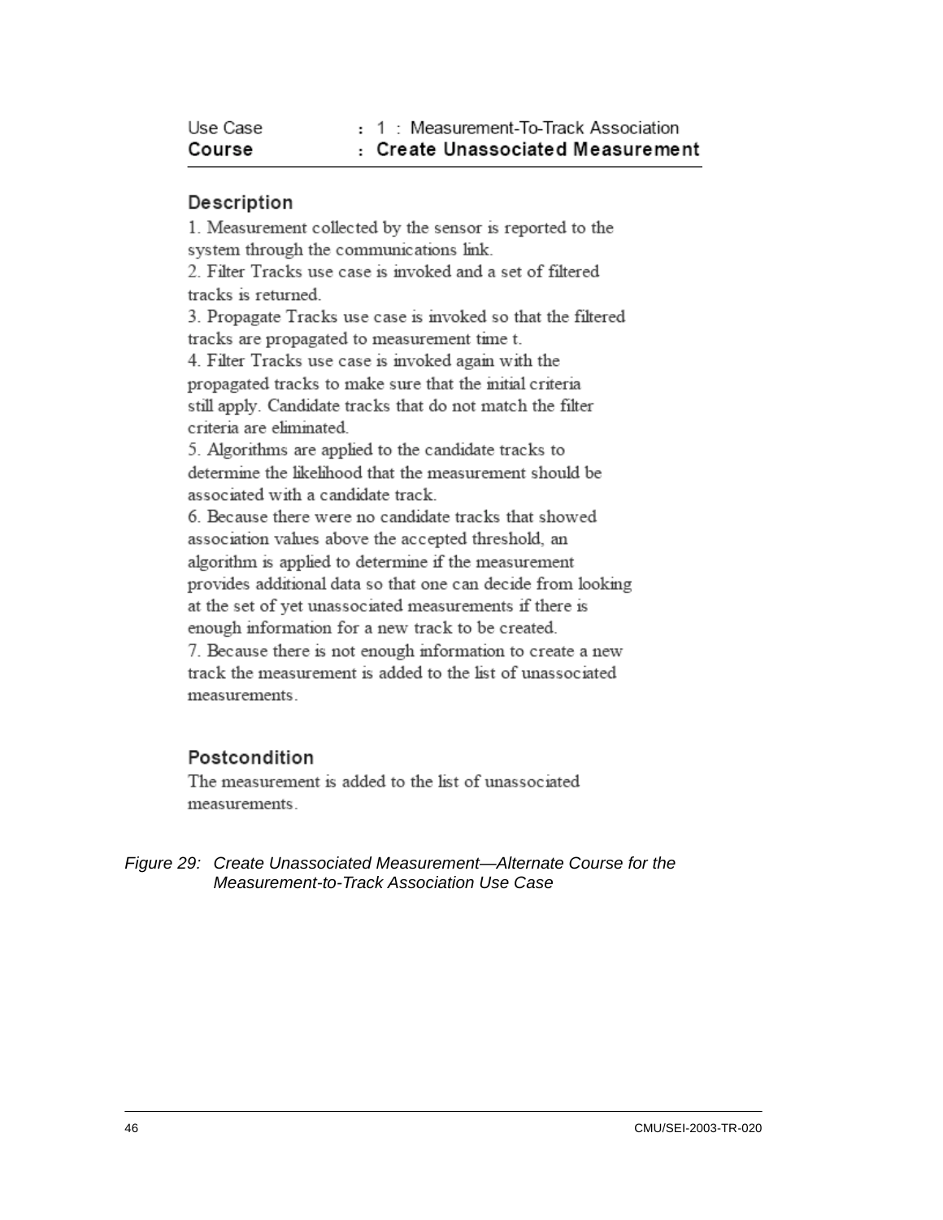| Use Case | : 1 : Measurement-To-Track Association |
|---|---|
| **Course** | **: Create Unassociated Measurement** |

### Description

1. Measurement collected by the sensor is reported to the system through the communications link.
2. Filter Tracks use case is invoked and a set of filtered tracks is returned.
3. Propagate Tracks use case is invoked so that the filtered tracks are propagated to measurement time t.
4. Filter Tracks use case is invoked again with the propagated tracks to make sure that the initial criteria still apply. Candidate tracks that do not match the filter criteria are eliminated.
5. Algorithms are applied to the candidate tracks to determine the likelihood that the measurement should be associated with a candidate track.
6. Because there were no candidate tracks that showed association values above the accepted threshold, an algorithm is applied to determine if the measurement provides additional data so that one can decide from looking at the set of yet unassociated measurements if there is enough information for a new track to be created.
7. Because there is not enough information to create a new track the measurement is added to the list of unassociated measurements.

### Postcondition

The measurement is added to the list of unassociated measurements.

*Figure 29: Create Unassociated Measurement—Alternate Course for the Measurement-to-Track Association Use Case*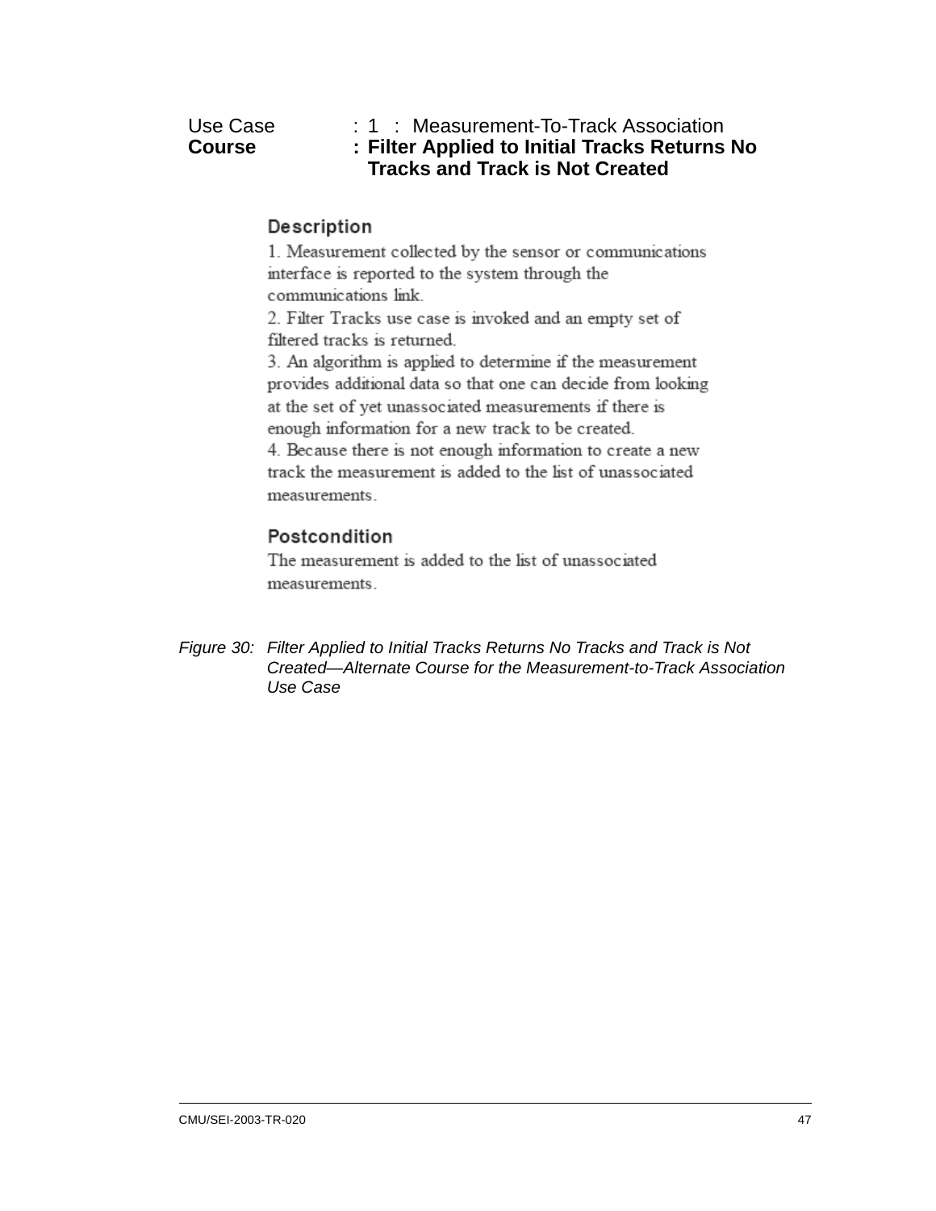Use Case : 1 : Measurement-To-Track Association
**Course : Filter Applied to Initial Tracks Returns No Tracks and Track is Not Created**

**Description**

1. Measurement collected by the sensor or communications interface is reported to the system through the communications link.
2. Filter Tracks use case is invoked and an empty set of filtered tracks is returned.
3. An algorithm is applied to determine if the measurement provides additional data so that one can decide from looking at the set of yet unassociated measurements if there is enough information for a new track to be created.
4. Because there is not enough information to create a new track the measurement is added to the list of unassociated measurements.

**Postcondition**

The measurement is added to the list of unassociated measurements.

*Figure 30: Filter Applied to Initial Tracks Returns No Tracks and Track is Not Created—Alternate Course for the Measurement-to-Track Association Use Case*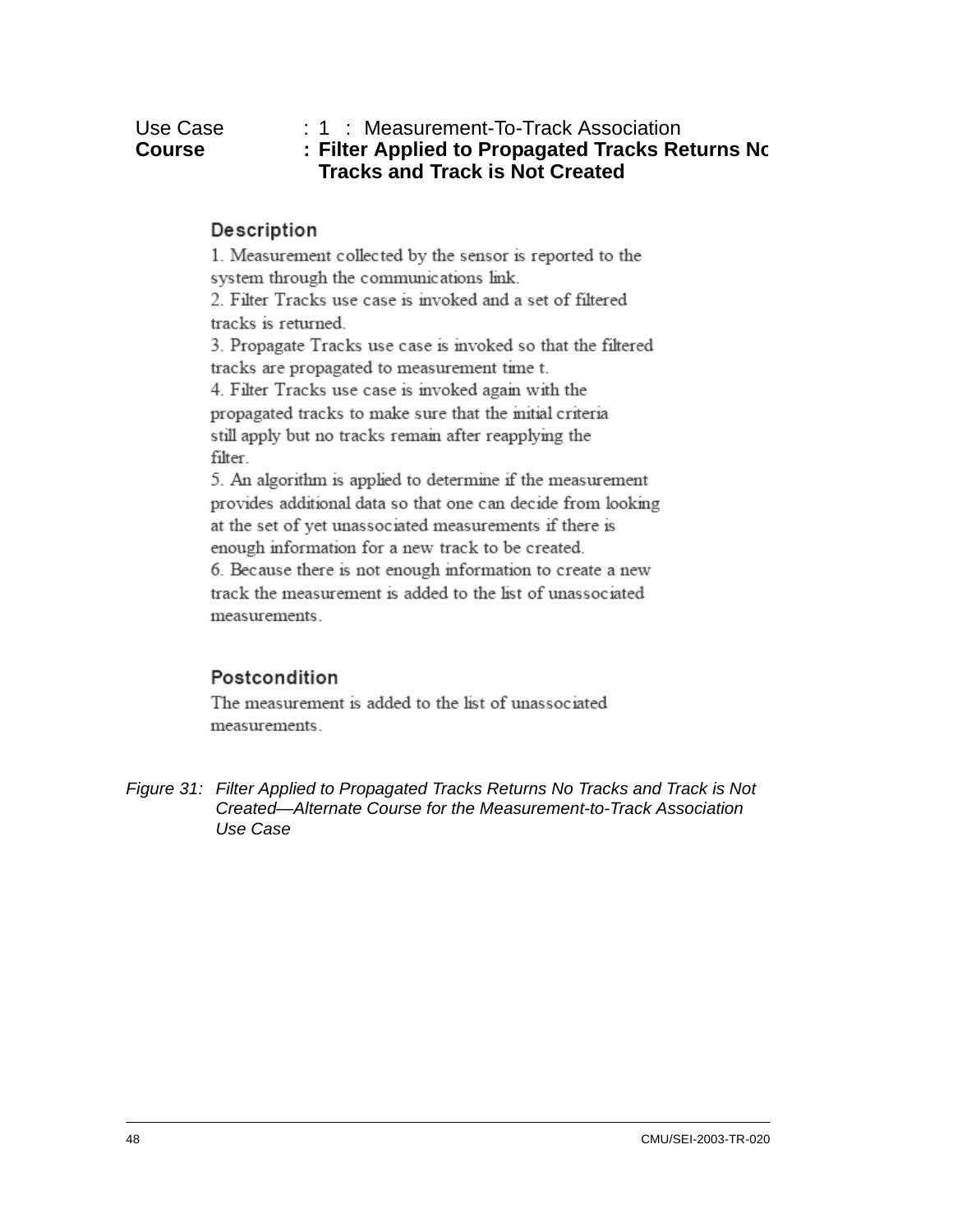Use Case : 1 : Measurement-To-Track Association
**Course : Filter Applied to Propagated Tracks Returns No Tracks and Track is Not Created**

### Description

1. Measurement collected by the sensor is reported to the system through the communications link.
2. Filter Tracks use case is invoked and a set of filtered tracks is returned.
3. Propagate Tracks use case is invoked so that the filtered tracks are propagated to measurement time t.
4. Filter Tracks use case is invoked again with the propagated tracks to make sure that the initial criteria still apply but no tracks remain after reapplying the filter.
5. An algorithm is applied to determine if the measurement provides additional data so that one can decide from looking at the set of yet unassociated measurements if there is enough information for a new track to be created.
6. Because there is not enough information to create a new track the measurement is added to the list of unassociated measurements.

### Postcondition

The measurement is added to the list of unassociated measurements.

*Figure 31: Filter Applied to Propagated Tracks Returns No Tracks and Track is Not Created—Alternate Course for the Measurement-to-Track Association Use Case*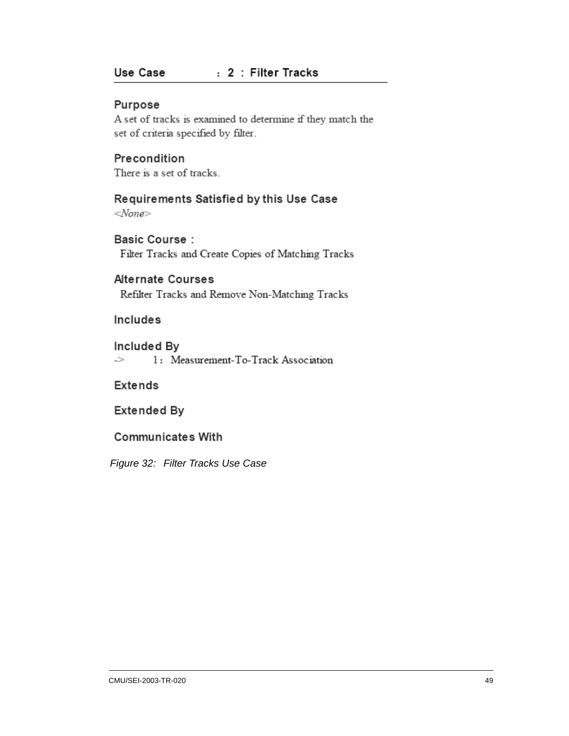## Use Case : 2 : Filter Tracks

### Purpose

A set of tracks is examined to determine if they match the set of criteria specified by filter.

### Precondition

There is a set of tracks.

### Requirements Satisfied by this Use Case

*<None>*

### Basic Course :

Filter Tracks and Create Copies of Matching Tracks

### Alternate Courses

Refilter Tracks and Remove Non-Matching Tracks

### Includes

### Included By

-> 1 : Measurement-To-Track Association

### Extends

### Extended By

### Communicates With

*Figure 32: Filter Tracks Use Case*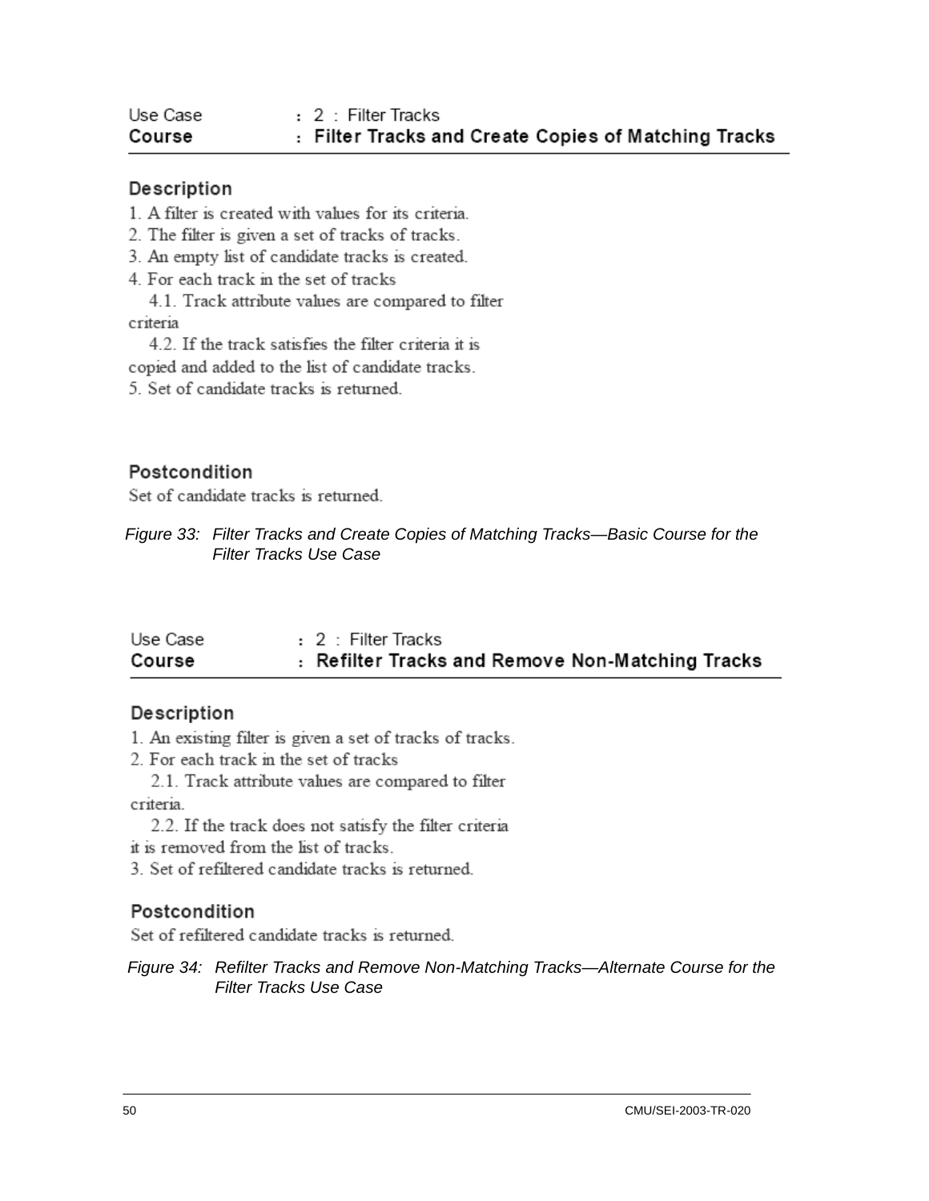Use Case : 2 : Filter Tracks
**Course : Filter Tracks and Create Copies of Matching Tracks**

---

**Description**

1. A filter is created with values for its criteria.
2. The filter is given a set of tracks of tracks.
3. An empty list of candidate tracks is created.
4. For each track in the set of tracks
   4.1. Track attribute values are compared to filter criteria
   4.2. If the track satisfies the filter criteria it is copied and added to the list of candidate tracks.
5. Set of candidate tracks is returned.

**Postcondition**

Set of candidate tracks is returned.

*Figure 33: Filter Tracks and Create Copies of Matching Tracks—Basic Course for the Filter Tracks Use Case*

Use Case : 2 : Filter Tracks
**Course : Refilter Tracks and Remove Non-Matching Tracks**

---

**Description**

1. An existing filter is given a set of tracks of tracks.
2. For each track in the set of tracks
   2.1. Track attribute values are compared to filter criteria.
   2.2. If the track does not satisfy the filter criteria it is removed from the list of tracks.
3. Set of refiltered candidate tracks is returned.

**Postcondition**

Set of refiltered candidate tracks is returned.

*Figure 34: Refilter Tracks and Remove Non-Matching Tracks—Alternate Course for the Filter Tracks Use Case*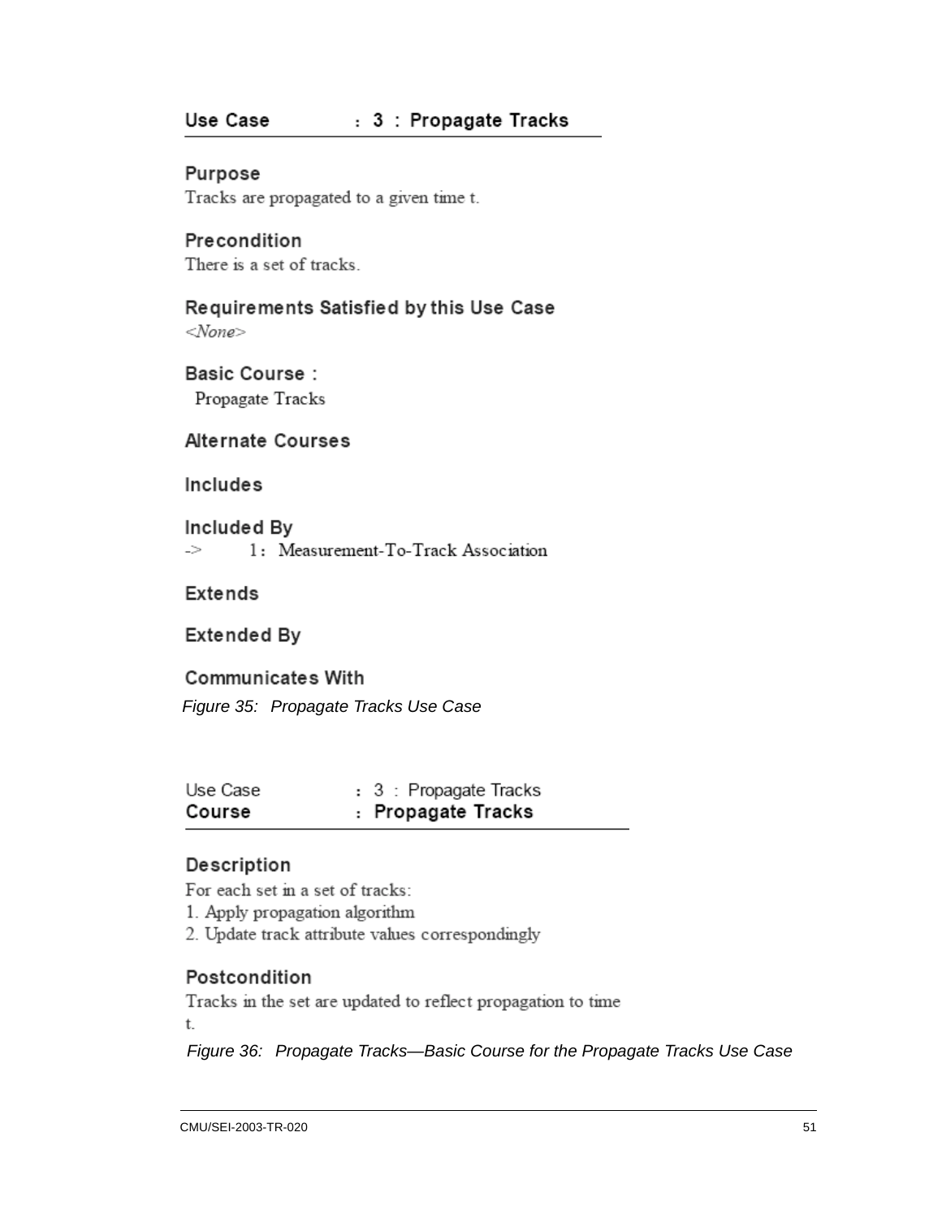**Use Case : 3 : Propagate Tracks**

**Purpose**
Tracks are propagated to a given time t.

**Precondition**
There is a set of tracks.

**Requirements Satisfied by this Use Case**
*<None>*

**Basic Course :**
Propagate Tracks

**Alternate Courses**

**Includes**

**Included By**
-> 1 : Measurement-To-Track Association

**Extends**

**Extended By**

**Communicates With**

*Figure 35: Propagate Tracks Use Case*

Use Case : 3 : Propagate Tracks
**Course : Propagate Tracks**

**Description**
For each set in a set of tracks:
1. Apply propagation algorithm
2. Update track attribute values correspondingly

**Postcondition**
Tracks in the set are updated to reflect propagation to time t.

*Figure 36: Propagate Tracks—Basic Course for the Propagate Tracks Use Case*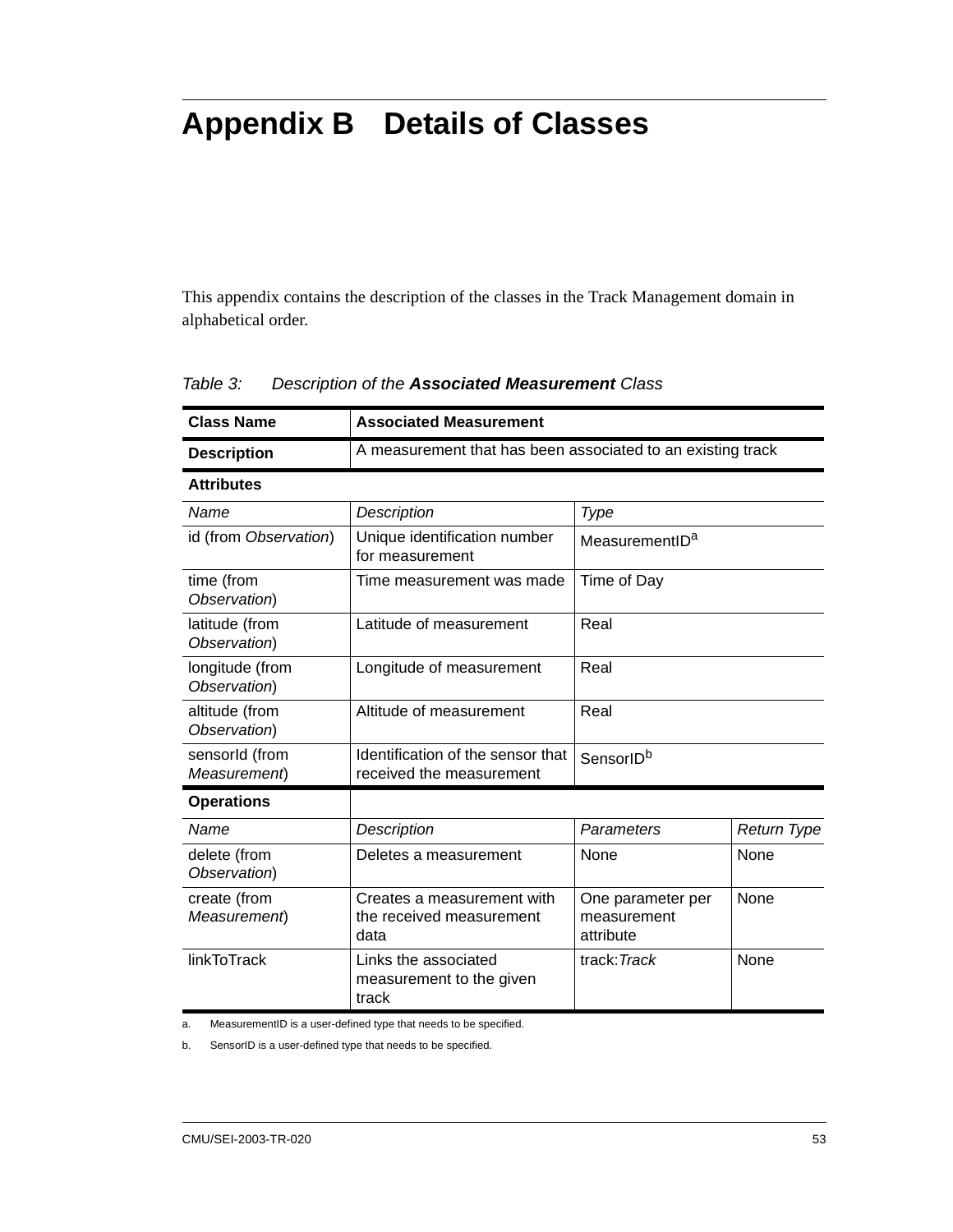# Appendix B Details of Classes

This appendix contains the description of the classes in the Track Management domain in alphabetical order.

*Table 3: Description of the* ***Associated Measurement*** *Class*

| **Class Name** | **Associated Measurement** | | |
|---|---|---|---|
| **Description** | A measurement that has been associated to an existing track | | |
| **Attributes** | | | |
| *Name* | *Description* | *Type* | |
| id (from *Observation*) | Unique identification number for measurement | MeasurementID[a] | |
| time (from *Observation*) | Time measurement was made | Time of Day | |
| latitude (from *Observation*) | Latitude of measurement | Real | |
| longitude (from *Observation*) | Longitude of measurement | Real | |
| altitude (from *Observation*) | Altitude of measurement | Real | |
| sensorId (from *Measurement*) | Identification of the sensor that received the measurement | SensorID[b] | |
| **Operations** | | | |
| *Name* | *Description* | *Parameters* | *Return Type* |
| delete (from *Observation*) | Deletes a measurement | None | None |
| create (from *Measurement*) | Creates a measurement with the received measurement data | One parameter per measurement attribute | None |
| linkToTrack | Links the associated measurement to the given track | track:*Track* | None |

a. MeasurementID is a user-defined type that needs to be specified.

b. SensorID is a user-defined type that needs to be specified.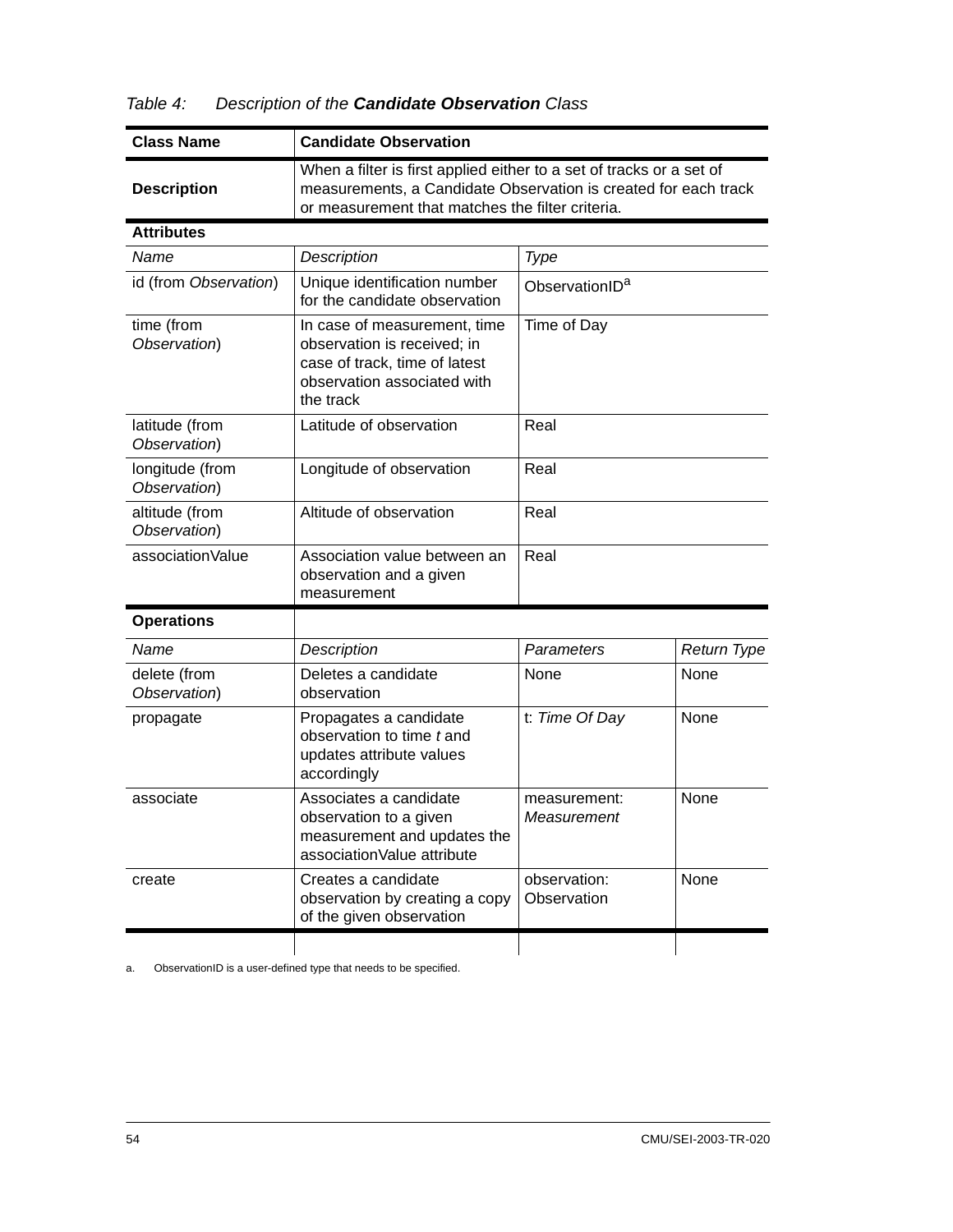*Table 4: Description of the **Candidate Observation** Class*

| **Class Name** | **Candidate Observation** | | |
|---|---|---|---|
| **Description** | When a filter is first applied either to a set of tracks or a set of measurements, a Candidate Observation is created for each track or measurement that matches the filter criteria. | | |
| **Attributes** | | | |
| *Name* | *Description* | *Type* | |
| id (from *Observation*) | Unique identification number for the candidate observation | ObservationID[a] | |
| time (from *Observation*) | In case of measurement, time observation is received; in case of track, time of latest observation associated with the track | Time of Day | |
| latitude (from *Observation*) | Latitude of observation | Real | |
| longitude (from *Observation*) | Longitude of observation | Real | |
| altitude (from *Observation*) | Altitude of observation | Real | |
| associationValue | Association value between an observation and a given measurement | Real | |
| **Operations** | | | |
| *Name* | *Description* | *Parameters* | *Return Type* |
| delete (from *Observation*) | Deletes a candidate observation | None | None |
| propagate | Propagates a candidate observation to time *t* and updates attribute values accordingly | t: *Time Of Day* | None |
| associate | Associates a candidate observation to a given measurement and updates the associationValue attribute | measurement: *Measurement* | None |
| create | Creates a candidate observation by creating a copy of the given observation | observation: Observation | None |

a. ObservationID is a user-defined type that needs to be specified.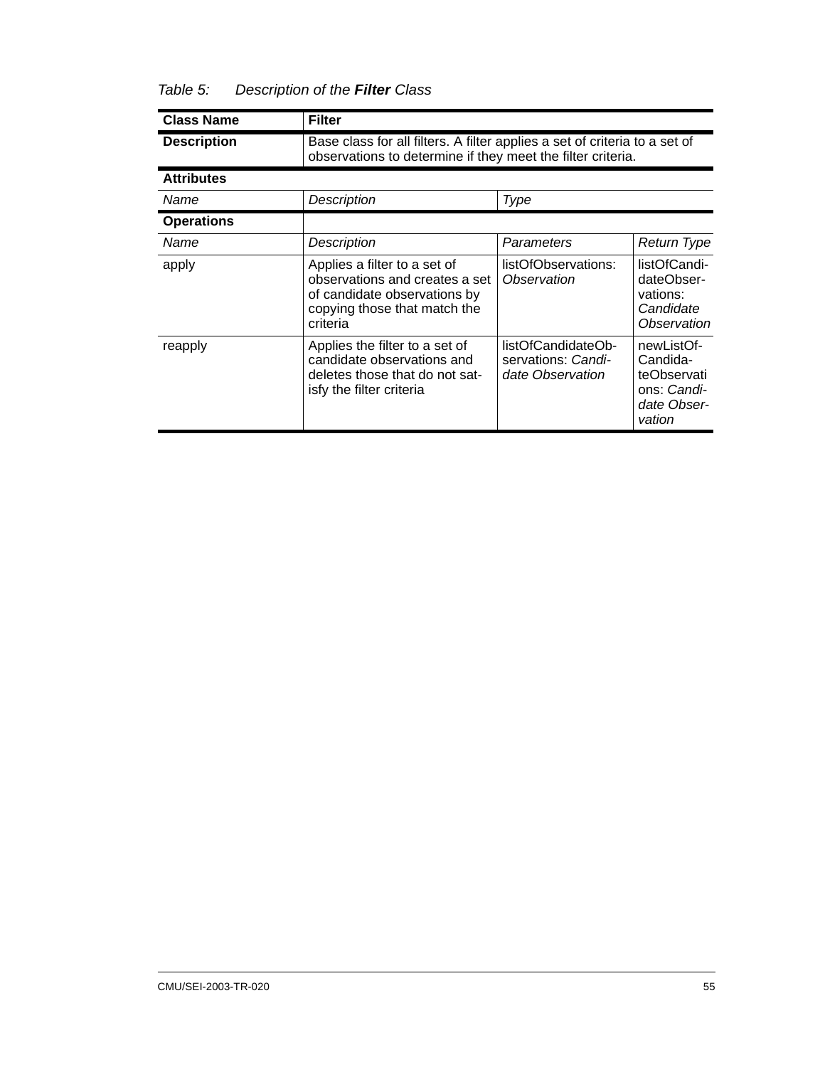*Table 5: Description of the **Filter** Class*

| **Class Name** | **Filter** | | |
|---|---|---|---|
| **Description** | Base class for all filters. A filter applies a set of criteria to a set of observations to determine if they meet the filter criteria. | | |
| **Attributes** | | | |
| *Name* | *Description* | *Type* | |
| **Operations** | | | |
| *Name* | *Description* | *Parameters* | *Return Type* |
| apply | Applies a filter to a set of observations and creates a set of candidate observations by copying those that match the criteria | listOfObservations: *Observation* | listOfCandidateObservations: *Candidate Observation* |
| reapply | Applies the filter to a set of candidate observations and deletes those that do not satisfy the filter criteria | listOfCandidateObservations: *Candidate Observation* | newListOfCandidateObservations: *Candidate Observation* |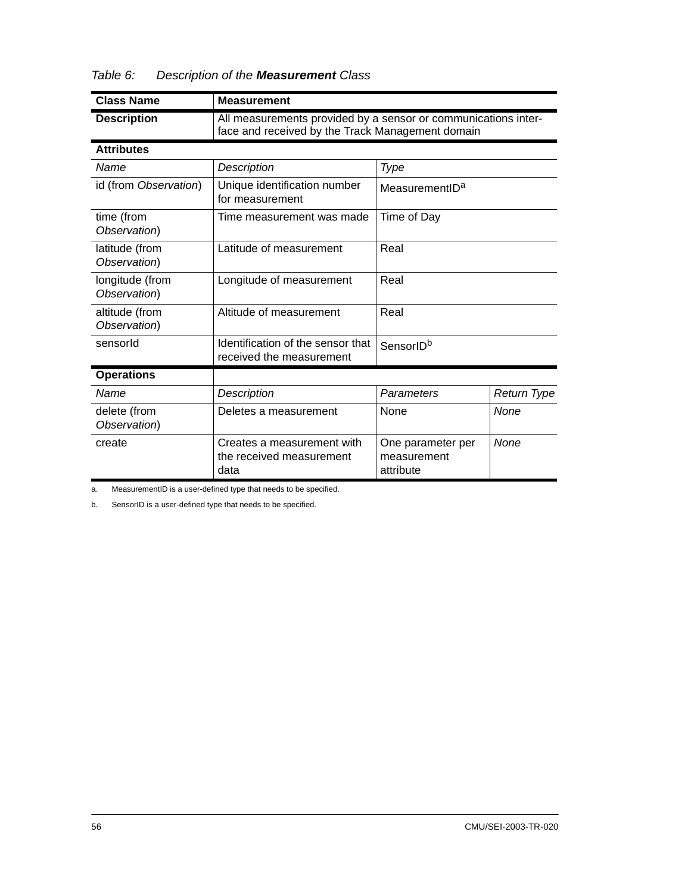*Table 6: Description of the **Measurement** Class*

| **Class Name** | **Measurement** | | |
|---|---|---|---|
| **Description** | All measurements provided by a sensor or communications interface and received by the Track Management domain | | |
| **Attributes** | | | |
| *Name* | *Description* | *Type* | |
| id (from *Observation*) | Unique identification number for measurement | MeasurementID[a] | |
| time (from *Observation*) | Time measurement was made | Time of Day | |
| latitude (from *Observation*) | Latitude of measurement | Real | |
| longitude (from *Observation*) | Longitude of measurement | Real | |
| altitude (from *Observation*) | Altitude of measurement | Real | |
| sensorId | Identification of the sensor that received the measurement | SensorID[b] | |
| **Operations** | | | |
| *Name* | *Description* | *Parameters* | *Return Type* |
| delete (from *Observation*) | Deletes a measurement | None | *None* |
| create | Creates a measurement with the received measurement data | One parameter per measurement attribute | *None* |

a. MeasurementID is a user-defined type that needs to be specified.

b. SensorID is a user-defined type that needs to be specified.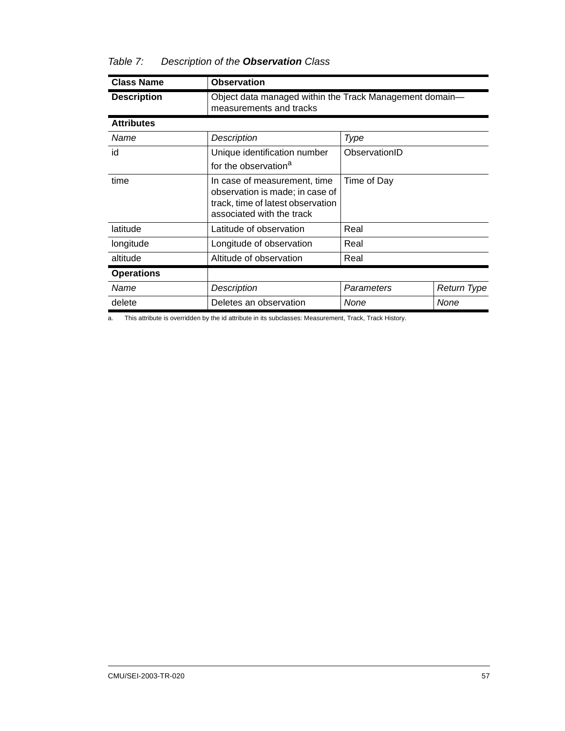*Table 7: Description of the **Observation** Class*

| **Class Name** | **Observation** | | |
|---|---|---|---|
| **Description** | Object data managed within the Track Management domain—measurements and tracks | | |
| **Attributes** | | | |
| *Name* | *Description* | *Type* | |
| id | Unique identification number for the observation[a] | ObservationID | |
| time | In case of measurement, time observation is made; in case of track, time of latest observation associated with the track | Time of Day | |
| latitude | Latitude of observation | Real | |
| longitude | Longitude of observation | Real | |
| altitude | Altitude of observation | Real | |
| **Operations** | | | |
| *Name* | *Description* | *Parameters* | *Return Type* |
| delete | Deletes an observation | *None* | *None* |

a. This attribute is overridden by the id attribute in its subclasses: Measurement, Track, Track History.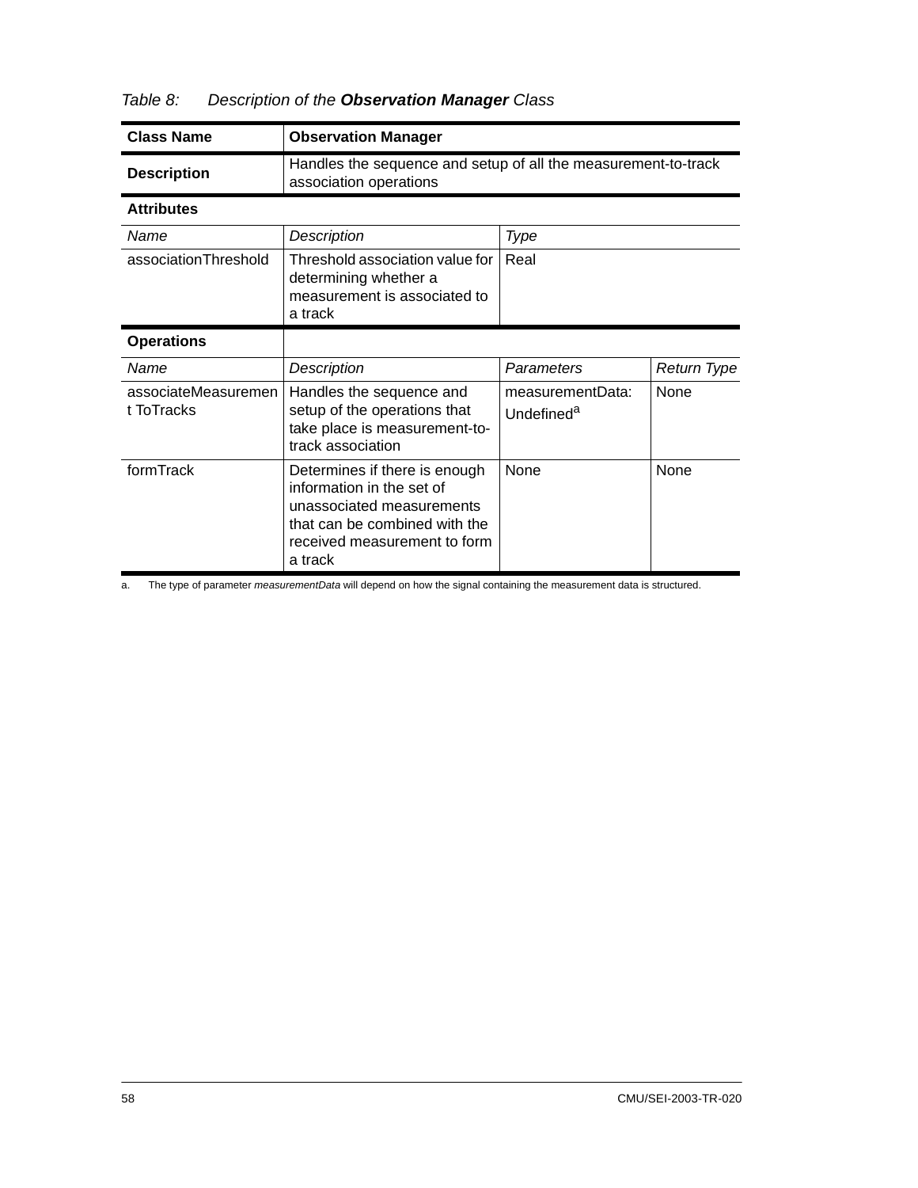*Table 8: Description of the **Observation Manager** Class*

| **Class Name** | **Observation Manager** | | |
|---|---|---|---|
| **Description** | Handles the sequence and setup of all the measurement-to-track association operations | | |
| **Attributes** | | | |
| *Name* | *Description* | *Type* | |
| associationThreshold | Threshold association value for determining whether a measurement is associated to a track | Real | |
| **Operations** | | | |
| *Name* | *Description* | *Parameters* | *Return Type* |
| associateMeasurementToTracks | Handles the sequence and setup of the operations that take place is measurement-to-track association | measurementData: Undefined[a] | None |
| formTrack | Determines if there is enough information in the set of unassociated measurements that can be combined with the received measurement to form a track | None | None |

a. The type of parameter *measurementData* will depend on how the signal containing the measurement data is structured.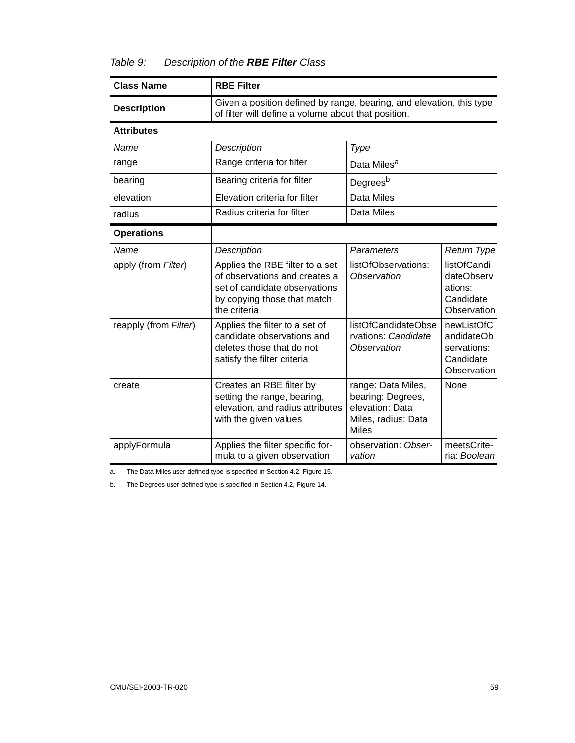*Table 9: Description of the **RBE Filter** Class*

| **Class Name** | **RBE Filter** | | |
|---|---|---|---|
| **Description** | Given a position defined by range, bearing, and elevation, this type of filter will define a volume about that position. | | |
| **Attributes** | | | |
| *Name* | *Description* | *Type* | |
| range | Range criteria for filter | Data Miles[a] | |
| bearing | Bearing criteria for filter | Degrees[b] | |
| elevation | Elevation criteria for filter | Data Miles | |
| radius | Radius criteria for filter | Data Miles | |
| **Operations** | | | |
| *Name* | *Description* | *Parameters* | *Return Type* |
| apply (from *Filter*) | Applies the RBE filter to a set of observations and creates a set of candidate observations by copying those that match the criteria | listOfObservations: *Observation* | listOfCandidateObservations: Candidate Observation |
| reapply (from *Filter*) | Applies the filter to a set of candidate observations and deletes those that do not satisfy the filter criteria | listOfCandidateObservations: *Candidate Observation* | newListOfCandidateObservations: Candidate Observation |
| create | Creates an RBE filter by setting the range, bearing, elevation, and radius attributes with the given values | range: Data Miles, bearing: Degrees, elevation: Data Miles, radius: Data Miles | None |
| applyFormula | Applies the filter specific formula to a given observation | observation: *Observation* | meetsCriteria: *Boolean* |

a. The Data Miles user-defined type is specified in Section 4.2, Figure 15.

b. The Degrees user-defined type is specified in Section 4.2, Figure 14.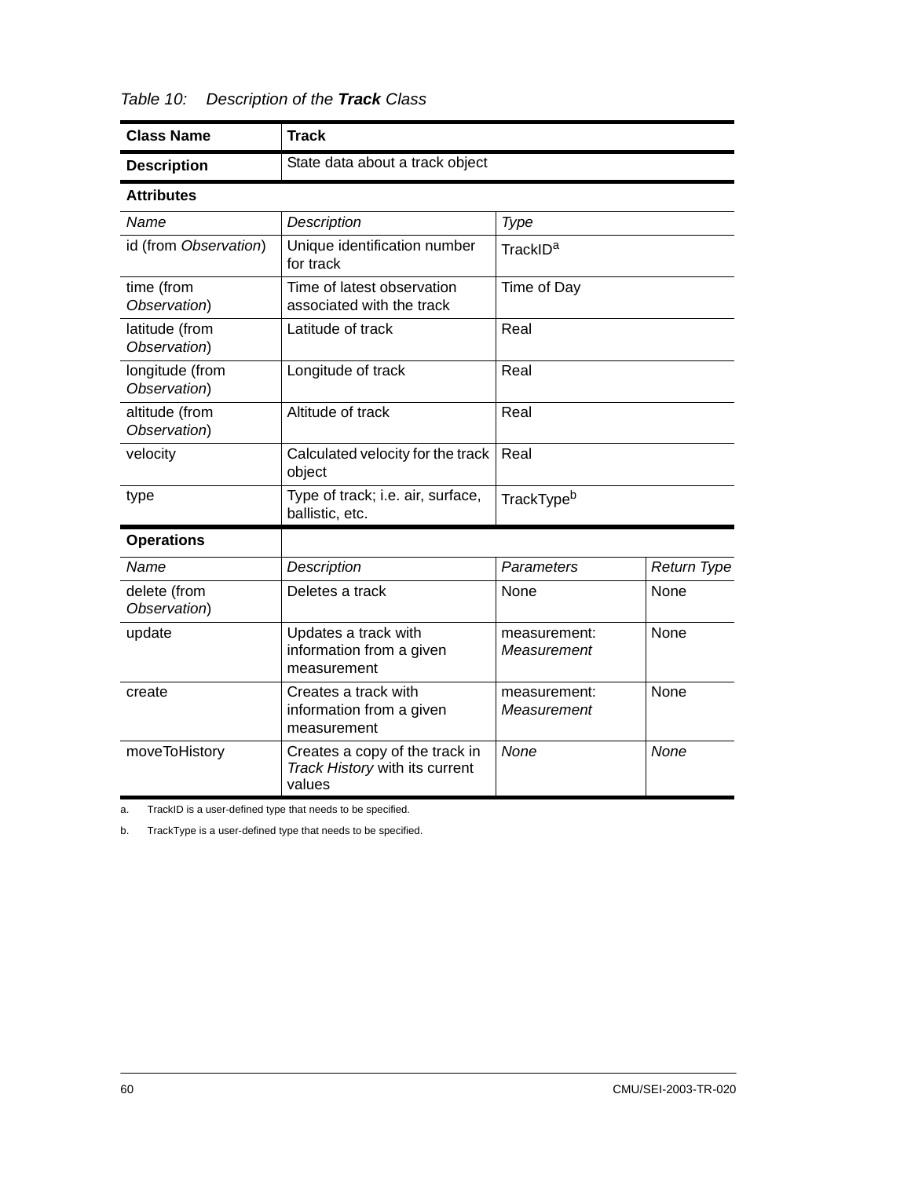*Table 10: Description of the **Track** Class*

| **Class Name** | **Track** | | |
|---|---|---|---|
| **Description** | State data about a track object | | |
| **Attributes** | | | |
| *Name* | *Description* | *Type* | |
| id (from *Observation*) | Unique identification number for track | TrackID[a] | |
| time (from *Observation*) | Time of latest observation associated with the track | Time of Day | |
| latitude (from *Observation*) | Latitude of track | Real | |
| longitude (from *Observation*) | Longitude of track | Real | |
| altitude (from *Observation*) | Altitude of track | Real | |
| velocity | Calculated velocity for the track object | Real | |
| type | Type of track; i.e. air, surface, ballistic, etc. | TrackType[b] | |
| **Operations** | | | |
| *Name* | *Description* | *Parameters* | *Return Type* |
| delete (from *Observation*) | Deletes a track | None | None |
| update | Updates a track with information from a given measurement | measurement: *Measurement* | None |
| create | Creates a track with information from a given measurement | measurement: *Measurement* | None |
| moveToHistory | Creates a copy of the track in *Track History* with its current values | *None* | *None* |

a. TrackID is a user-defined type that needs to be specified.

b. TrackType is a user-defined type that needs to be specified.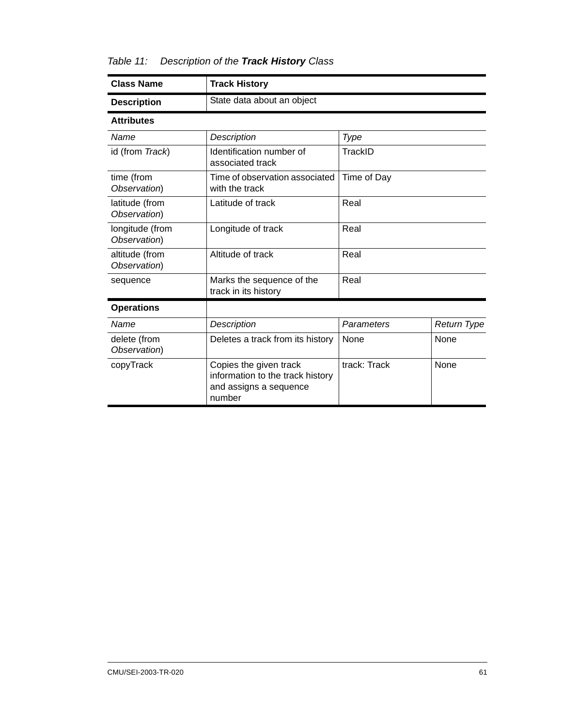*Table 11: Description of the **Track History** Class*

| **Class Name** | **Track History** | | |
|---|---|---|---|
| **Description** | State data about an object | | |
| **Attributes** | | | |
| *Name* | *Description* | *Type* | |
| id (from *Track*) | Identification number of associated track | TrackID | |
| time (from *Observation*) | Time of observation associated with the track | Time of Day | |
| latitude (from *Observation*) | Latitude of track | Real | |
| longitude (from *Observation*) | Longitude of track | Real | |
| altitude (from *Observation*) | Altitude of track | Real | |
| sequence | Marks the sequence of the track in its history | Real | |
| **Operations** | | | |
| *Name* | *Description* | *Parameters* | *Return Type* |
| delete (from *Observation*) | Deletes a track from its history | None | None |
| copyTrack | Copies the given track information to the track history and assigns a sequence number | track: Track | None |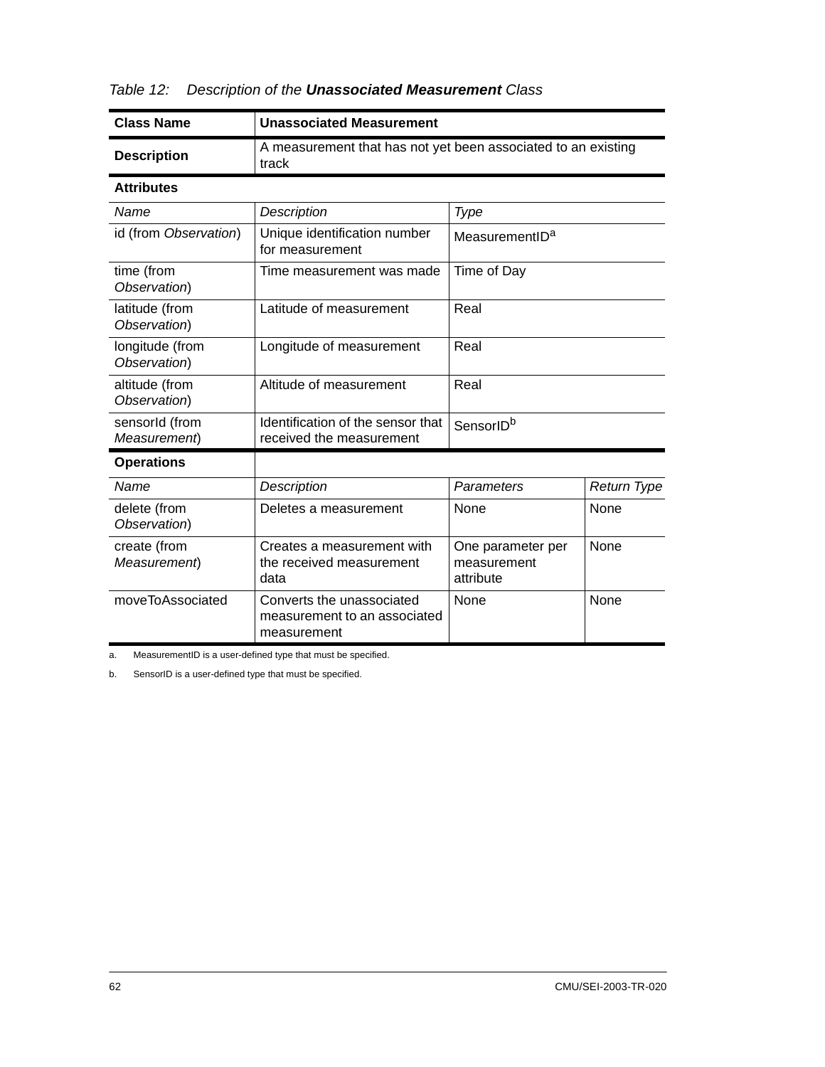*Table 12: Description of the **Unassociated Measurement** Class*

| **Class Name** | **Unassociated Measurement** | | |
|---|---|---|---|
| **Description** | A measurement that has not yet been associated to an existing track | | |
| **Attributes** | | | |
| *Name* | *Description* | *Type* | |
| id (from *Observation*) | Unique identification number for measurement | MeasurementID[a] | |
| time (from *Observation*) | Time measurement was made | Time of Day | |
| latitude (from *Observation*) | Latitude of measurement | Real | |
| longitude (from *Observation*) | Longitude of measurement | Real | |
| altitude (from *Observation*) | Altitude of measurement | Real | |
| sensorId (from *Measurement*) | Identification of the sensor that received the measurement | SensorID[b] | |
| **Operations** | | | |
| *Name* | *Description* | *Parameters* | *Return Type* |
| delete (from *Observation*) | Deletes a measurement | None | None |
| create (from *Measurement*) | Creates a measurement with the received measurement data | One parameter per measurement attribute | None |
| moveToAssociated | Converts the unassociated measurement to an associated measurement | None | None |

a. MeasurementID is a user-defined type that must be specified.

b. SensorID is a user-defined type that must be specified.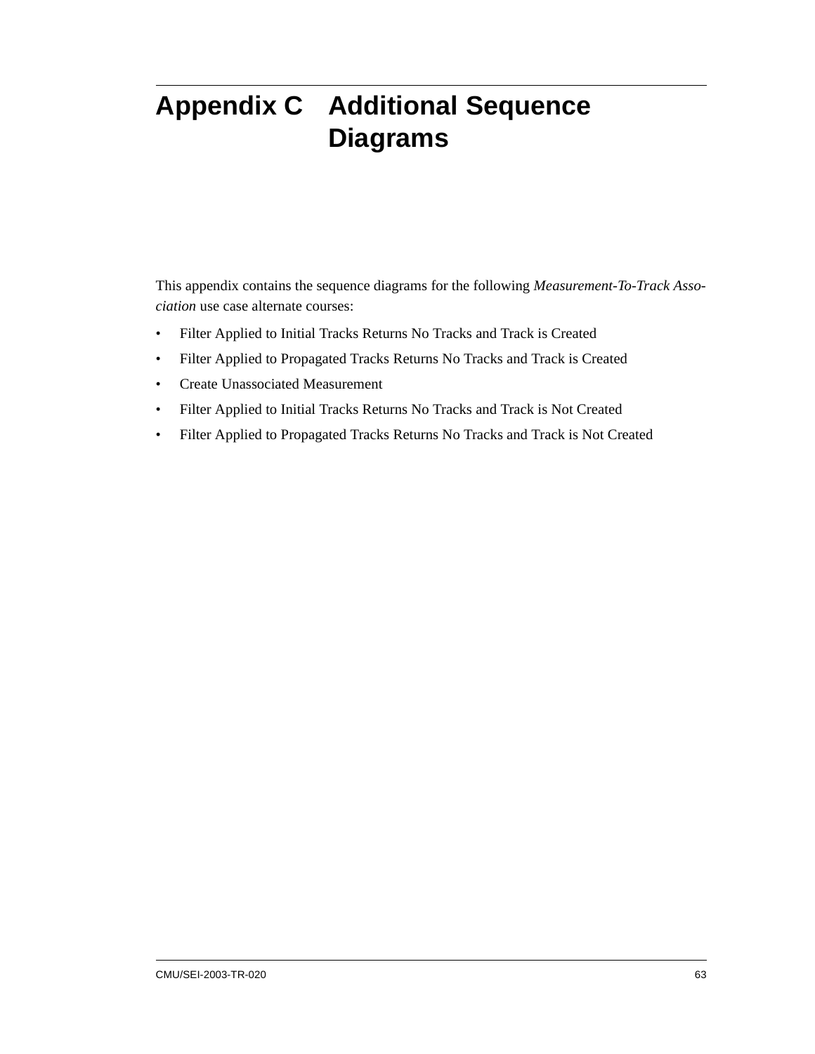# Appendix C Additional Sequence Diagrams

This appendix contains the sequence diagrams for the following *Measurement-To-Track Association* use case alternate courses:

- Filter Applied to Initial Tracks Returns No Tracks and Track is Created
- Filter Applied to Propagated Tracks Returns No Tracks and Track is Created
- Create Unassociated Measurement
- Filter Applied to Initial Tracks Returns No Tracks and Track is Not Created
- Filter Applied to Propagated Tracks Returns No Tracks and Track is Not Created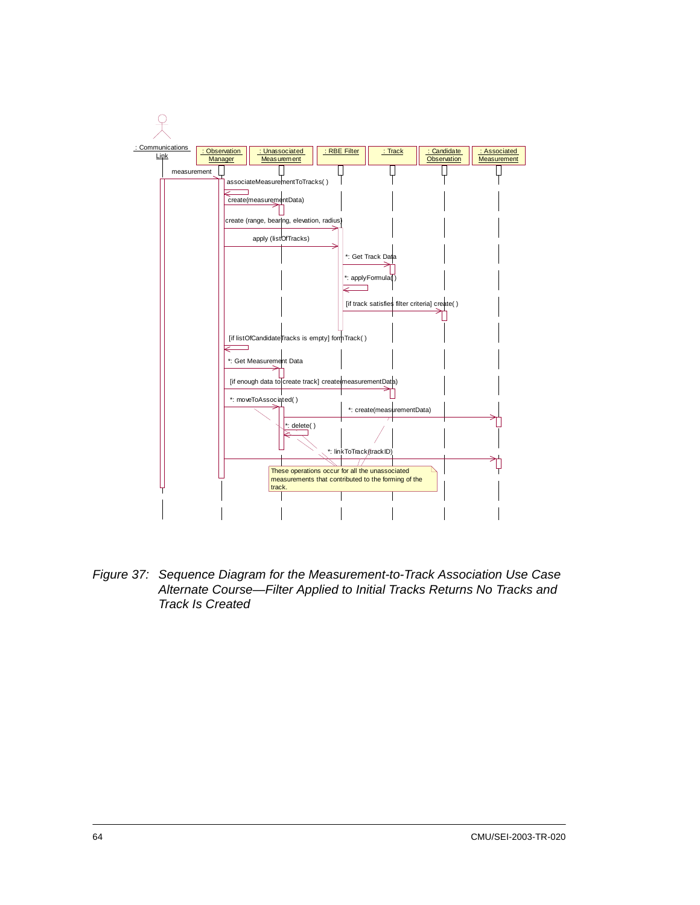*Figure 37: Sequence Diagram for the Measurement-to-Track Association Use Case Alternate Course—Filter Applied to Initial Tracks Returns No Tracks and Track Is Created*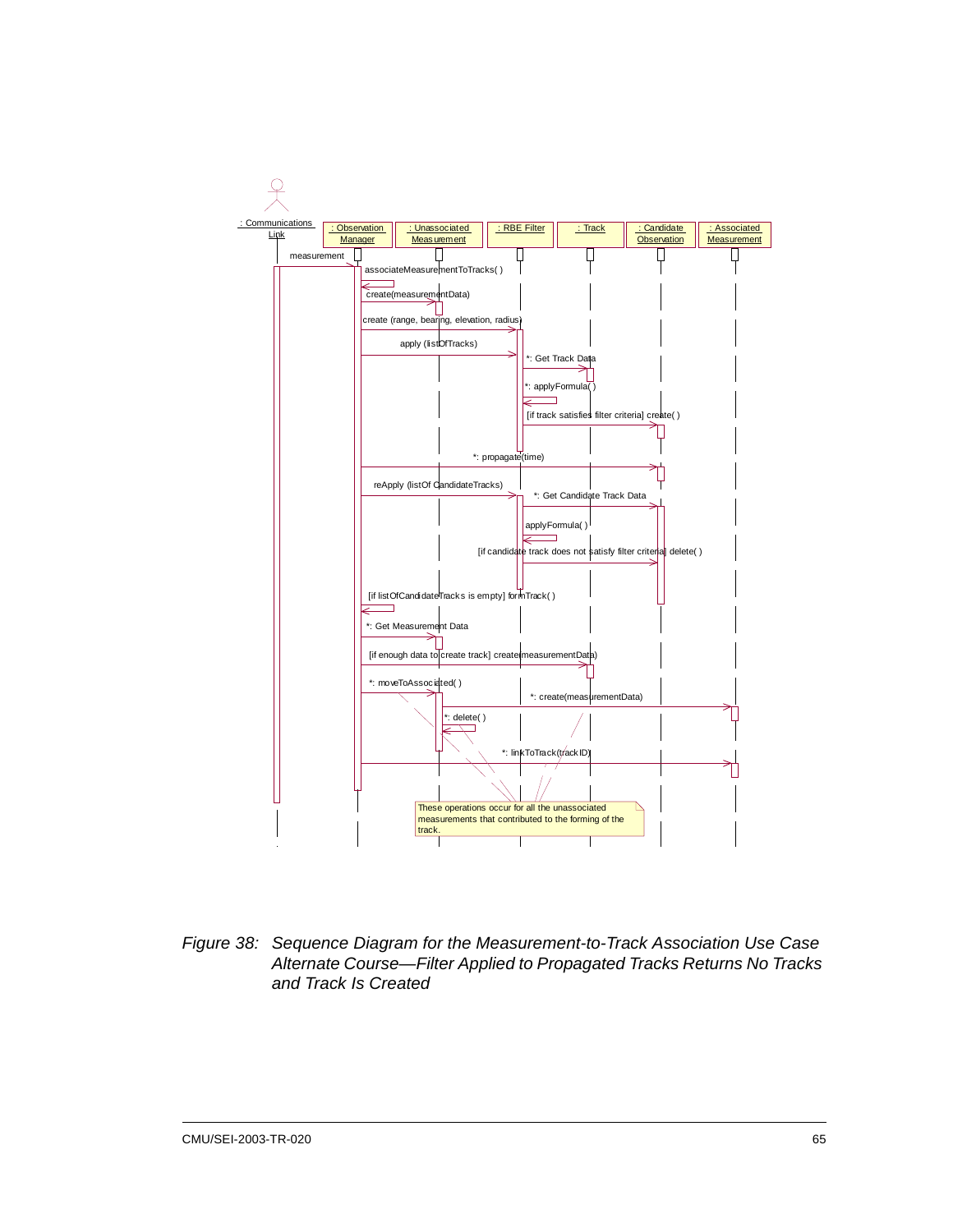*Figure 38: Sequence Diagram for the Measurement-to-Track Association Use Case Alternate Course—Filter Applied to Propagated Tracks Returns No Tracks and Track Is Created*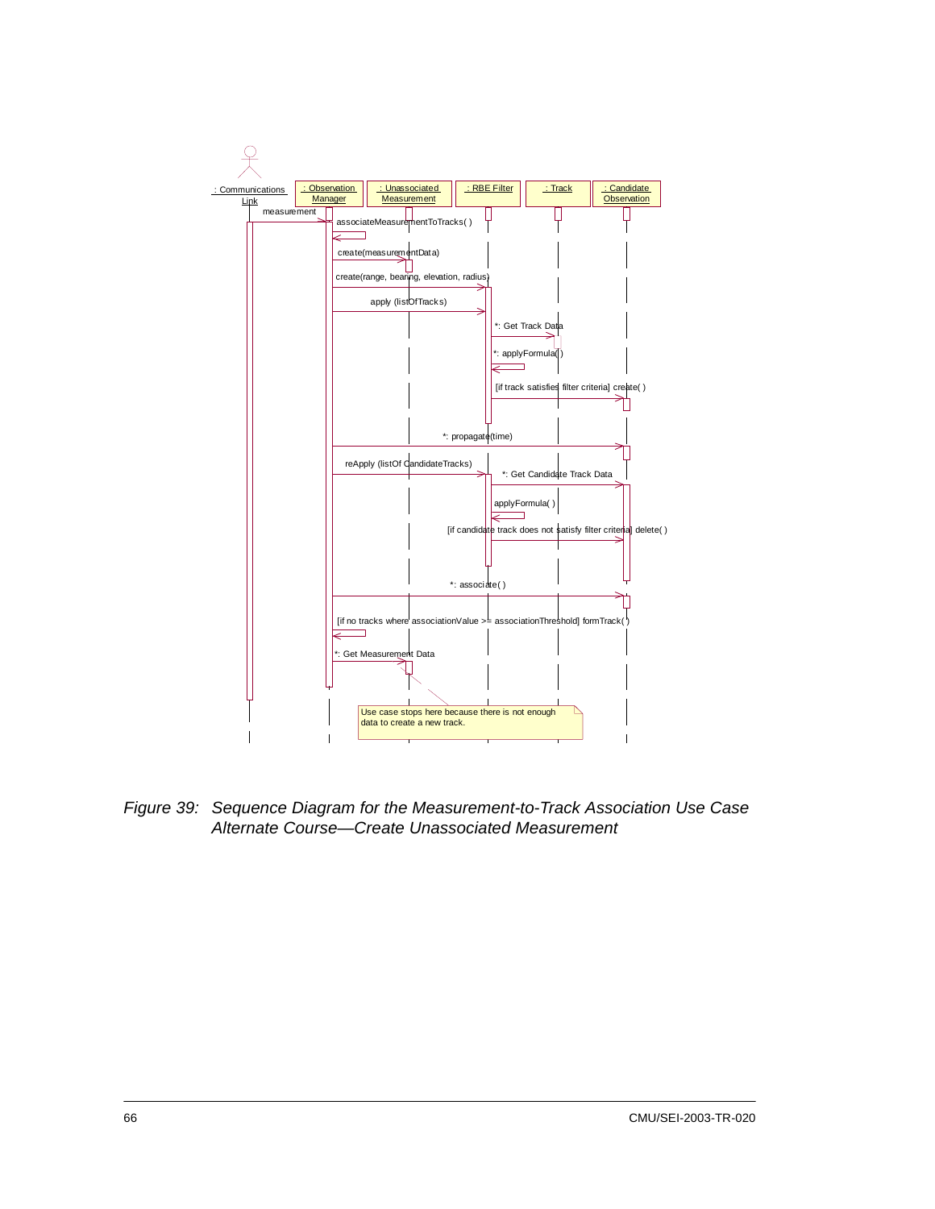*Figure 39: Sequence Diagram for the Measurement-to-Track Association Use Case Alternate Course—Create Unassociated Measurement*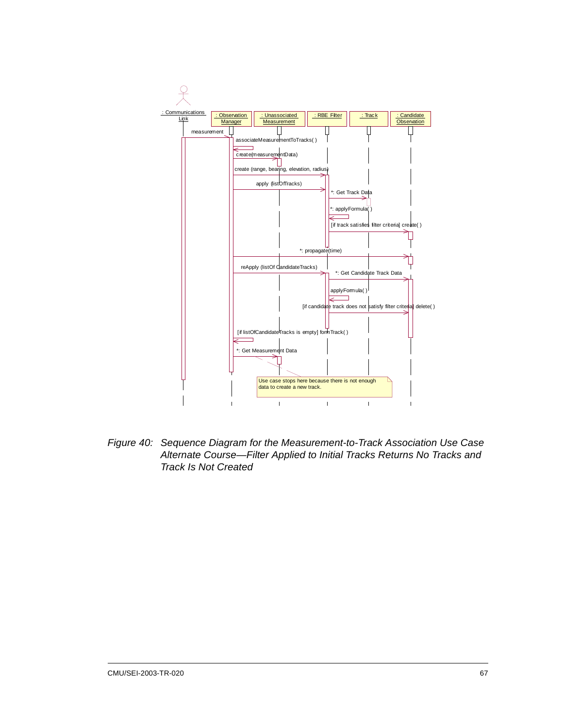Figure 40: Sequence Diagram for the Measurement-to-Track Association Use Case Alternate Course—Filter Applied to Initial Tracks Returns No Tracks and Track Is Not Created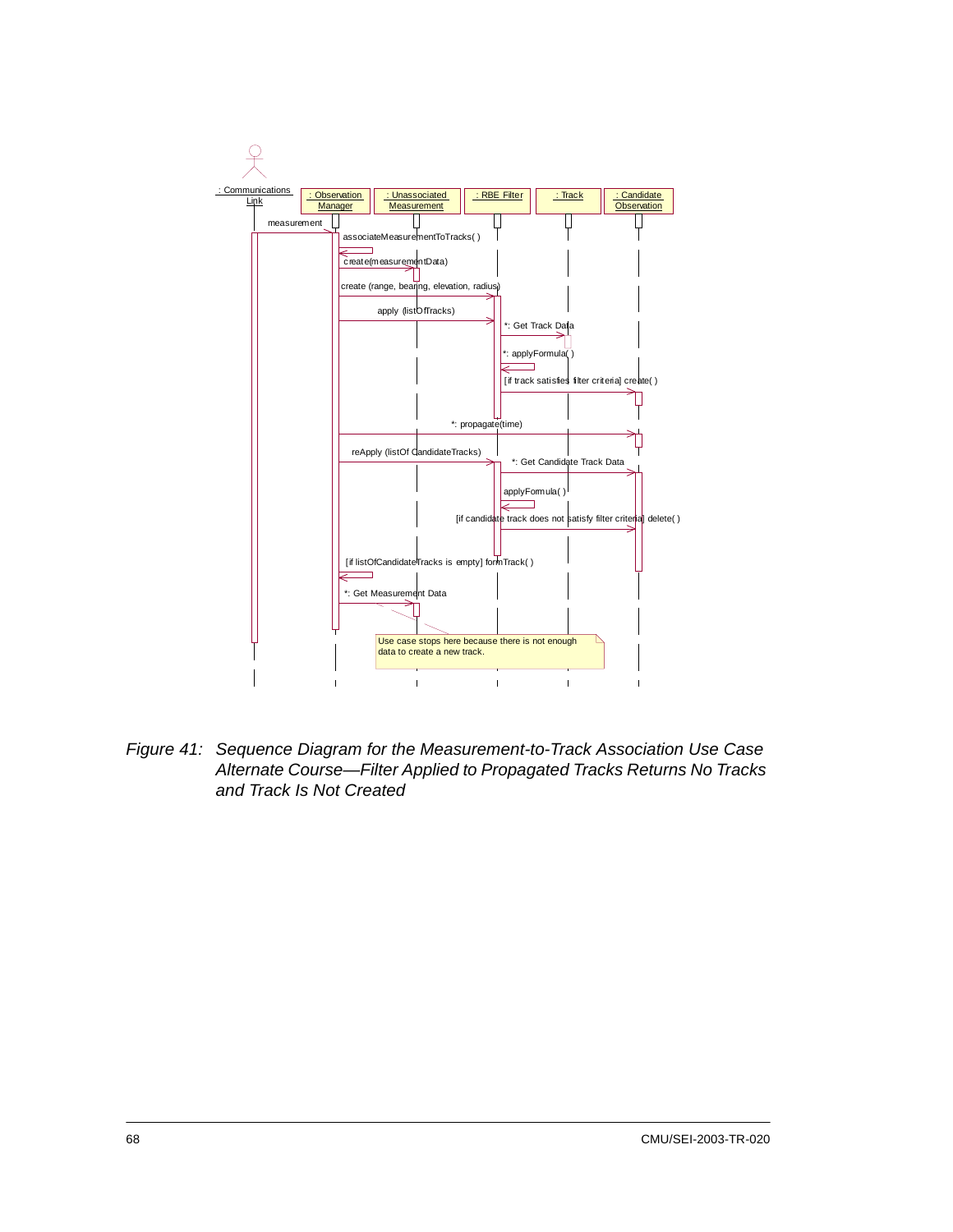*Figure 41: Sequence Diagram for the Measurement-to-Track Association Use Case Alternate Course—Filter Applied to Propagated Tracks Returns No Tracks and Track Is Not Created*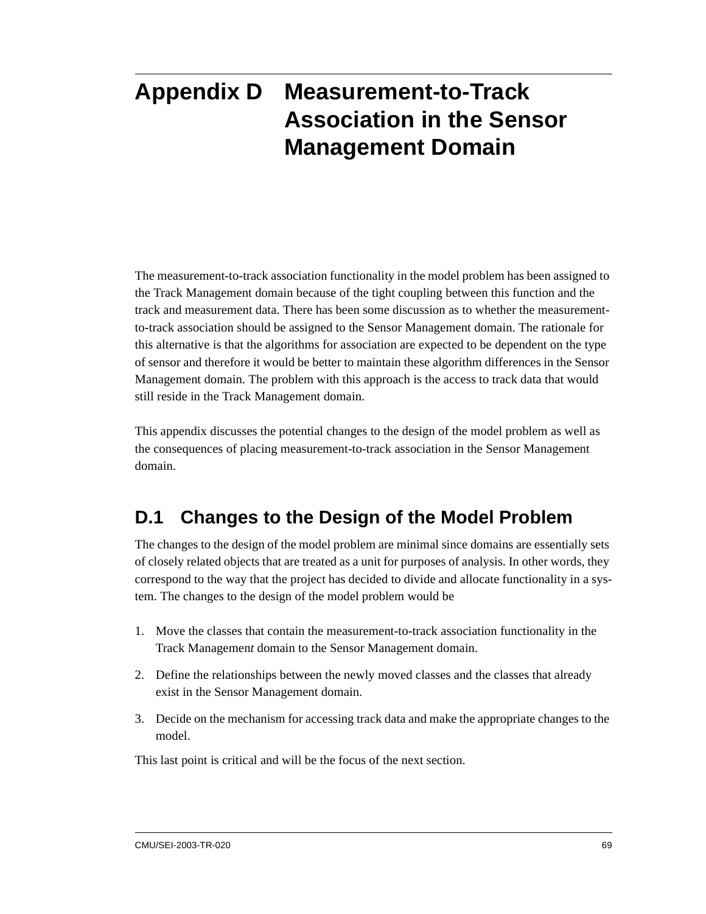# Appendix D Measurement-to-Track Association in the Sensor Management Domain

The measurement-to-track association functionality in the model problem has been assigned to the Track Management domain because of the tight coupling between this function and the track and measurement data. There has been some discussion as to whether the measurement-to-track association should be assigned to the Sensor Management domain. The rationale for this alternative is that the algorithms for association are expected to be dependent on the type of sensor and therefore it would be better to maintain these algorithm differences in the Sensor Management domain. The problem with this approach is the access to track data that would still reside in the Track Management domain.

This appendix discusses the potential changes to the design of the model problem as well as the consequences of placing measurement-to-track association in the Sensor Management domain.

## D.1 Changes to the Design of the Model Problem

The changes to the design of the model problem are minimal since domains are essentially sets of closely related objects that are treated as a unit for purposes of analysis. In other words, they correspond to the way that the project has decided to divide and allocate functionality in a system. The changes to the design of the model problem would be

1. Move the classes that contain the measurement-to-track association functionality in the Track Management domain to the Sensor Management domain.
2. Define the relationships between the newly moved classes and the classes that already exist in the Sensor Management domain.
3. Decide on the mechanism for accessing track data and make the appropriate changes to the model.

This last point is critical and will be the focus of the next section.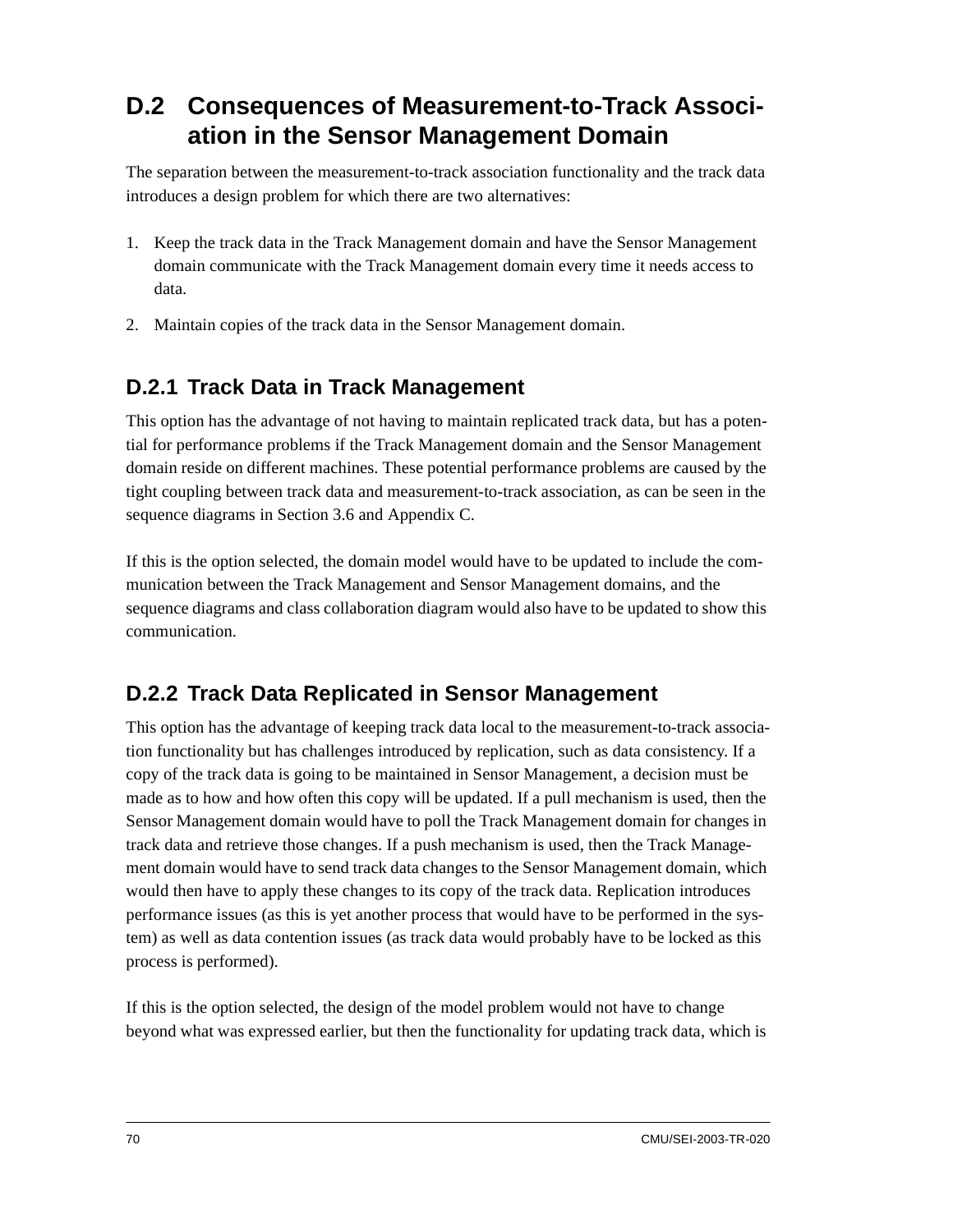## D.2 Consequences of Measurement-to-Track Association in the Sensor Management Domain

The separation between the measurement-to-track association functionality and the track data introduces a design problem for which there are two alternatives:

1. Keep the track data in the Track Management domain and have the Sensor Management domain communicate with the Track Management domain every time it needs access to data.
2. Maintain copies of the track data in the Sensor Management domain.

### D.2.1 Track Data in Track Management

This option has the advantage of not having to maintain replicated track data, but has a potential for performance problems if the Track Management domain and the Sensor Management domain reside on different machines. These potential performance problems are caused by the tight coupling between track data and measurement-to-track association, as can be seen in the sequence diagrams in Section 3.6 and Appendix C.

If this is the option selected, the domain model would have to be updated to include the communication between the Track Management and Sensor Management domains, and the sequence diagrams and class collaboration diagram would also have to be updated to show this communication.

### D.2.2 Track Data Replicated in Sensor Management

This option has the advantage of keeping track data local to the measurement-to-track association functionality but has challenges introduced by replication, such as data consistency. If a copy of the track data is going to be maintained in Sensor Management, a decision must be made as to how and how often this copy will be updated. If a pull mechanism is used, then the Sensor Management domain would have to poll the Track Management domain for changes in track data and retrieve those changes. If a push mechanism is used, then the Track Management domain would have to send track data changes to the Sensor Management domain, which would then have to apply these changes to its copy of the track data. Replication introduces performance issues (as this is yet another process that would have to be performed in the system) as well as data contention issues (as track data would probably have to be locked as this process is performed).

If this is the option selected, the design of the model problem would not have to change beyond what was expressed earlier, but then the functionality for updating track data, which is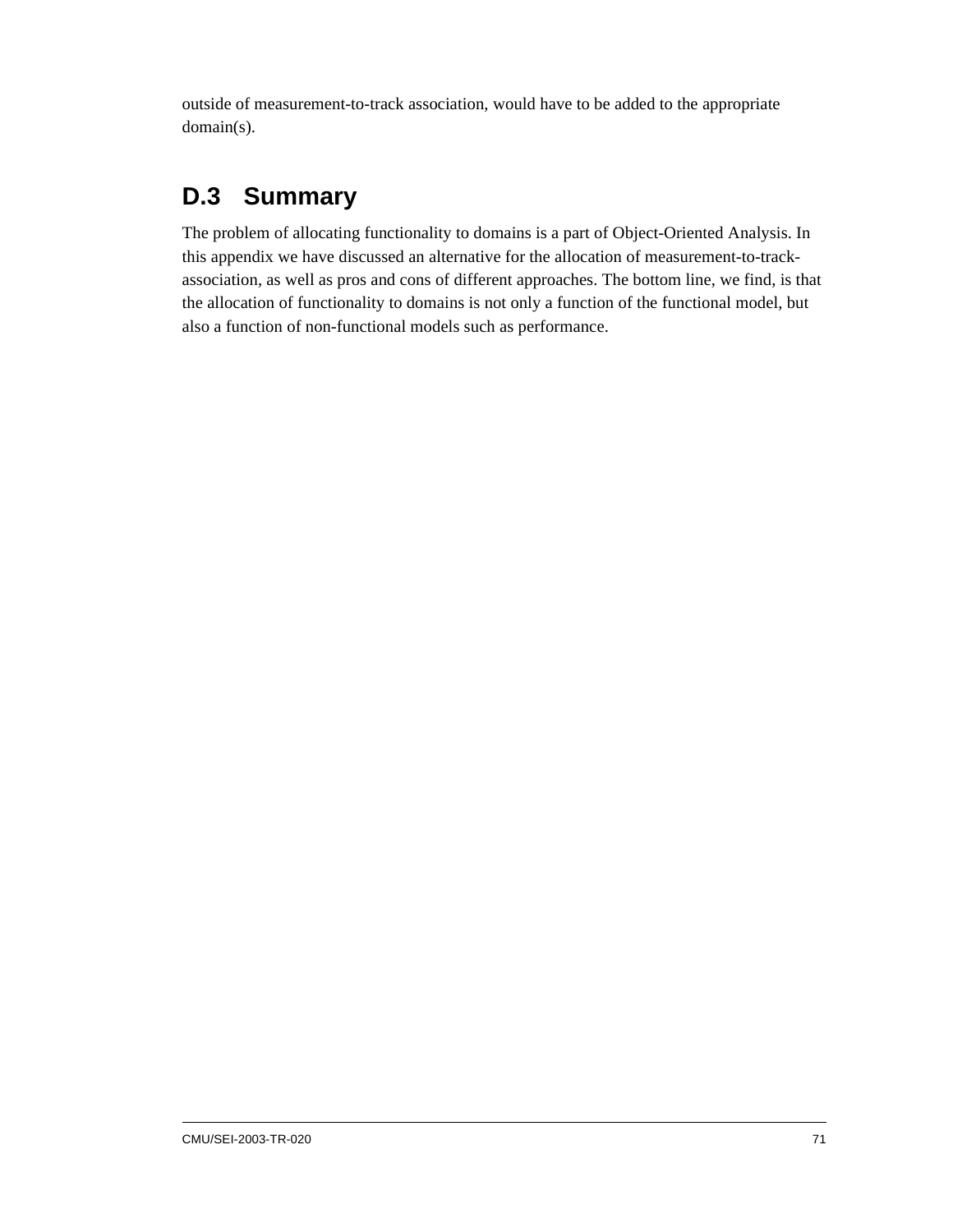outside of measurement-to-track association, would have to be added to the appropriate domain(s).

## D.3 Summary

The problem of allocating functionality to domains is a part of Object-Oriented Analysis. In this appendix we have discussed an alternative for the allocation of measurement-to-track-association, as well as pros and cons of different approaches. The bottom line, we find, is that the allocation of functionality to domains is not only a function of the functional model, but also a function of non-functional models such as performance.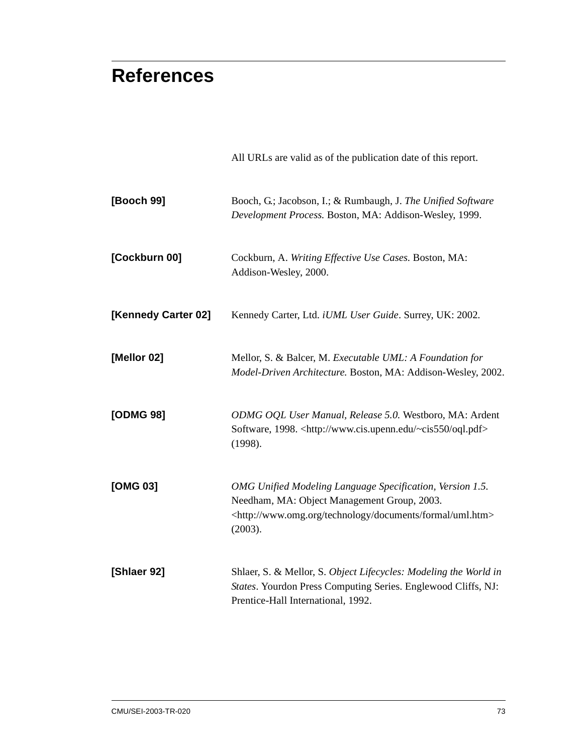# References

All URLs are valid as of the publication date of this report.

**[Booch 99]** Booch, G.; Jacobson, I.; & Rumbaugh, J. *The Unified Software Development Process.* Boston, MA: Addison-Wesley, 1999.

**[Cockburn 00]** Cockburn, A. *Writing Effective Use Cases*. Boston, MA: Addison-Wesley, 2000.

**[Kennedy Carter 02]** Kennedy Carter, Ltd. *iUML User Guide*. Surrey, UK: 2002.

**[Mellor 02]** Mellor, S. & Balcer, M. *Executable UML: A Foundation for Model-Driven Architecture.* Boston, MA: Addison-Wesley, 2002.

**[ODMG 98]** *ODMG OQL User Manual, Release 5.0.* Westboro, MA: Ardent Software, 1998. <http://www.cis.upenn.edu/~cis550/oql.pdf> (1998).

**[OMG 03]** *OMG Unified Modeling Language Specification, Version 1.5*. Needham, MA: Object Management Group, 2003. <http://www.omg.org/technology/documents/formal/uml.htm> (2003).

**[Shlaer 92]** Shlaer, S. & Mellor, S. *Object Lifecycles: Modeling the World in States*. Yourdon Press Computing Series. Englewood Cliffs, NJ: Prentice-Hall International, 1992.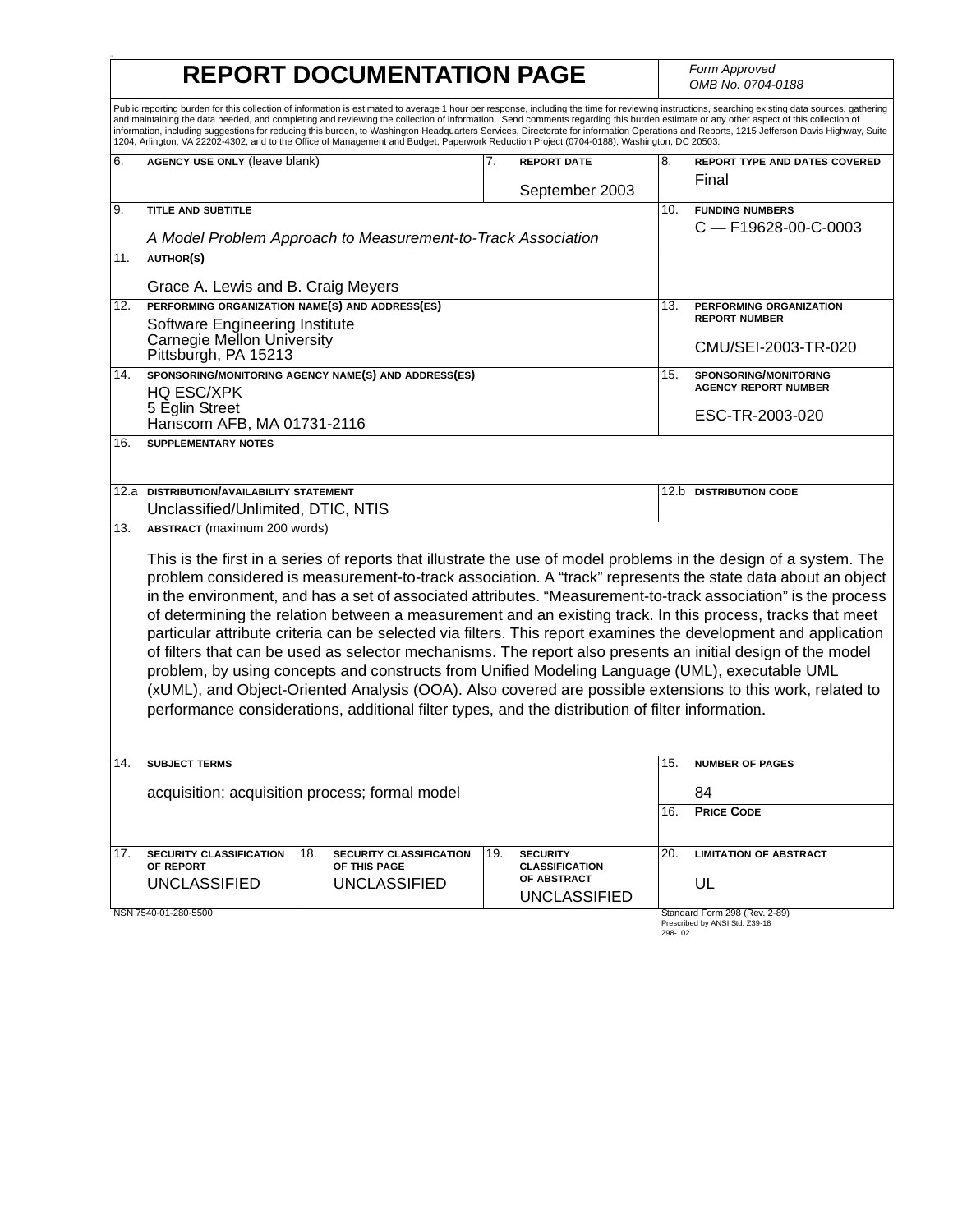# REPORT DOCUMENTATION PAGE

*Form Approved*
*OMB No. 0704-0188*

Public reporting burden for this collection of information is estimated to average 1 hour per response, including the time for reviewing instructions, searching existing data sources, gathering and maintaining the data needed, and completing and reviewing the collection of information. Send comments regarding this burden estimate or any other aspect of this collection of information, including suggestions for reducing this burden, to Washington Headquarters Services, Directorate for information Operations and Reports, 1215 Jefferson Davis Highway, Suite 1204, Arlington, VA 22202-4302, and to the Office of Management and Budget, Paperwork Reduction Project (0704-0188), Washington, DC 20503.

| | | |
|---|---|---|
| 6. **AGENCY USE ONLY** (leave blank) | 7. **REPORT DATE**<br>September 2003 | 8. **REPORT TYPE AND DATES COVERED**<br>Final |
| 9. **TITLE AND SUBTITLE**<br>*A Model Problem Approach to Measurement-to-Track Association* | | 10. **FUNDING NUMBERS**<br>C — F19628-00-C-0003 |
| 11. **AUTHOR(S)**<br>Grace A. Lewis and B. Craig Meyers | | |
| 12. **PERFORMING ORGANIZATION NAME(S) AND ADDRESS(ES)**<br>Software Engineering Institute<br>Carnegie Mellon University<br>Pittsburgh, PA 15213 | | 13. **PERFORMING ORGANIZATION REPORT NUMBER**<br>CMU/SEI-2003-TR-020 |
| 14. **SPONSORING/MONITORING AGENCY NAME(S) AND ADDRESS(ES)**<br>HQ ESC/XPK<br>5 Eglin Street<br>Hanscom AFB, MA 01731-2116 | | 15. **SPONSORING/MONITORING AGENCY REPORT NUMBER**<br>ESC-TR-2003-020 |
| 16. **SUPPLEMENTARY NOTES** | | |
| 12.a **DISTRIBUTION/AVAILABILITY STATEMENT**<br>Unclassified/Unlimited, DTIC, NTIS | | 12.b **DISTRIBUTION CODE** |

13. **ABSTRACT** (maximum 200 words)

This is the first in a series of reports that illustrate the use of model problems in the design of a system. The problem considered is measurement-to-track association. A "track" represents the state data about an object in the environment, and has a set of associated attributes. "Measurement-to-track association" is the process of determining the relation between a measurement and an existing track. In this process, tracks that meet particular attribute criteria can be selected via filters. This report examines the development and application of filters that can be used as selector mechanisms. The report also presents an initial design of the model problem, by using concepts and constructs from Unified Modeling Language (UML), executable UML (xUML), and Object-Oriented Analysis (OOA). Also covered are possible extensions to this work, related to performance considerations, additional filter types, and the distribution of filter information.

| | |
|---|---|
| 14. **SUBJECT TERMS**<br>acquisition; acquisition process; formal model | 15. **NUMBER OF PAGES**<br>84 |
| | 16. **PRICE CODE** |

| | | | |
|---|---|---|---|
| 17. **SECURITY CLASSIFICATION OF REPORT**<br>UNCLASSIFIED | 18. **SECURITY CLASSIFICATION OF THIS PAGE**<br>UNCLASSIFIED | 19. **SECURITY CLASSIFICATION OF ABSTRACT**<br>UNCLASSIFIED | 20. **LIMITATION OF ABSTRACT**<br>UL |

NSN 7540-01-280-5500

Standard Form 298 (Rev. 2-89)
Prescribed by ANSI Std. Z39-18
298-102